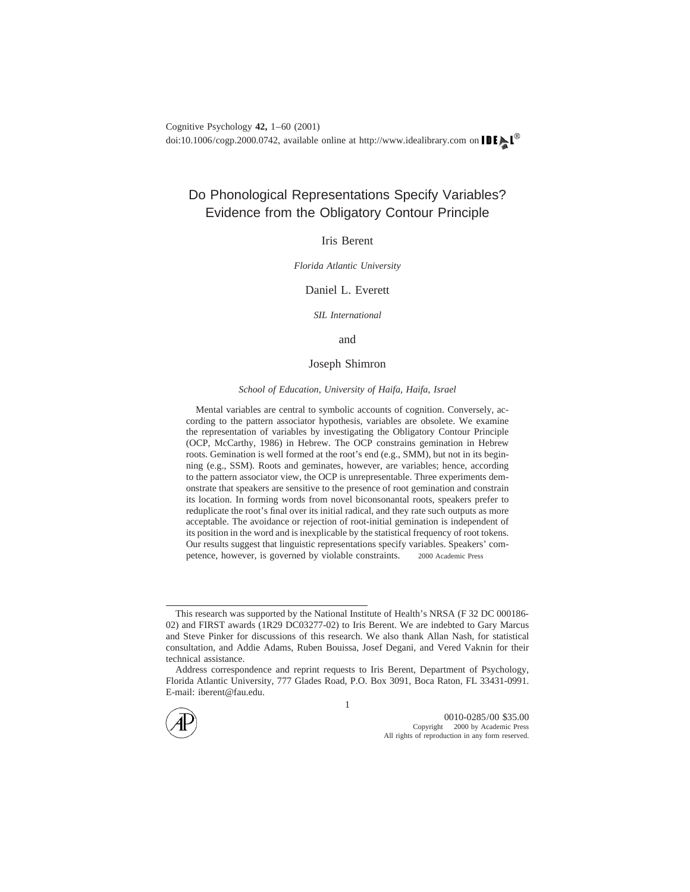# Do Phonological Representations Specify Variables? Evidence from the Obligatory Contour Principle

Iris Berent

*Florida Atlantic University*

Daniel L. Everett

*SIL International*

and

Joseph Shimron

*School of Education, University of Haifa, Haifa, Israel*

Mental variables are central to symbolic accounts of cognition. Conversely, according to the pattern associator hypothesis, variables are obsolete. We examine the representation of variables by investigating the Obligatory Contour Principle (OCP, McCarthy, 1986) in Hebrew. The OCP constrains gemination in Hebrew roots. Gemination is well formed at the root's end (e.g., SMM), but not in its beginning (e.g., SSM). Roots and geminates, however, are variables; hence, according to the pattern associator view, the OCP is unrepresentable. Three experiments demonstrate that speakers are sensitive to the presence of root gemination and constrain its location. In forming words from novel biconsonantal roots, speakers prefer to reduplicate the root's final over its initial radical, and they rate such outputs as more acceptable. The avoidance or rejection of root-initial gemination is independent of its position in the word and is inexplicable by the statistical frequency of root tokens. Our results suggest that linguistic representations specify variables. Speakers' competence, however, is governed by violable constraints. © 2000 Academic Press

---

This research was supported by the National Institute of Health's NRSA (F 32 DC 000186-02) and FIRST awards (1R29 DC03277-02) to Iris Berent. We are indebted to Gary Marcus and Steve Pinker for discussions of this research. We also thank Allan Nash, for statistical consultation, and Addie Adams, Ruben Bouissa, Josef Degani, and Vered Vaknin for their technical assistance.

Address correspondence and reprint requests to Iris Berent, Department of Psychology, Florida Atlantic University, 777 Glades Road, P.O. Box 3091, Boca Raton, FL 33431-0991. E-mail: iberent@fau.edu.

0010-0285/00 $35.00
Copyright © 2000 by Academic Press
All rights of reproduction in any form reserved.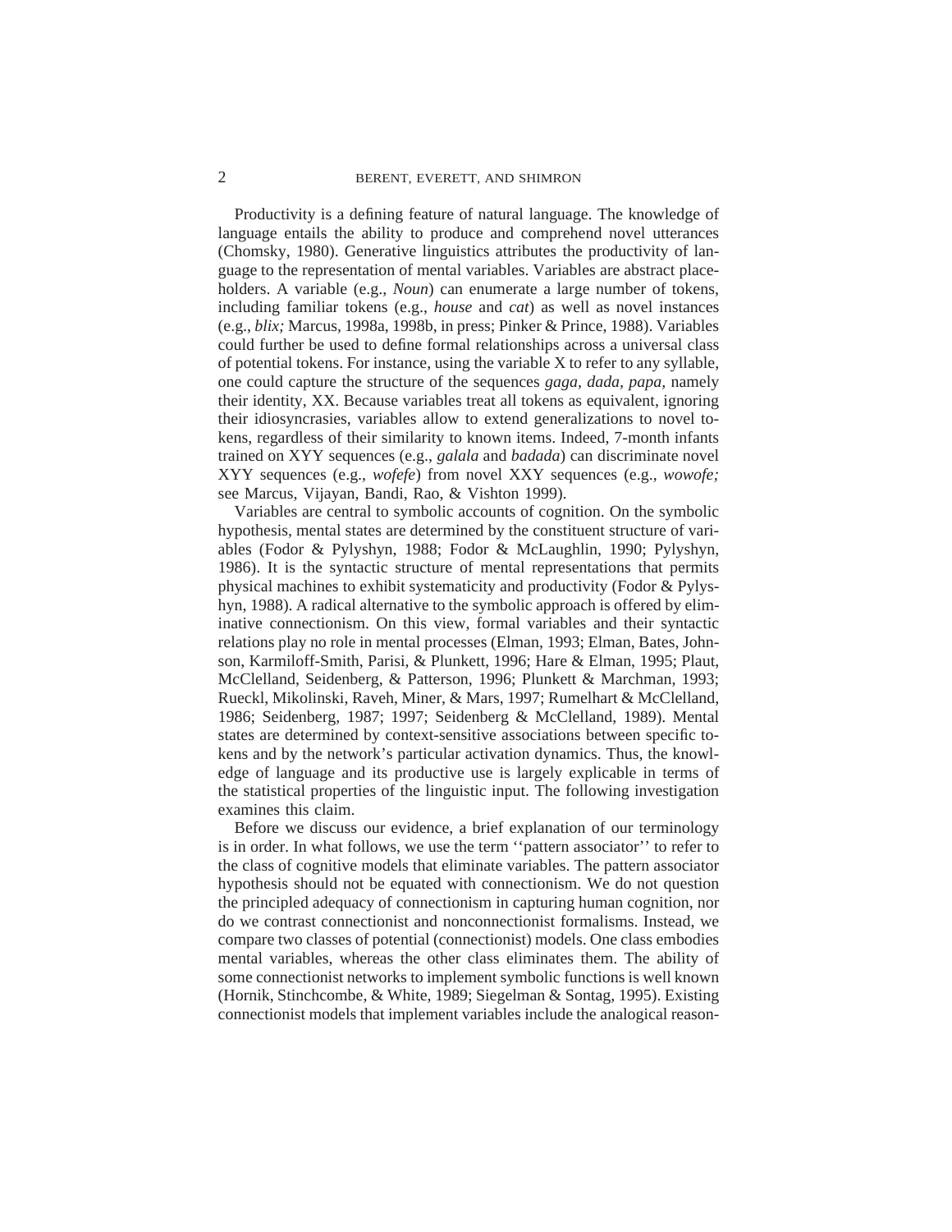Productivity is a defining feature of natural language. The knowledge of language entails the ability to produce and comprehend novel utterances (Chomsky, 1980). Generative linguistics attributes the productivity of language to the representation of mental variables. Variables are abstract placeholders. A variable (e.g., *Noun*) can enumerate a large number of tokens, including familiar tokens (e.g., *house* and *cat*) as well as novel instances (e.g., *blix;* Marcus, 1998a, 1998b, in press; Pinker & Prince, 1988). Variables could further be used to define formal relationships across a universal class of potential tokens. For instance, using the variable X to refer to any syllable, one could capture the structure of the sequences *gaga, dada, papa,* namely their identity, XX. Because variables treat all tokens as equivalent, ignoring their idiosyncrasies, variables allow to extend generalizations to novel tokens, regardless of their similarity to known items. Indeed, 7-month infants trained on XYY sequences (e.g., *galala* and *badada*) can discriminate novel XYY sequences (e.g., *wofefe*) from novel XXY sequences (e.g., *wowofe;* see Marcus, Vijayan, Bandi, Rao, & Vishton 1999).

Variables are central to symbolic accounts of cognition. On the symbolic hypothesis, mental states are determined by the constituent structure of variables (Fodor & Pylyshyn, 1988; Fodor & McLaughlin, 1990; Pylyshyn, 1986). It is the syntactic structure of mental representations that permits physical machines to exhibit systematicity and productivity (Fodor & Pylyshyn, 1988). A radical alternative to the symbolic approach is offered by eliminative connectionism. On this view, formal variables and their syntactic relations play no role in mental processes (Elman, 1993; Elman, Bates, Johnson, Karmiloff-Smith, Parisi, & Plunkett, 1996; Hare & Elman, 1995; Plaut, McClelland, Seidenberg, & Patterson, 1996; Plunkett & Marchman, 1993; Rueckl, Mikolinski, Raveh, Miner, & Mars, 1997; Rumelhart & McClelland, 1986; Seidenberg, 1987; 1997; Seidenberg & McClelland, 1989). Mental states are determined by context-sensitive associations between specific tokens and by the network's particular activation dynamics. Thus, the knowledge of language and its productive use is largely explicable in terms of the statistical properties of the linguistic input. The following investigation examines this claim.

Before we discuss our evidence, a brief explanation of our terminology is in order. In what follows, we use the term ''pattern associator'' to refer to the class of cognitive models that eliminate variables. The pattern associator hypothesis should not be equated with connectionism. We do not question the principled adequacy of connectionism in capturing human cognition, nor do we contrast connectionist and nonconnectionist formalisms. Instead, we compare two classes of potential (connectionist) models. One class embodies mental variables, whereas the other class eliminates them. The ability of some connectionist networks to implement symbolic functions is well known (Hornik, Stinchcombe, & White, 1989; Siegelman & Sontag, 1995). Existing connectionist models that implement variables include the analogical reason-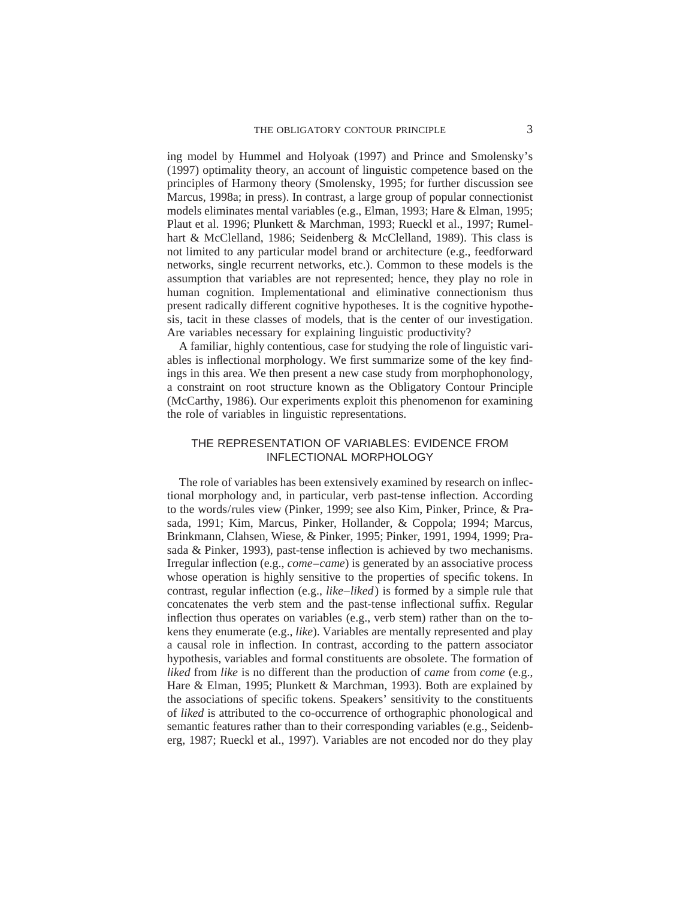ing model by Hummel and Holyoak (1997) and Prince and Smolensky's (1997) optimality theory, an account of linguistic competence based on the principles of Harmony theory (Smolensky, 1995; for further discussion see Marcus, 1998a; in press). In contrast, a large group of popular connectionist models eliminates mental variables (e.g., Elman, 1993; Hare & Elman, 1995; Plaut et al. 1996; Plunkett & Marchman, 1993; Rueckl et al., 1997; Rumelhart & McClelland, 1986; Seidenberg & McClelland, 1989). This class is not limited to any particular model brand or architecture (e.g., feedforward networks, single recurrent networks, etc.). Common to these models is the assumption that variables are not represented; hence, they play no role in human cognition. Implementational and eliminative connectionism thus present radically different cognitive hypotheses. It is the cognitive hypothesis, tacit in these classes of models, that is the center of our investigation. Are variables necessary for explaining linguistic productivity?

A familiar, highly contentious, case for studying the role of linguistic variables is inflectional morphology. We first summarize some of the key findings in this area. We then present a new case study from morphophonology, a constraint on root structure known as the Obligatory Contour Principle (McCarthy, 1986). Our experiments exploit this phenomenon for examining the role of variables in linguistic representations.

## THE REPRESENTATION OF VARIABLES: EVIDENCE FROM INFLECTIONAL MORPHOLOGY

The role of variables has been extensively examined by research on inflectional morphology and, in particular, verb past-tense inflection. According to the words/rules view (Pinker, 1999; see also Kim, Pinker, Prince, & Prasada, 1991; Kim, Marcus, Pinker, Hollander, & Coppola; 1994; Marcus, Brinkmann, Clahsen, Wiese, & Pinker, 1995; Pinker, 1991, 1994, 1999; Prasada & Pinker, 1993), past-tense inflection is achieved by two mechanisms. Irregular inflection (e.g., *come–came*) is generated by an associative process whose operation is highly sensitive to the properties of specific tokens. In contrast, regular inflection (e.g., *like–liked*) is formed by a simple rule that concatenates the verb stem and the past-tense inflectional suffix. Regular inflection thus operates on variables (e.g., verb stem) rather than on the tokens they enumerate (e.g., *like*). Variables are mentally represented and play a causal role in inflection. In contrast, according to the pattern associator hypothesis, variables and formal constituents are obsolete. The formation of *liked* from *like* is no different than the production of *came* from *come* (e.g., Hare & Elman, 1995; Plunkett & Marchman, 1993). Both are explained by the associations of specific tokens. Speakers' sensitivity to the constituents of *liked* is attributed to the co-occurrence of orthographic phonological and semantic features rather than to their corresponding variables (e.g., Seidenberg, 1987; Rueckl et al., 1997). Variables are not encoded nor do they play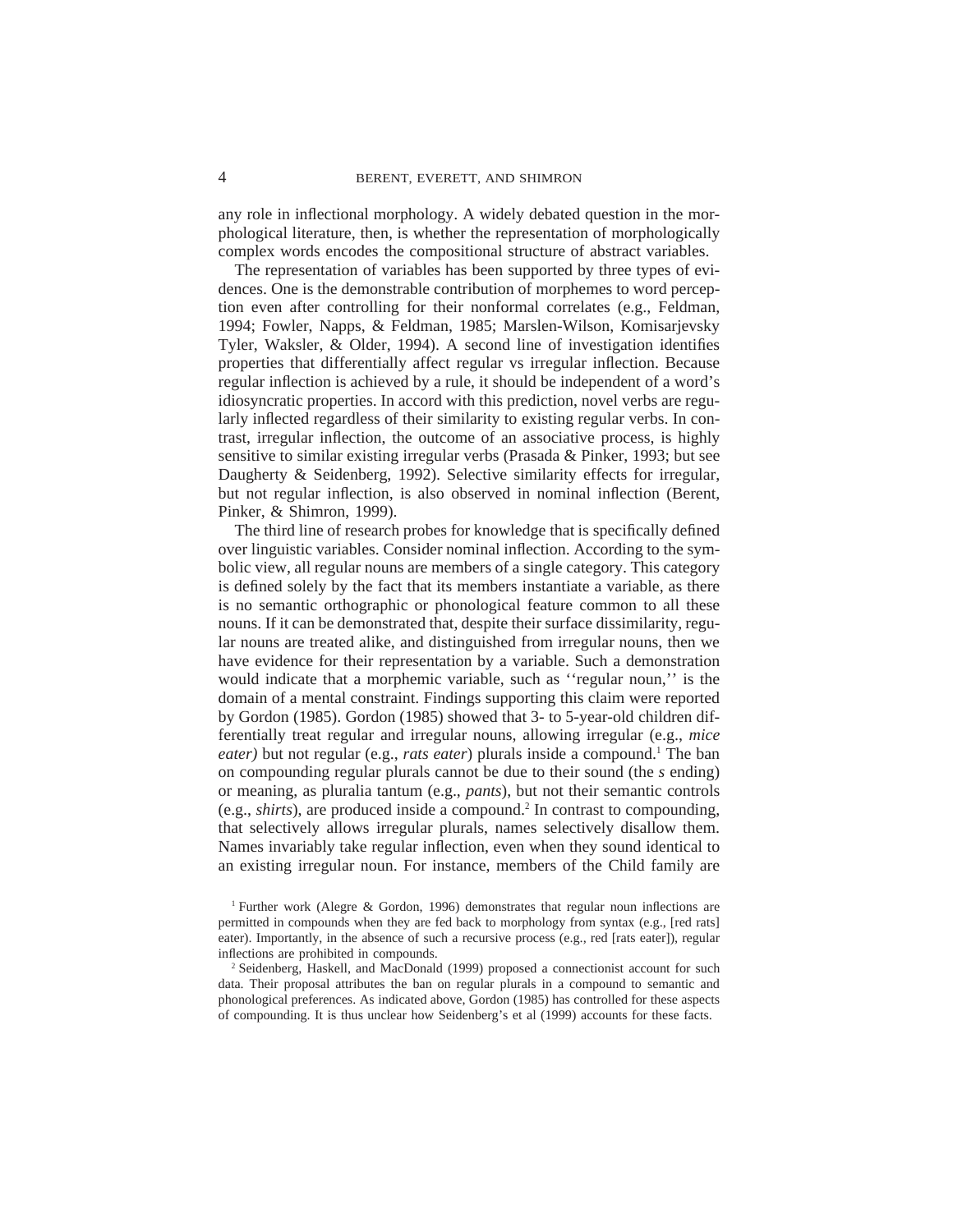any role in inflectional morphology. A widely debated question in the morphological literature, then, is whether the representation of morphologically complex words encodes the compositional structure of abstract variables.

The representation of variables has been supported by three types of evidences. One is the demonstrable contribution of morphemes to word perception even after controlling for their nonformal correlates (e.g., Feldman, 1994; Fowler, Napps, & Feldman, 1985; Marslen-Wilson, Komisarjevsky Tyler, Waksler, & Older, 1994). A second line of investigation identifies properties that differentially affect regular vs irregular inflection. Because regular inflection is achieved by a rule, it should be independent of a word's idiosyncratic properties. In accord with this prediction, novel verbs are regularly inflected regardless of their similarity to existing regular verbs. In contrast, irregular inflection, the outcome of an associative process, is highly sensitive to similar existing irregular verbs (Prasada & Pinker, 1993; but see Daugherty & Seidenberg, 1992). Selective similarity effects for irregular, but not regular inflection, is also observed in nominal inflection (Berent, Pinker, & Shimron, 1999).

The third line of research probes for knowledge that is specifically defined over linguistic variables. Consider nominal inflection. According to the symbolic view, all regular nouns are members of a single category. This category is defined solely by the fact that its members instantiate a variable, as there is no semantic orthographic or phonological feature common to all these nouns. If it can be demonstrated that, despite their surface dissimilarity, regular nouns are treated alike, and distinguished from irregular nouns, then we have evidence for their representation by a variable. Such a demonstration would indicate that a morphemic variable, such as ''regular noun,'' is the domain of a mental constraint. Findings supporting this claim were reported by Gordon (1985). Gordon (1985) showed that 3- to 5-year-old children differentially treat regular and irregular nouns, allowing irregular (e.g., *mice eater)* but not regular (e.g., *rats eater*) plurals inside a compound.[1] The ban on compounding regular plurals cannot be due to their sound (the *s* ending) or meaning, as pluralia tantum (e.g., *pants*), but not their semantic controls (e.g., *shirts*), are produced inside a compound.[2] In contrast to compounding, that selectively allows irregular plurals, names selectively disallow them. Names invariably take regular inflection, even when they sound identical to an existing irregular noun. For instance, members of the Child family are

[1] Further work (Alegre & Gordon, 1996) demonstrates that regular noun inflections are permitted in compounds when they are fed back to morphology from syntax (e.g., [red rats] eater). Importantly, in the absence of such a recursive process (e.g., red [rats eater]), regular inflections are prohibited in compounds.

[2] Seidenberg, Haskell, and MacDonald (1999) proposed a connectionist account for such data. Their proposal attributes the ban on regular plurals in a compound to semantic and phonological preferences. As indicated above, Gordon (1985) has controlled for these aspects of compounding. It is thus unclear how Seidenberg's et al (1999) accounts for these facts.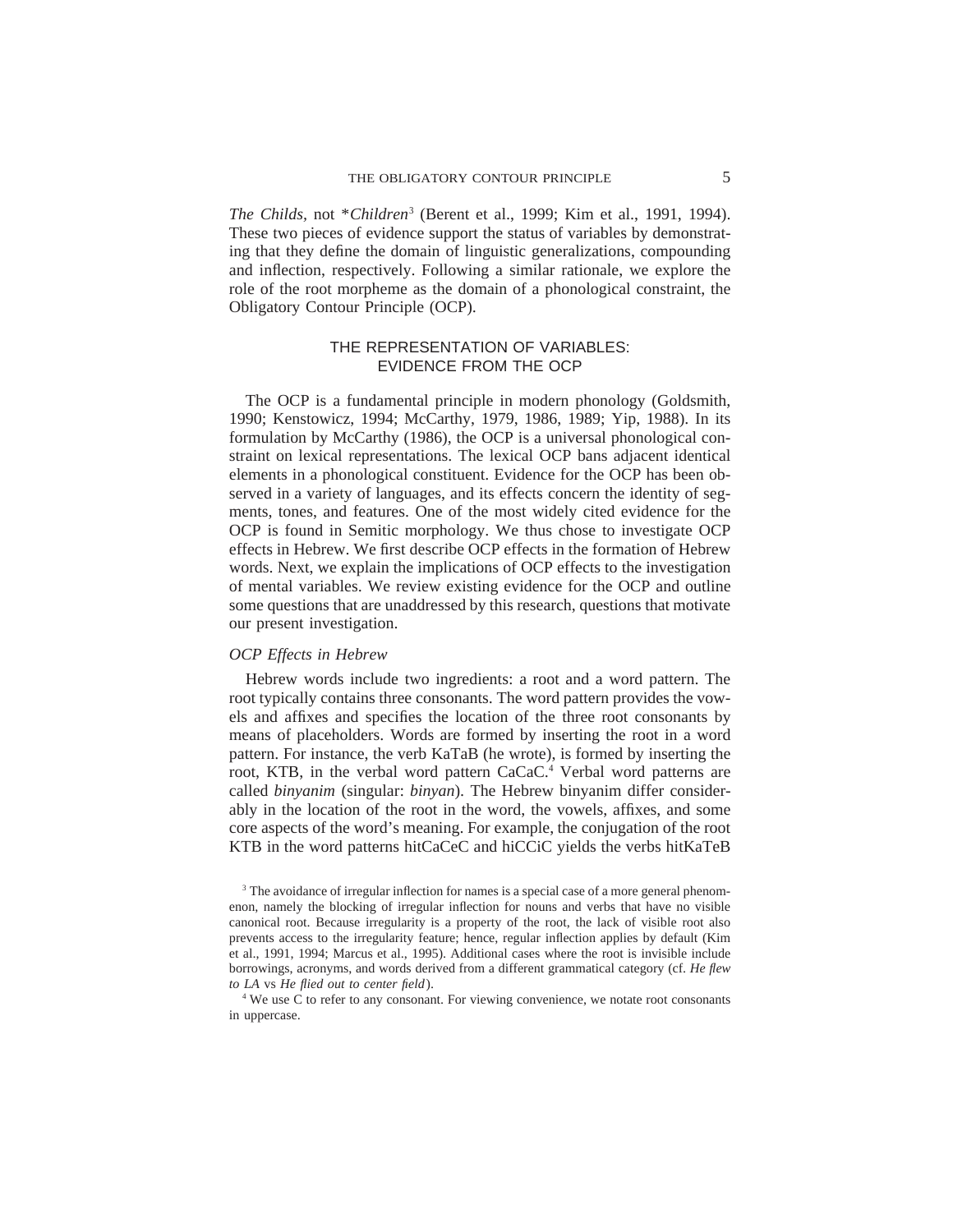*The Childs*, not **Children*[3] (Berent et al., 1999; Kim et al., 1991, 1994). These two pieces of evidence support the status of variables by demonstrating that they define the domain of linguistic generalizations, compounding and inflection, respectively. Following a similar rationale, we explore the role of the root morpheme as the domain of a phonological constraint, the Obligatory Contour Principle (OCP).

## THE REPRESENTATION OF VARIABLES: EVIDENCE FROM THE OCP

The OCP is a fundamental principle in modern phonology (Goldsmith, 1990; Kenstowicz, 1994; McCarthy, 1979, 1986, 1989; Yip, 1988). In its formulation by McCarthy (1986), the OCP is a universal phonological constraint on lexical representations. The lexical OCP bans adjacent identical elements in a phonological constituent. Evidence for the OCP has been observed in a variety of languages, and its effects concern the identity of segments, tones, and features. One of the most widely cited evidence for the OCP is found in Semitic morphology. We thus chose to investigate OCP effects in Hebrew. We first describe OCP effects in the formation of Hebrew words. Next, we explain the implications of OCP effects to the investigation of mental variables. We review existing evidence for the OCP and outline some questions that are unaddressed by this research, questions that motivate our present investigation.

### *OCP Effects in Hebrew*

Hebrew words include two ingredients: a root and a word pattern. The root typically contains three consonants. The word pattern provides the vowels and affixes and specifies the location of the three root consonants by means of placeholders. Words are formed by inserting the root in a word pattern. For instance, the verb KaTaB (he wrote), is formed by inserting the root, KTB, in the verbal word pattern CaCaC.[4] Verbal word patterns are called *binyanim* (singular: *binyan*). The Hebrew binyanim differ considerably in the location of the root in the word, the vowels, affixes, and some core aspects of the word's meaning. For example, the conjugation of the root KTB in the word patterns hitCaCeC and hiCCiC yields the verbs hitKaTeB

[3] The avoidance of irregular inflection for names is a special case of a more general phenomenon, namely the blocking of irregular inflection for nouns and verbs that have no visible canonical root. Because irregularity is a property of the root, the lack of visible root also prevents access to the irregularity feature; hence, regular inflection applies by default (Kim et al., 1991, 1994; Marcus et al., 1995). Additional cases where the root is invisible include borrowings, acronyms, and words derived from a different grammatical category (cf. *He flew to LA* vs *He flied out to center field*).

[4] We use C to refer to any consonant. For viewing convenience, we notate root consonants in uppercase.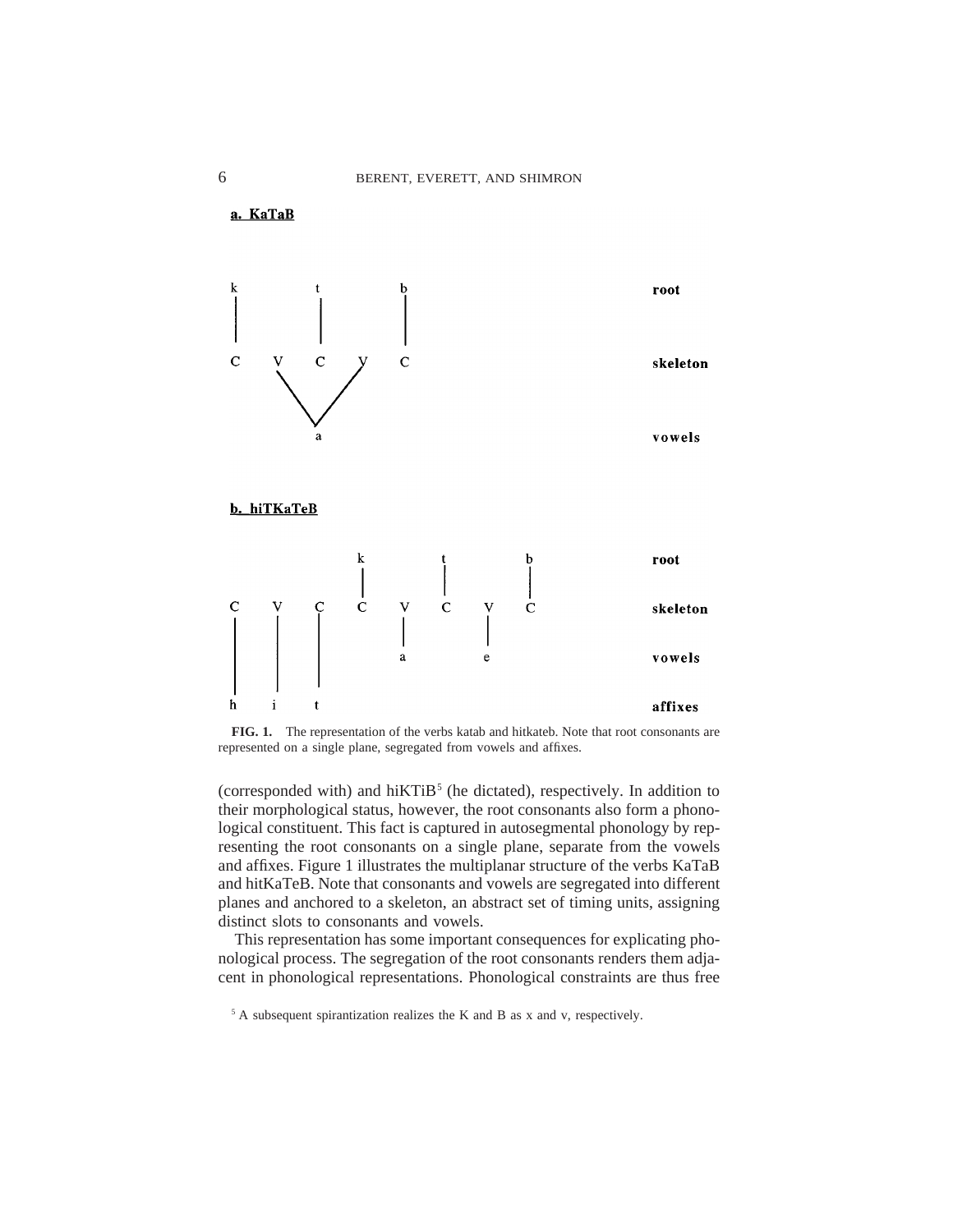**a. KaTaB**

**b. hiTKaTeB**

**FIG. 1.** The representation of the verbs katab and hitkateb. Note that root consonants are represented on a single plane, segregated from vowels and affixes.

(corresponded with) and hiKTiB[5] (he dictated), respectively. In addition to their morphological status, however, the root consonants also form a phonological constituent. This fact is captured in autosegmental phonology by representing the root consonants on a single plane, separate from the vowels and affixes. Figure 1 illustrates the multiplanar structure of the verbs KaTaB and hitKaTeB. Note that consonants and vowels are segregated into different planes and anchored to a skeleton, an abstract set of timing units, assigning distinct slots to consonants and vowels.

This representation has some important consequences for explicating phonological process. The segregation of the root consonants renders them adjacent in phonological representations. Phonological constraints are thus free

[5] A subsequent spirantization realizes the K and B as x and v, respectively.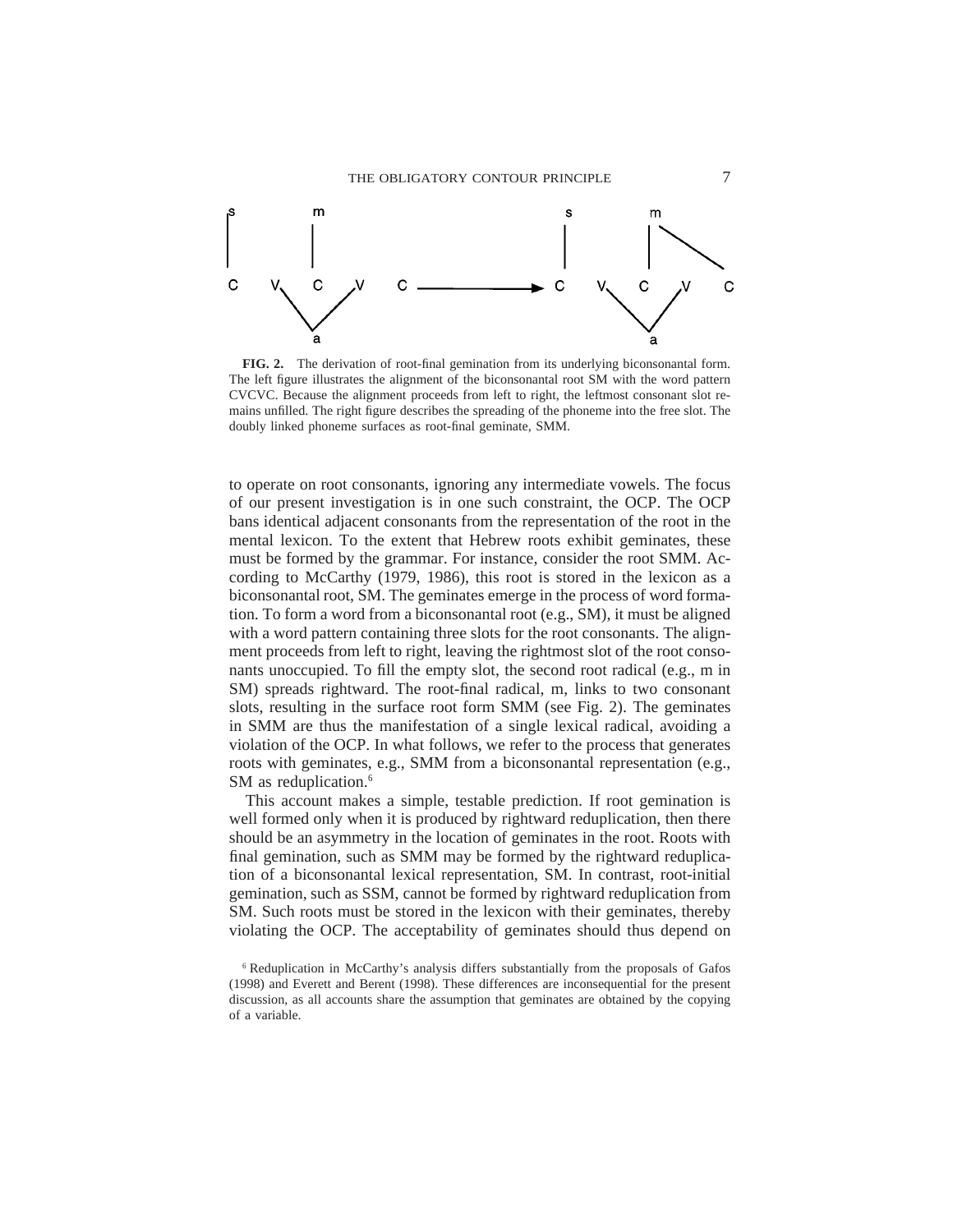s m s m

C V C V C ⟶ C V C V C

a a

**FIG. 2.** The derivation of root-final gemination from its underlying biconsonantal form. The left figure illustrates the alignment of the biconsonantal root SM with the word pattern CVCVC. Because the alignment proceeds from left to right, the leftmost consonant slot remains unfilled. The right figure describes the spreading of the phoneme into the free slot. The doubly linked phoneme surfaces as root-final geminate, SMM.

to operate on root consonants, ignoring any intermediate vowels. The focus of our present investigation is in one such constraint, the OCP. The OCP bans identical adjacent consonants from the representation of the root in the mental lexicon. To the extent that Hebrew roots exhibit geminates, these must be formed by the grammar. For instance, consider the root SMM. According to McCarthy (1979, 1986), this root is stored in the lexicon as a biconsonantal root, SM. The geminates emerge in the process of word formation. To form a word from a biconsonantal root (e.g., SM), it must be aligned with a word pattern containing three slots for the root consonants. The alignment proceeds from left to right, leaving the rightmost slot of the root consonants unoccupied. To fill the empty slot, the second root radical (e.g., m in SM) spreads rightward. The root-final radical, m, links to two consonant slots, resulting in the surface root form SMM (see Fig. 2). The geminates in SMM are thus the manifestation of a single lexical radical, avoiding a violation of the OCP. In what follows, we refer to the process that generates roots with geminates, e.g., SMM from a biconsonantal representation (e.g., SM as reduplication.[6]

This account makes a simple, testable prediction. If root gemination is well formed only when it is produced by rightward reduplication, then there should be an asymmetry in the location of geminates in the root. Roots with final gemination, such as SMM may be formed by the rightward reduplication of a biconsonantal lexical representation, SM. In contrast, root-initial gemination, such as SSM, cannot be formed by rightward reduplication from SM. Such roots must be stored in the lexicon with their geminates, thereby violating the OCP. The acceptability of geminates should thus depend on

[6] Reduplication in McCarthy's analysis differs substantially from the proposals of Gafos (1998) and Everett and Berent (1998). These differences are inconsequential for the present discussion, as all accounts share the assumption that geminates are obtained by the copying of a variable.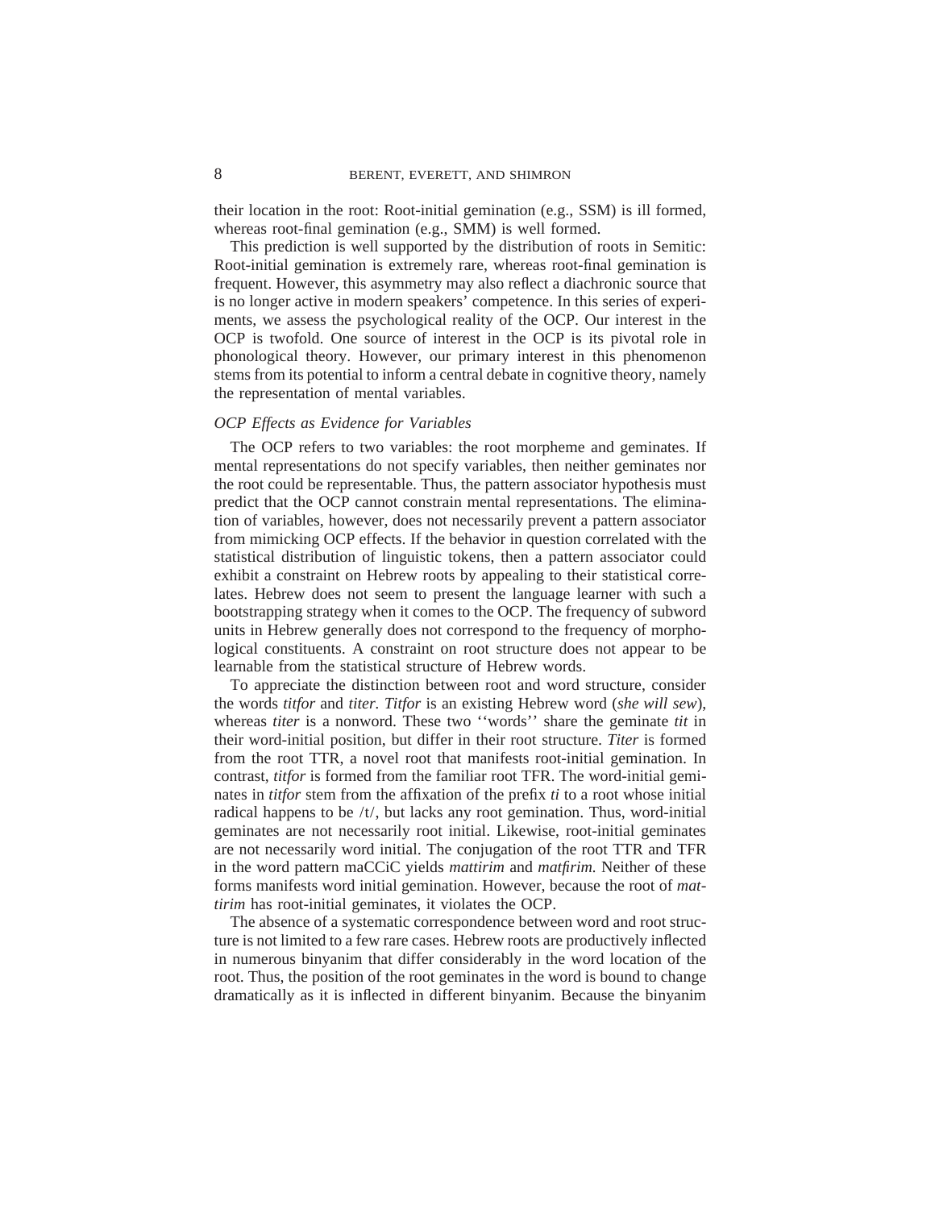their location in the root: Root-initial gemination (e.g., SSM) is ill formed, whereas root-final gemination (e.g., SMM) is well formed.

This prediction is well supported by the distribution of roots in Semitic: Root-initial gemination is extremely rare, whereas root-final gemination is frequent. However, this asymmetry may also reflect a diachronic source that is no longer active in modern speakers' competence. In this series of experiments, we assess the psychological reality of the OCP. Our interest in the OCP is twofold. One source of interest in the OCP is its pivotal role in phonological theory. However, our primary interest in this phenomenon stems from its potential to inform a central debate in cognitive theory, namely the representation of mental variables.

### *OCP Effects as Evidence for Variables*

The OCP refers to two variables: the root morpheme and geminates. If mental representations do not specify variables, then neither geminates nor the root could be representable. Thus, the pattern associator hypothesis must predict that the OCP cannot constrain mental representations. The elimination of variables, however, does not necessarily prevent a pattern associator from mimicking OCP effects. If the behavior in question correlated with the statistical distribution of linguistic tokens, then a pattern associator could exhibit a constraint on Hebrew roots by appealing to their statistical correlates. Hebrew does not seem to present the language learner with such a bootstrapping strategy when it comes to the OCP. The frequency of subword units in Hebrew generally does not correspond to the frequency of morphological constituents. A constraint on root structure does not appear to be learnable from the statistical structure of Hebrew words.

To appreciate the distinction between root and word structure, consider the words *titfor* and *titer. Titfor* is an existing Hebrew word (*she will sew*), whereas *titer* is a nonword. These two ''words'' share the geminate *tit* in their word-initial position, but differ in their root structure. *Titer* is formed from the root TTR, a novel root that manifests root-initial gemination. In contrast, *titfor* is formed from the familiar root TFR. The word-initial geminates in *titfor* stem from the affixation of the prefix *ti* to a root whose initial radical happens to be /t/, but lacks any root gemination. Thus, word-initial geminates are not necessarily root initial. Likewise, root-initial geminates are not necessarily word initial. The conjugation of the root TTR and TFR in the word pattern maCCiC yields *mattirim* and *matfirim.* Neither of these forms manifests word initial gemination. However, because the root of *mattirim* has root-initial geminates, it violates the OCP.

The absence of a systematic correspondence between word and root structure is not limited to a few rare cases. Hebrew roots are productively inflected in numerous binyanim that differ considerably in the word location of the root. Thus, the position of the root geminates in the word is bound to change dramatically as it is inflected in different binyanim. Because the binyanim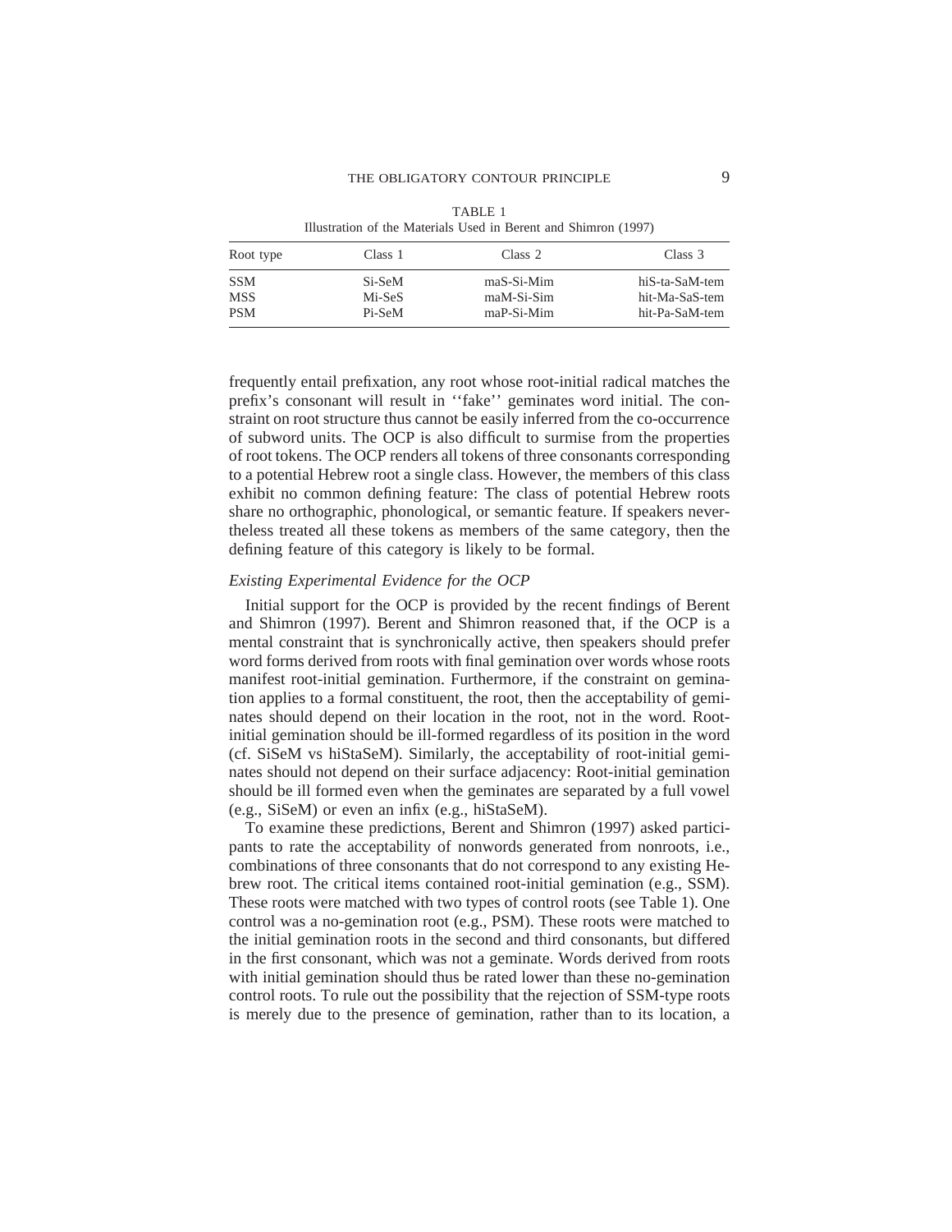TABLE 1
Illustration of the Materials Used in Berent and Shimron (1997)

| Root type | Class 1 | Class 2 | Class 3 |
|---|---|---|---|
| SSM | Si-SeM | maS-Si-Mim | hiS-ta-SaM-tem |
| MSS | Mi-SeS | maM-Si-Sim | hit-Ma-SaS-tem |
| PSM | Pi-SeM | maP-Si-Mim | hit-Pa-SaM-tem |

frequently entail prefixation, any root whose root-initial radical matches the prefix's consonant will result in ''fake'' geminates word initial. The constraint on root structure thus cannot be easily inferred from the co-occurrence of subword units. The OCP is also difficult to surmise from the properties of root tokens. The OCP renders all tokens of three consonants corresponding to a potential Hebrew root a single class. However, the members of this class exhibit no common defining feature: The class of potential Hebrew roots share no orthographic, phonological, or semantic feature. If speakers nevertheless treated all these tokens as members of the same category, then the defining feature of this category is likely to be formal.

### *Existing Experimental Evidence for the OCP*

Initial support for the OCP is provided by the recent findings of Berent and Shimron (1997). Berent and Shimron reasoned that, if the OCP is a mental constraint that is synchronically active, then speakers should prefer word forms derived from roots with final gemination over words whose roots manifest root-initial gemination. Furthermore, if the constraint on gemination applies to a formal constituent, the root, then the acceptability of geminates should depend on their location in the root, not in the word. Root-initial gemination should be ill-formed regardless of its position in the word (cf. SiSeM vs hiStaSeM). Similarly, the acceptability of root-initial geminates should not depend on their surface adjacency: Root-initial gemination should be ill formed even when the geminates are separated by a full vowel (e.g., SiSeM) or even an infix (e.g., hiStaSeM).

To examine these predictions, Berent and Shimron (1997) asked participants to rate the acceptability of nonwords generated from nonroots, i.e., combinations of three consonants that do not correspond to any existing Hebrew root. The critical items contained root-initial gemination (e.g., SSM). These roots were matched with two types of control roots (see Table 1). One control was a no-gemination root (e.g., PSM). These roots were matched to the initial gemination roots in the second and third consonants, but differed in the first consonant, which was not a geminate. Words derived from roots with initial gemination should thus be rated lower than these no-gemination control roots. To rule out the possibility that the rejection of SSM-type roots is merely due to the presence of gemination, rather than to its location, a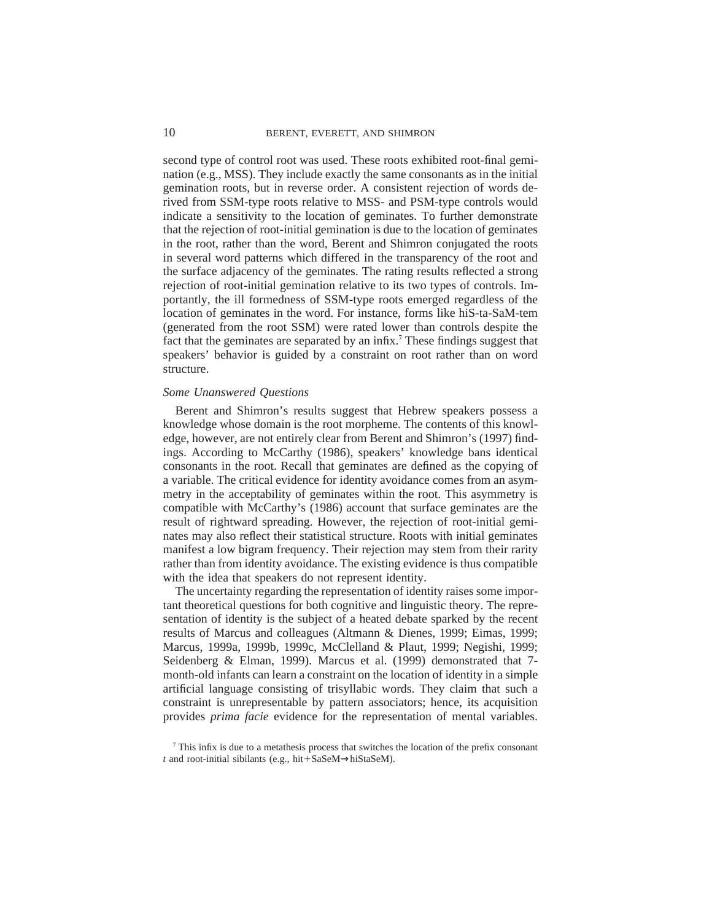second type of control root was used. These roots exhibited root-final gemination (e.g., MSS). They include exactly the same consonants as in the initial gemination roots, but in reverse order. A consistent rejection of words derived from SSM-type roots relative to MSS- and PSM-type controls would indicate a sensitivity to the location of geminates. To further demonstrate that the rejection of root-initial gemination is due to the location of geminates in the root, rather than the word, Berent and Shimron conjugated the roots in several word patterns which differed in the transparency of the root and the surface adjacency of the geminates. The rating results reflected a strong rejection of root-initial gemination relative to its two types of controls. Importantly, the ill formedness of SSM-type roots emerged regardless of the location of geminates in the word. For instance, forms like hiS-ta-SaM-tem (generated from the root SSM) were rated lower than controls despite the fact that the geminates are separated by an infix.[7] These findings suggest that speakers' behavior is guided by a constraint on root rather than on word structure.

*Some Unanswered Questions*

Berent and Shimron's results suggest that Hebrew speakers possess a knowledge whose domain is the root morpheme. The contents of this knowledge, however, are not entirely clear from Berent and Shimron's (1997) findings. According to McCarthy (1986), speakers' knowledge bans identical consonants in the root. Recall that geminates are defined as the copying of a variable. The critical evidence for identity avoidance comes from an asymmetry in the acceptability of geminates within the root. This asymmetry is compatible with McCarthy's (1986) account that surface geminates are the result of rightward spreading. However, the rejection of root-initial geminates may also reflect their statistical structure. Roots with initial geminates manifest a low bigram frequency. Their rejection may stem from their rarity rather than from identity avoidance. The existing evidence is thus compatible with the idea that speakers do not represent identity.

The uncertainty regarding the representation of identity raises some important theoretical questions for both cognitive and linguistic theory. The representation of identity is the subject of a heated debate sparked by the recent results of Marcus and colleagues (Altmann & Dienes, 1999; Eimas, 1999; Marcus, 1999a, 1999b, 1999c, McClelland & Plaut, 1999; Negishi, 1999; Seidenberg & Elman, 1999). Marcus et al. (1999) demonstrated that 7-month-old infants can learn a constraint on the location of identity in a simple artificial language consisting of trisyllabic words. They claim that such a constraint is unrepresentable by pattern associators; hence, its acquisition provides *prima facie* evidence for the representation of mental variables.

[7] This infix is due to a metathesis process that switches the location of the prefix consonant *t* and root-initial sibilants (e.g., hit+SaSeM→hiStaSeM).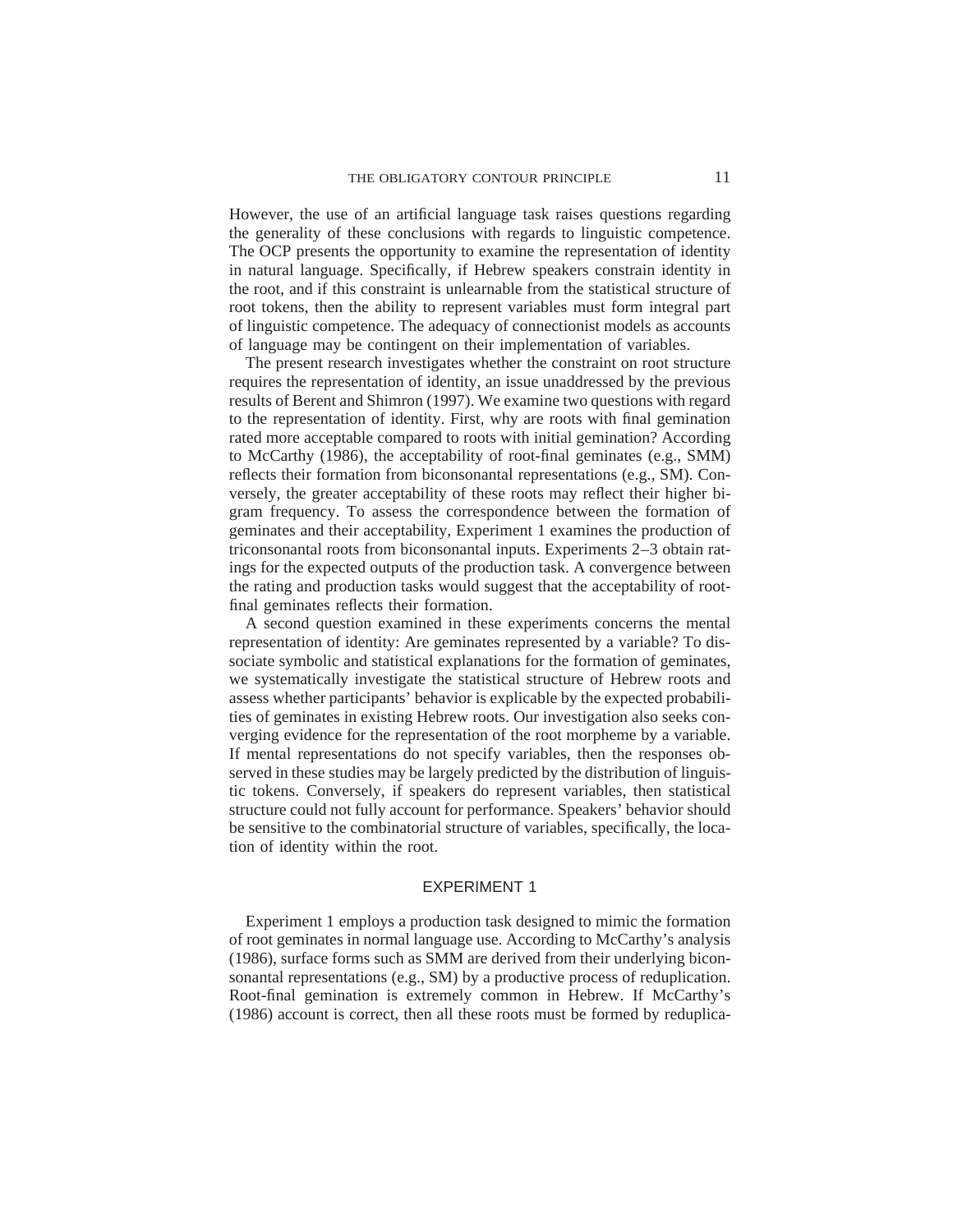However, the use of an artificial language task raises questions regarding the generality of these conclusions with regards to linguistic competence. The OCP presents the opportunity to examine the representation of identity in natural language. Specifically, if Hebrew speakers constrain identity in the root, and if this constraint is unlearnable from the statistical structure of root tokens, then the ability to represent variables must form integral part of linguistic competence. The adequacy of connectionist models as accounts of language may be contingent on their implementation of variables.

The present research investigates whether the constraint on root structure requires the representation of identity, an issue unaddressed by the previous results of Berent and Shimron (1997). We examine two questions with regard to the representation of identity. First, why are roots with final gemination rated more acceptable compared to roots with initial gemination? According to McCarthy (1986), the acceptability of root-final geminates (e.g., SMM) reflects their formation from biconsonantal representations (e.g., SM). Conversely, the greater acceptability of these roots may reflect their higher bigram frequency. To assess the correspondence between the formation of geminates and their acceptability, Experiment 1 examines the production of triconsonantal roots from biconsonantal inputs. Experiments 2–3 obtain ratings for the expected outputs of the production task. A convergence between the rating and production tasks would suggest that the acceptability of root-final geminates reflects their formation.

A second question examined in these experiments concerns the mental representation of identity: Are geminates represented by a variable? To dissociate symbolic and statistical explanations for the formation of geminates, we systematically investigate the statistical structure of Hebrew roots and assess whether participants' behavior is explicable by the expected probabilities of geminates in existing Hebrew roots. Our investigation also seeks converging evidence for the representation of the root morpheme by a variable. If mental representations do not specify variables, then the responses observed in these studies may be largely predicted by the distribution of linguistic tokens. Conversely, if speakers do represent variables, then statistical structure could not fully account for performance. Speakers' behavior should be sensitive to the combinatorial structure of variables, specifically, the location of identity within the root.

## EXPERIMENT 1

Experiment 1 employs a production task designed to mimic the formation of root geminates in normal language use. According to McCarthy's analysis (1986), surface forms such as SMM are derived from their underlying biconsonantal representations (e.g., SM) by a productive process of reduplication. Root-final gemination is extremely common in Hebrew. If McCarthy's (1986) account is correct, then all these roots must be formed by reduplica-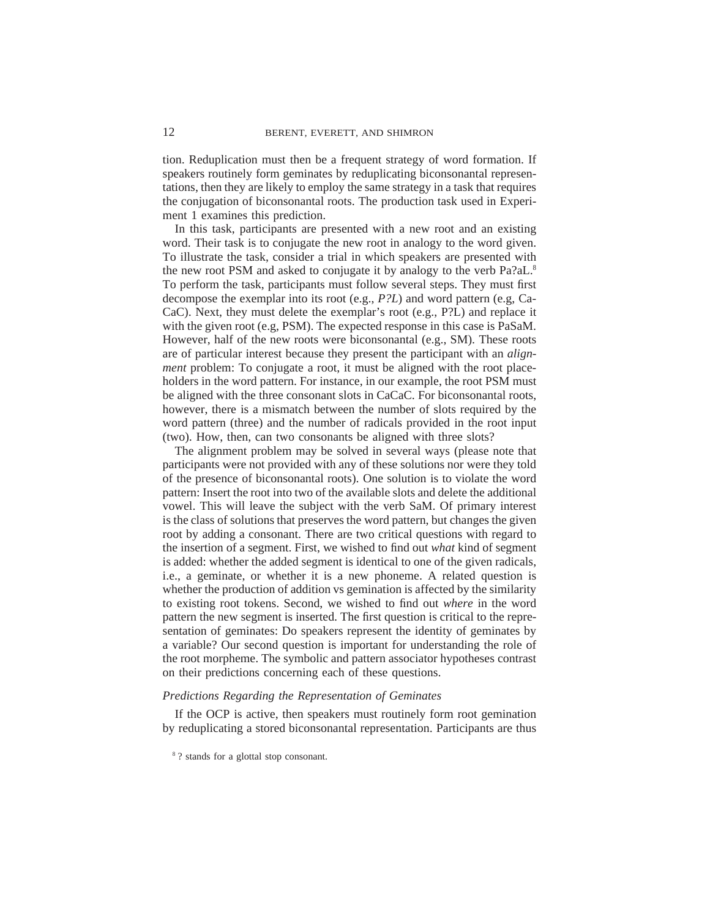tion. Reduplication must then be a frequent strategy of word formation. If speakers routinely form geminates by reduplicating biconsonantal representations, then they are likely to employ the same strategy in a task that requires the conjugation of biconsonantal roots. The production task used in Experiment 1 examines this prediction.

In this task, participants are presented with a new root and an existing word. Their task is to conjugate the new root in analogy to the word given. To illustrate the task, consider a trial in which speakers are presented with the new root PSM and asked to conjugate it by analogy to the verb Pa?aL.[8] To perform the task, participants must follow several steps. They must first decompose the exemplar into its root (e.g., *P?L*) and word pattern (e.g, CaCaC). Next, they must delete the exemplar's root (e.g., P?L) and replace it with the given root (e.g, PSM). The expected response in this case is PaSaM. However, half of the new roots were biconsonantal (e.g., SM). These roots are of particular interest because they present the participant with an *alignment* problem: To conjugate a root, it must be aligned with the root placeholders in the word pattern. For instance, in our example, the root PSM must be aligned with the three consonant slots in CaCaC. For biconsonantal roots, however, there is a mismatch between the number of slots required by the word pattern (three) and the number of radicals provided in the root input (two). How, then, can two consonants be aligned with three slots?

The alignment problem may be solved in several ways (please note that participants were not provided with any of these solutions nor were they told of the presence of biconsonantal roots). One solution is to violate the word pattern: Insert the root into two of the available slots and delete the additional vowel. This will leave the subject with the verb SaM. Of primary interest is the class of solutions that preserves the word pattern, but changes the given root by adding a consonant. There are two critical questions with regard to the insertion of a segment. First, we wished to find out *what* kind of segment is added: whether the added segment is identical to one of the given radicals, i.e., a geminate, or whether it is a new phoneme. A related question is whether the production of addition vs gemination is affected by the similarity to existing root tokens. Second, we wished to find out *where* in the word pattern the new segment is inserted. The first question is critical to the representation of geminates: Do speakers represent the identity of geminates by a variable? Our second question is important for understanding the role of the root morpheme. The symbolic and pattern associator hypotheses contrast on their predictions concerning each of these questions.

### *Predictions Regarding the Representation of Geminates*

If the OCP is active, then speakers must routinely form root gemination by reduplicating a stored biconsonantal representation. Participants are thus

[8] ? stands for a glottal stop consonant.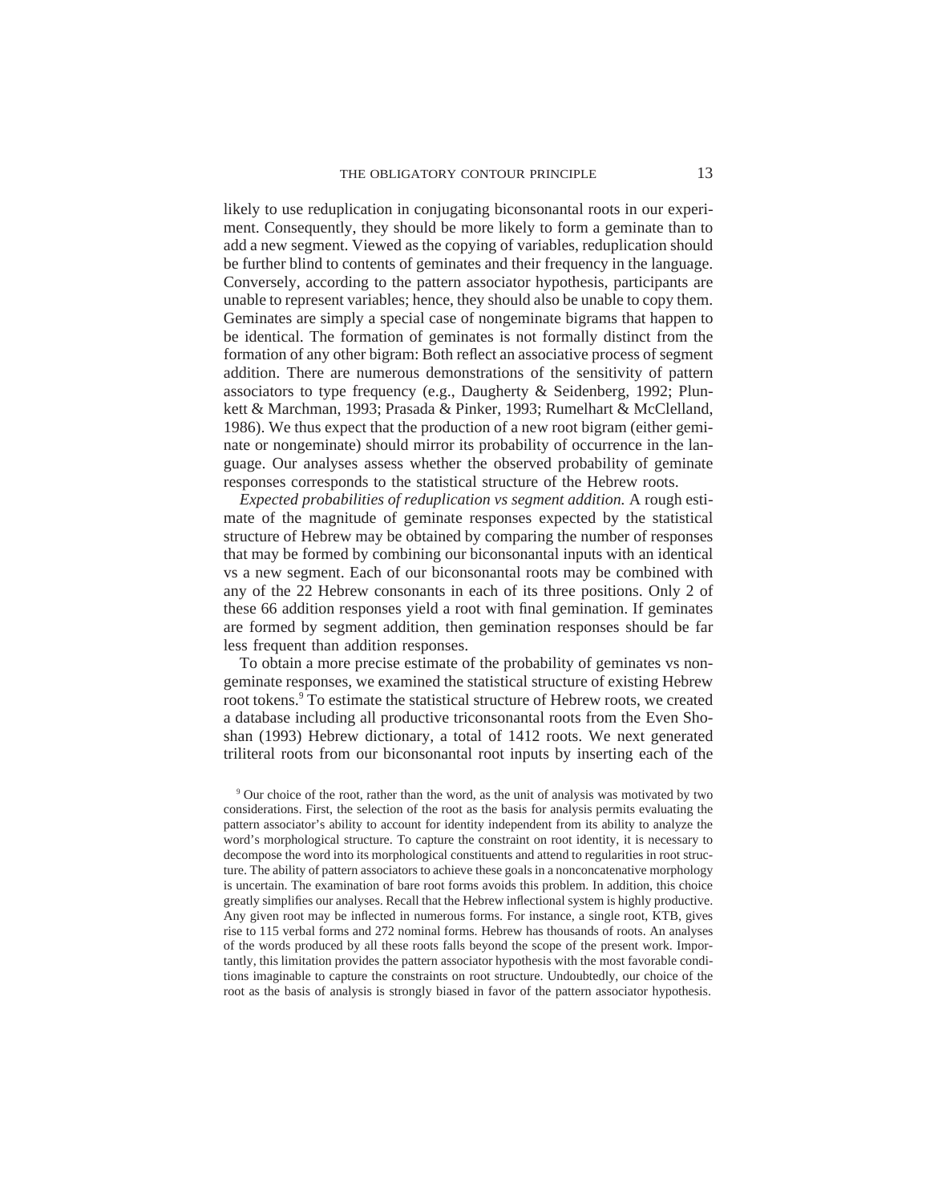likely to use reduplication in conjugating biconsonantal roots in our experiment. Consequently, they should be more likely to form a geminate than to add a new segment. Viewed as the copying of variables, reduplication should be further blind to contents of geminates and their frequency in the language. Conversely, according to the pattern associator hypothesis, participants are unable to represent variables; hence, they should also be unable to copy them. Geminates are simply a special case of nongeminate bigrams that happen to be identical. The formation of geminates is not formally distinct from the formation of any other bigram: Both reflect an associative process of segment addition. There are numerous demonstrations of the sensitivity of pattern associators to type frequency (e.g., Daugherty & Seidenberg, 1992; Plunkett & Marchman, 1993; Prasada & Pinker, 1993; Rumelhart & McClelland, 1986). We thus expect that the production of a new root bigram (either geminate or nongeminate) should mirror its probability of occurrence in the language. Our analyses assess whether the observed probability of geminate responses corresponds to the statistical structure of the Hebrew roots.

*Expected probabilities of reduplication vs segment addition.* A rough estimate of the magnitude of geminate responses expected by the statistical structure of Hebrew may be obtained by comparing the number of responses that may be formed by combining our biconsonantal inputs with an identical vs a new segment. Each of our biconsonantal roots may be combined with any of the 22 Hebrew consonants in each of its three positions. Only 2 of these 66 addition responses yield a root with final gemination. If geminates are formed by segment addition, then gemination responses should be far less frequent than addition responses.

To obtain a more precise estimate of the probability of geminates vs nongeminate responses, we examined the statistical structure of existing Hebrew root tokens.[9] To estimate the statistical structure of Hebrew roots, we created a database including all productive triconsonantal roots from the Even Shoshan (1993) Hebrew dictionary, a total of 1412 roots. We next generated triliteral roots from our biconsonantal root inputs by inserting each of the

[9] Our choice of the root, rather than the word, as the unit of analysis was motivated by two considerations. First, the selection of the root as the basis for analysis permits evaluating the pattern associator's ability to account for identity independent from its ability to analyze the word's morphological structure. To capture the constraint on root identity, it is necessary to decompose the word into its morphological constituents and attend to regularities in root structure. The ability of pattern associators to achieve these goals in a nonconcatenative morphology is uncertain. The examination of bare root forms avoids this problem. In addition, this choice greatly simplifies our analyses. Recall that the Hebrew inflectional system is highly productive. Any given root may be inflected in numerous forms. For instance, a single root, KTB, gives rise to 115 verbal forms and 272 nominal forms. Hebrew has thousands of roots. An analyses of the words produced by all these roots falls beyond the scope of the present work. Importantly, this limitation provides the pattern associator hypothesis with the most favorable conditions imaginable to capture the constraints on root structure. Undoubtedly, our choice of the root as the basis of analysis is strongly biased in favor of the pattern associator hypothesis.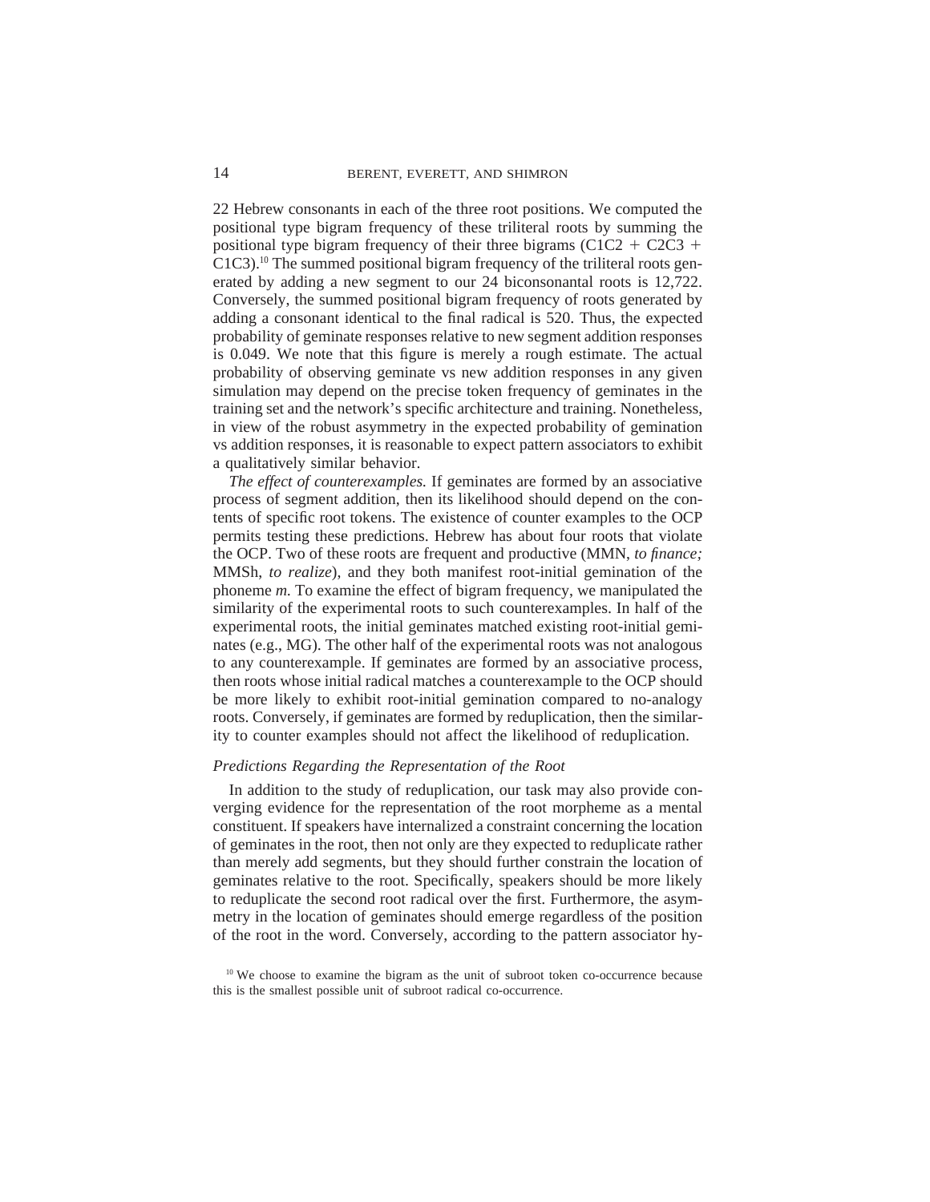22 Hebrew consonants in each of the three root positions. We computed the positional type bigram frequency of these triliteral roots by summing the positional type bigram frequency of their three bigrams (C1C2 + C2C3 + C1C3).[10] The summed positional bigram frequency of the triliteral roots generated by adding a new segment to our 24 biconsonantal roots is 12,722. Conversely, the summed positional bigram frequency of roots generated by adding a consonant identical to the final radical is 520. Thus, the expected probability of geminate responses relative to new segment addition responses is 0.049. We note that this figure is merely a rough estimate. The actual probability of observing geminate vs new addition responses in any given simulation may depend on the precise token frequency of geminates in the training set and the network's specific architecture and training. Nonetheless, in view of the robust asymmetry in the expected probability of gemination vs addition responses, it is reasonable to expect pattern associators to exhibit a qualitatively similar behavior.

*The effect of counterexamples.* If geminates are formed by an associative process of segment addition, then its likelihood should depend on the contents of specific root tokens. The existence of counter examples to the OCP permits testing these predictions. Hebrew has about four roots that violate the OCP. Two of these roots are frequent and productive (MMN, *to finance;* MMSh, *to realize*), and they both manifest root-initial gemination of the phoneme *m.* To examine the effect of bigram frequency, we manipulated the similarity of the experimental roots to such counterexamples. In half of the experimental roots, the initial geminates matched existing root-initial geminates (e.g., MG). The other half of the experimental roots was not analogous to any counterexample. If geminates are formed by an associative process, then roots whose initial radical matches a counterexample to the OCP should be more likely to exhibit root-initial gemination compared to no-analogy roots. Conversely, if geminates are formed by reduplication, then the similarity to counter examples should not affect the likelihood of reduplication.

### *Predictions Regarding the Representation of the Root*

In addition to the study of reduplication, our task may also provide converging evidence for the representation of the root morpheme as a mental constituent. If speakers have internalized a constraint concerning the location of geminates in the root, then not only are they expected to reduplicate rather than merely add segments, but they should further constrain the location of geminates relative to the root. Specifically, speakers should be more likely to reduplicate the second root radical over the first. Furthermore, the asymmetry in the location of geminates should emerge regardless of the position of the root in the word. Conversely, according to the pattern associator hy-

[10] We choose to examine the bigram as the unit of subroot token co-occurrence because this is the smallest possible unit of subroot radical co-occurrence.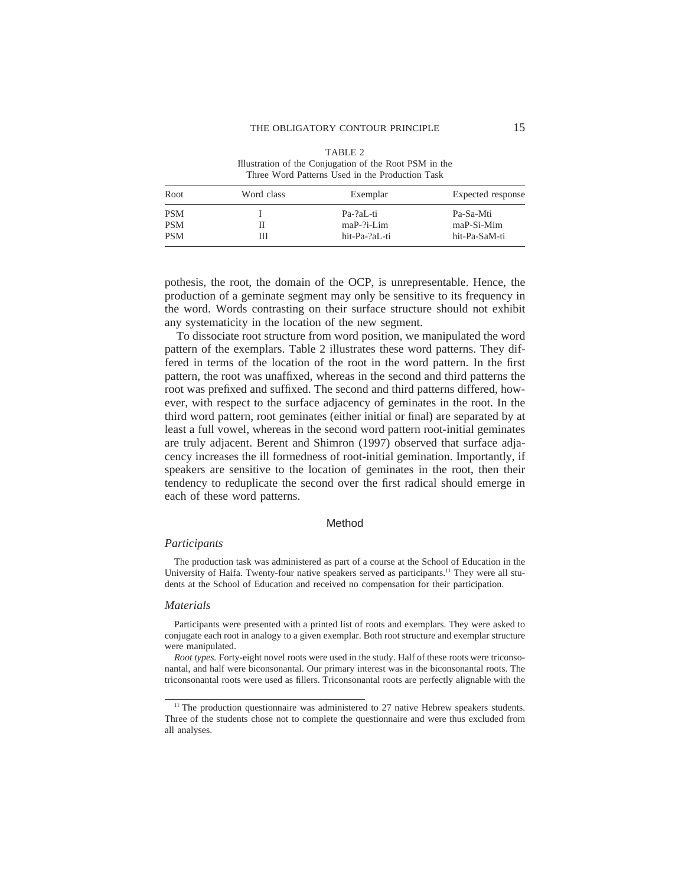TABLE 2
Illustration of the Conjugation of the Root PSM in the Three Word Patterns Used in the Production Task

| Root | Word class | Exemplar | Expected response |
|---|---|---|---|
| PSM | I | Pa-?aL-ti | Pa-Sa-Mti |
| PSM | II | maP-?i-Lim | maP-Si-Mim |
| PSM | III | hit-Pa-?aL-ti | hit-Pa-SaM-ti |

pothesis, the root, the domain of the OCP, is unrepresentable. Hence, the production of a geminate segment may only be sensitive to its frequency in the word. Words contrasting on their surface structure should not exhibit any systematicity in the location of the new segment.

To dissociate root structure from word position, we manipulated the word pattern of the exemplars. Table 2 illustrates these word patterns. They differed in terms of the location of the root in the word pattern. In the first pattern, the root was unaffixed, whereas in the second and third patterns the root was prefixed and suffixed. The second and third patterns differed, however, with respect to the surface adjacency of geminates in the root. In the third word pattern, root geminates (either initial or final) are separated by at least a full vowel, whereas in the second word pattern root-initial geminates are truly adjacent. Berent and Shimron (1997) observed that surface adjacency increases the ill formedness of root-initial gemination. Importantly, if speakers are sensitive to the location of geminates in the root, then their tendency to reduplicate the second over the first radical should emerge in each of these word patterns.

## Method

### *Participants*

The production task was administered as part of a course at the School of Education in the University of Haifa. Twenty-four native speakers served as participants.[11] They were all students at the School of Education and received no compensation for their participation.

### *Materials*

Participants were presented with a printed list of roots and exemplars. They were asked to conjugate each root in analogy to a given exemplar. Both root structure and exemplar structure were manipulated.

*Root types.* Forty-eight novel roots were used in the study. Half of these roots were triconsonantal, and half were biconsonantal. Our primary interest was in the biconsonantal roots. The triconsonantal roots were used as fillers. Triconsonantal roots are perfectly alignable with the

[11] The production questionnaire was administered to 27 native Hebrew speakers students. Three of the students chose not to complete the questionnaire and were thus excluded from all analyses.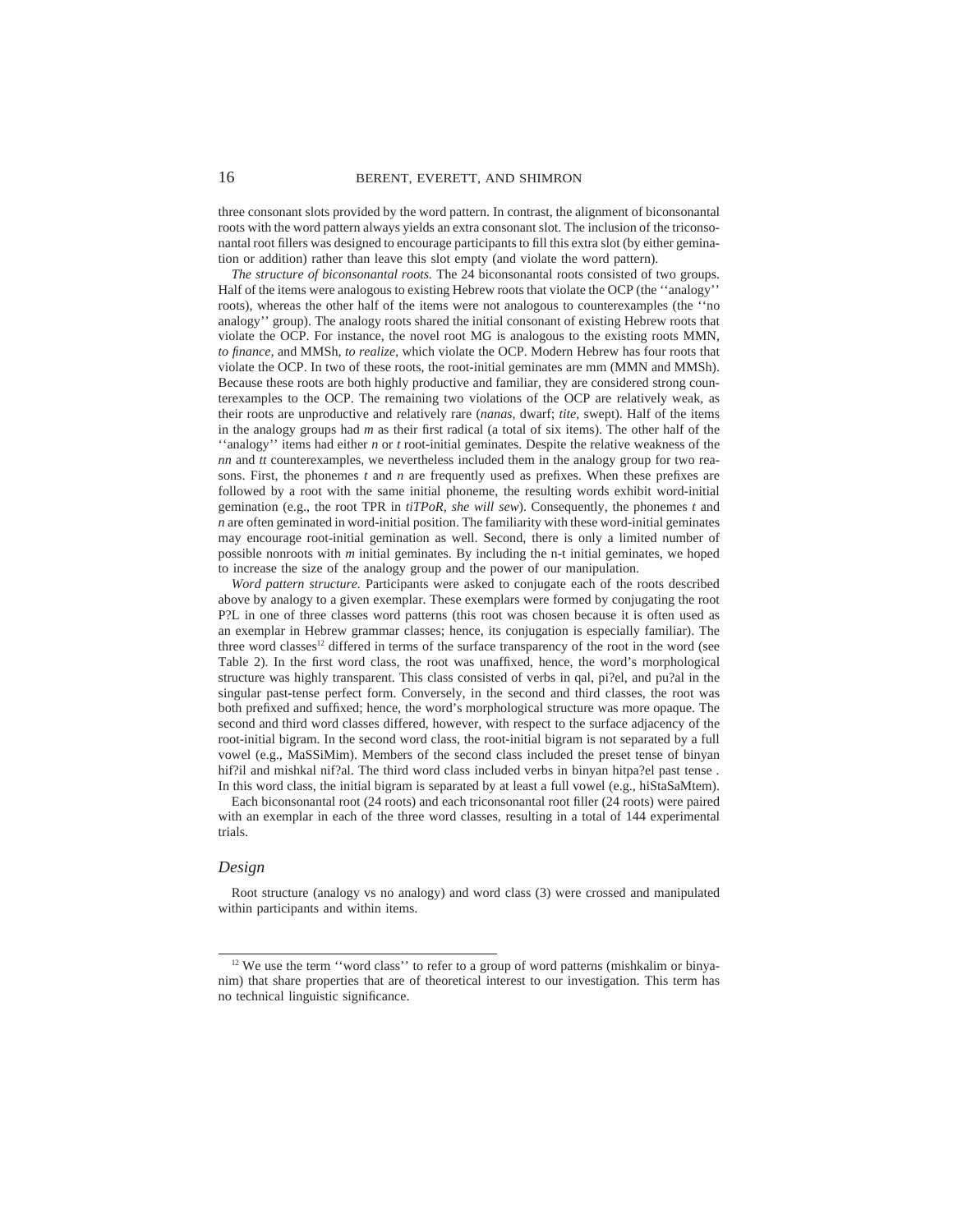three consonant slots provided by the word pattern. In contrast, the alignment of biconsonantal roots with the word pattern always yields an extra consonant slot. The inclusion of the triconsonantal root fillers was designed to encourage participants to fill this extra slot (by either gemination or addition) rather than leave this slot empty (and violate the word pattern).

*The structure of biconsonantal roots.* The 24 biconsonantal roots consisted of two groups. Half of the items were analogous to existing Hebrew roots that violate the OCP (the ''analogy'' roots), whereas the other half of the items were not analogous to counterexamples (the ''no analogy'' group). The analogy roots shared the initial consonant of existing Hebrew roots that violate the OCP. For instance, the novel root MG is analogous to the existing roots MMN, *to finance,* and MMSh, *to realize,* which violate the OCP. Modern Hebrew has four roots that violate the OCP. In two of these roots, the root-initial geminates are mm (MMN and MMSh). Because these roots are both highly productive and familiar, they are considered strong counterexamples to the OCP. The remaining two violations of the OCP are relatively weak, as their roots are unproductive and relatively rare (*nanas,* dwarf; *tite,* swept). Half of the items in the analogy groups had *m* as their first radical (a total of six items). The other half of the ''analogy'' items had either *n* or *t* root-initial geminates. Despite the relative weakness of the *nn* and *tt* counterexamples, we nevertheless included them in the analogy group for two reasons. First, the phonemes *t* and *n* are frequently used as prefixes. When these prefixes are followed by a root with the same initial phoneme, the resulting words exhibit word-initial gemination (e.g., the root TPR in *tiTPoR, she will sew*). Consequently, the phonemes *t* and *n* are often geminated in word-initial position. The familiarity with these word-initial geminates may encourage root-initial gemination as well. Second, there is only a limited number of possible nonroots with *m* initial geminates. By including the n-t initial geminates, we hoped to increase the size of the analogy group and the power of our manipulation.

*Word pattern structure.* Participants were asked to conjugate each of the roots described above by analogy to a given exemplar. These exemplars were formed by conjugating the root P?L in one of three classes word patterns (this root was chosen because it is often used as an exemplar in Hebrew grammar classes; hence, its conjugation is especially familiar). The three word classes[12] differed in terms of the surface transparency of the root in the word (see Table 2). In the first word class, the root was unaffixed, hence, the word's morphological structure was highly transparent. This class consisted of verbs in qal, pi?el, and pu?al in the singular past-tense perfect form. Conversely, in the second and third classes, the root was both prefixed and suffixed; hence, the word's morphological structure was more opaque. The second and third word classes differed, however, with respect to the surface adjacency of the root-initial bigram. In the second word class, the root-initial bigram is not separated by a full vowel (e.g., MaSSiMim). Members of the second class included the preset tense of binyan hif?il and mishkal nif?al. The third word class included verbs in binyan hitpa?el past tense . In this word class, the initial bigram is separated by at least a full vowel (e.g., hiStaSaMtem).

Each biconsonantal root (24 roots) and each triconsonantal root filler (24 roots) were paired with an exemplar in each of the three word classes, resulting in a total of 144 experimental trials.

### Design

Root structure (analogy vs no analogy) and word class (3) were crossed and manipulated within participants and within items.

[12] We use the term ''word class'' to refer to a group of word patterns (mishkalim or binyanim) that share properties that are of theoretical interest to our investigation. This term has no technical linguistic significance.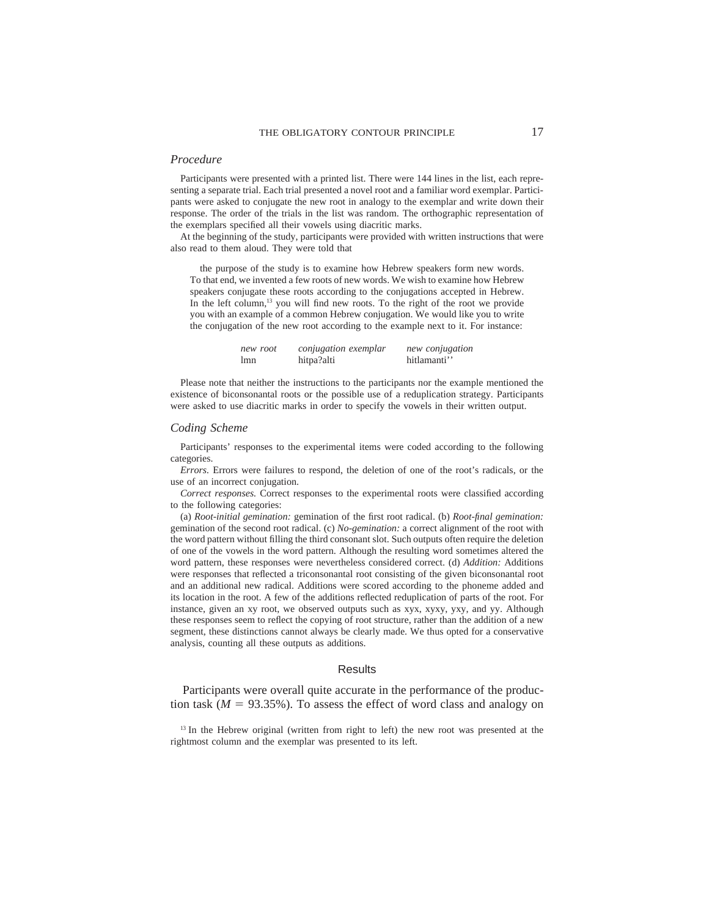## *Procedure*

Participants were presented with a printed list. There were 144 lines in the list, each representing a separate trial. Each trial presented a novel root and a familiar word exemplar. Participants were asked to conjugate the new root in analogy to the exemplar and write down their response. The order of the trials in the list was random. The orthographic representation of the exemplars specified all their vowels using diacritic marks.

At the beginning of the study, participants were provided with written instructions that were also read to them aloud. They were told that

> the purpose of the study is to examine how Hebrew speakers form new words. To that end, we invented a few roots of new words. We wish to examine how Hebrew speakers conjugate these roots according to the conjugations accepted in Hebrew. In the left column,[13] you will find new roots. To the right of the root we provide you with an example of a common Hebrew conjugation. We would like you to write the conjugation of the new root according to the example next to it. For instance:

| *new root* | *conjugation exemplar* | *new conjugation* |
|---|---|---|
| lmn | hitpa?alti | hitlamanti'' |

Please note that neither the instructions to the participants nor the example mentioned the existence of biconsonantal roots or the possible use of a reduplication strategy. Participants were asked to use diacritic marks in order to specify the vowels in their written output.

## *Coding Scheme*

Participants' responses to the experimental items were coded according to the following categories.

*Errors.* Errors were failures to respond, the deletion of one of the root's radicals, or the use of an incorrect conjugation.

*Correct responses.* Correct responses to the experimental roots were classified according to the following categories:

(a) *Root-initial gemination:* gemination of the first root radical. (b) *Root-final gemination:* gemination of the second root radical. (c) *No-gemination:* a correct alignment of the root with the word pattern without filling the third consonant slot. Such outputs often require the deletion of one of the vowels in the word pattern. Although the resulting word sometimes altered the word pattern, these responses were nevertheless considered correct. (d) *Addition:* Additions were responses that reflected a triconsonantal root consisting of the given biconsonantal root and an additional new radical. Additions were scored according to the phoneme added and its location in the root. A few of the additions reflected reduplication of parts of the root. For instance, given an xy root, we observed outputs such as xyx, xyxy, yxy, and yy. Although these responses seem to reflect the copying of root structure, rather than the addition of a new segment, these distinctions cannot always be clearly made. We thus opted for a conservative analysis, counting all these outputs as additions.

# Results

Participants were overall quite accurate in the performance of the production task ($M = 93.35\%$). To assess the effect of word class and analogy on

[13] In the Hebrew original (written from right to left) the new root was presented at the rightmost column and the exemplar was presented to its left.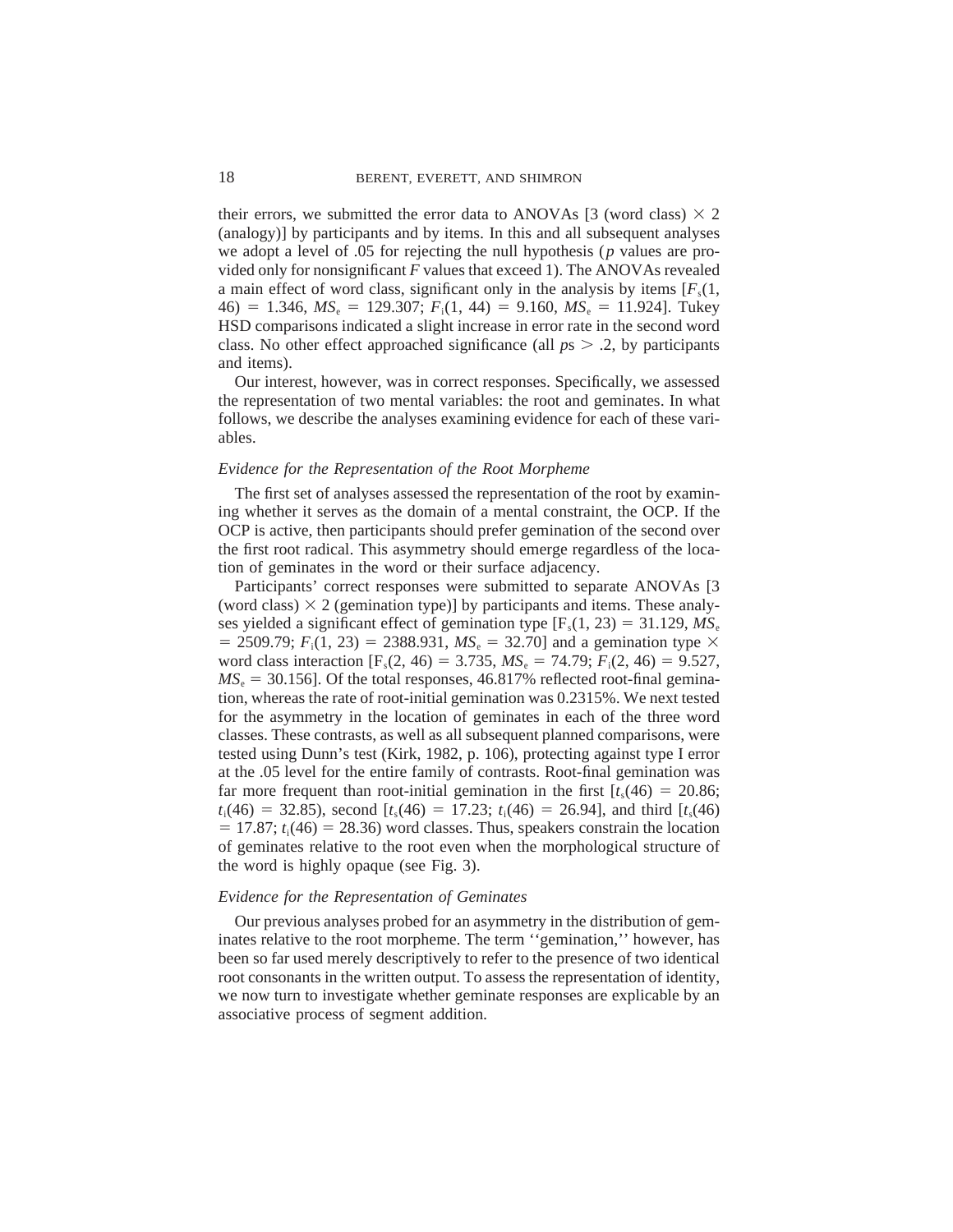their errors, we submitted the error data to ANOVAs [3 (word class) $\times$ 2 (analogy)] by participants and by items. In this and all subsequent analyses we adopt a level of .05 for rejecting the null hypothesis ($p$ values are provided only for nonsignificant $F$ values that exceed 1). The ANOVAs revealed a main effect of word class, significant only in the analysis by items [$F_s(1, 46) = 1.346$, $MS_e = 129.307$; $F_i(1, 44) = 9.160$, $MS_e = 11.924$]. Tukey HSD comparisons indicated a slight increase in error rate in the second word class. No other effect approached significance (all $p$s $> .2$, by participants and items).

Our interest, however, was in correct responses. Specifically, we assessed the representation of two mental variables: the root and geminates. In what follows, we describe the analyses examining evidence for each of these variables.

### *Evidence for the Representation of the Root Morpheme*

The first set of analyses assessed the representation of the root by examining whether it serves as the domain of a mental constraint, the OCP. If the OCP is active, then participants should prefer gemination of the second over the first root radical. This asymmetry should emerge regardless of the location of geminates in the word or their surface adjacency.

Participants' correct responses were submitted to separate ANOVAs [3 (word class) $\times$ 2 (gemination type)] by participants and items. These analyses yielded a significant effect of gemination type [$F_s(1, 23) = 31.129$, $MS_e = 2509.79$; $F_i(1, 23) = 2388.931$, $MS_e = 32.70$] and a gemination type $\times$ word class interaction [$F_s(2, 46) = 3.735$, $MS_e = 74.79$; $F_i(2, 46) = 9.527$, $MS_e = 30.156$]. Of the total responses, 46.817% reflected root-final gemination, whereas the rate of root-initial gemination was 0.2315%. We next tested for the asymmetry in the location of geminates in each of the three word classes. These contrasts, as well as all subsequent planned comparisons, were tested using Dunn's test (Kirk, 1982, p. 106), protecting against type I error at the .05 level for the entire family of contrasts. Root-final gemination was far more frequent than root-initial gemination in the first [$t_s(46) = 20.86$; $t_i(46) = 32.85$), second [$t_s(46) = 17.23$; $t_i(46) = 26.94$], and third [$t_s(46) = 17.87$; $t_i(46) = 28.36$) word classes. Thus, speakers constrain the location of geminates relative to the root even when the morphological structure of the word is highly opaque (see Fig. 3).

### *Evidence for the Representation of Geminates*

Our previous analyses probed for an asymmetry in the distribution of geminates relative to the root morpheme. The term ''gemination,'' however, has been so far used merely descriptively to refer to the presence of two identical root consonants in the written output. To assess the representation of identity, we now turn to investigate whether geminate responses are explicable by an associative process of segment addition.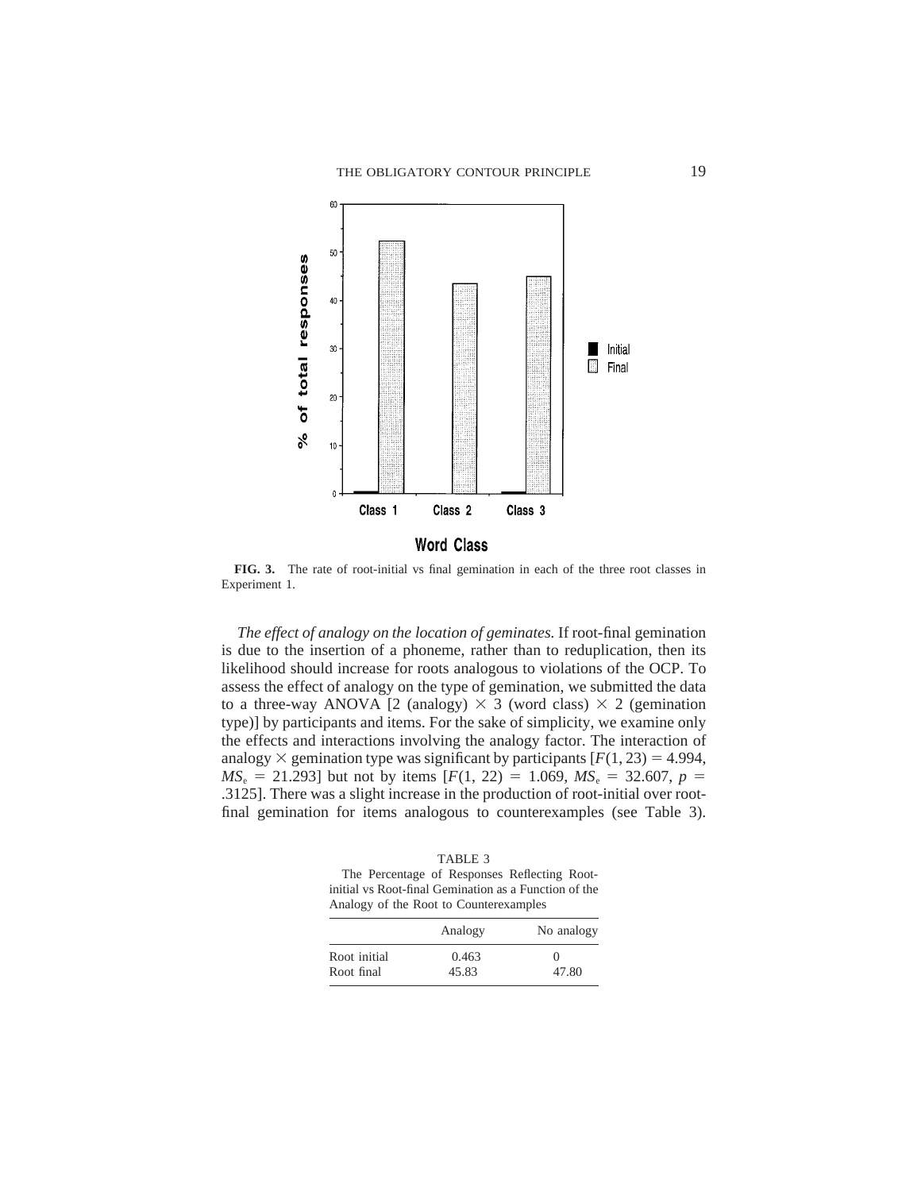**FIG. 3.** The rate of root-initial vs final gemination in each of the three root classes in Experiment 1.

*The effect of analogy on the location of geminates.* If root-final gemination is due to the insertion of a phoneme, rather than to reduplication, then its likelihood should increase for roots analogous to violations of the OCP. To assess the effect of analogy on the type of gemination, we submitted the data to a three-way ANOVA [2 (analogy) × 3 (word class) × 2 (gemination type)] by participants and items. For the sake of simplicity, we examine only the effects and interactions involving the analogy factor. The interaction of analogy × gemination type was significant by participants [$F(1, 23) = 4.994$, $MS_e = 21.293$] but not by items [$F(1, 22) = 1.069$, $MS_e = 32.607$, $p = .3125$]. There was a slight increase in the production of root-initial over root-final gemination for items analogous to counterexamples (see Table 3).

TABLE 3
The Percentage of Responses Reflecting Root-initial vs Root-final Gemination as a Function of the Analogy of the Root to Counterexamples

| | Analogy | No analogy |
|---|---|---|
| Root initial | 0.463 | 0 |
| Root final | 45.83 | 47.80 |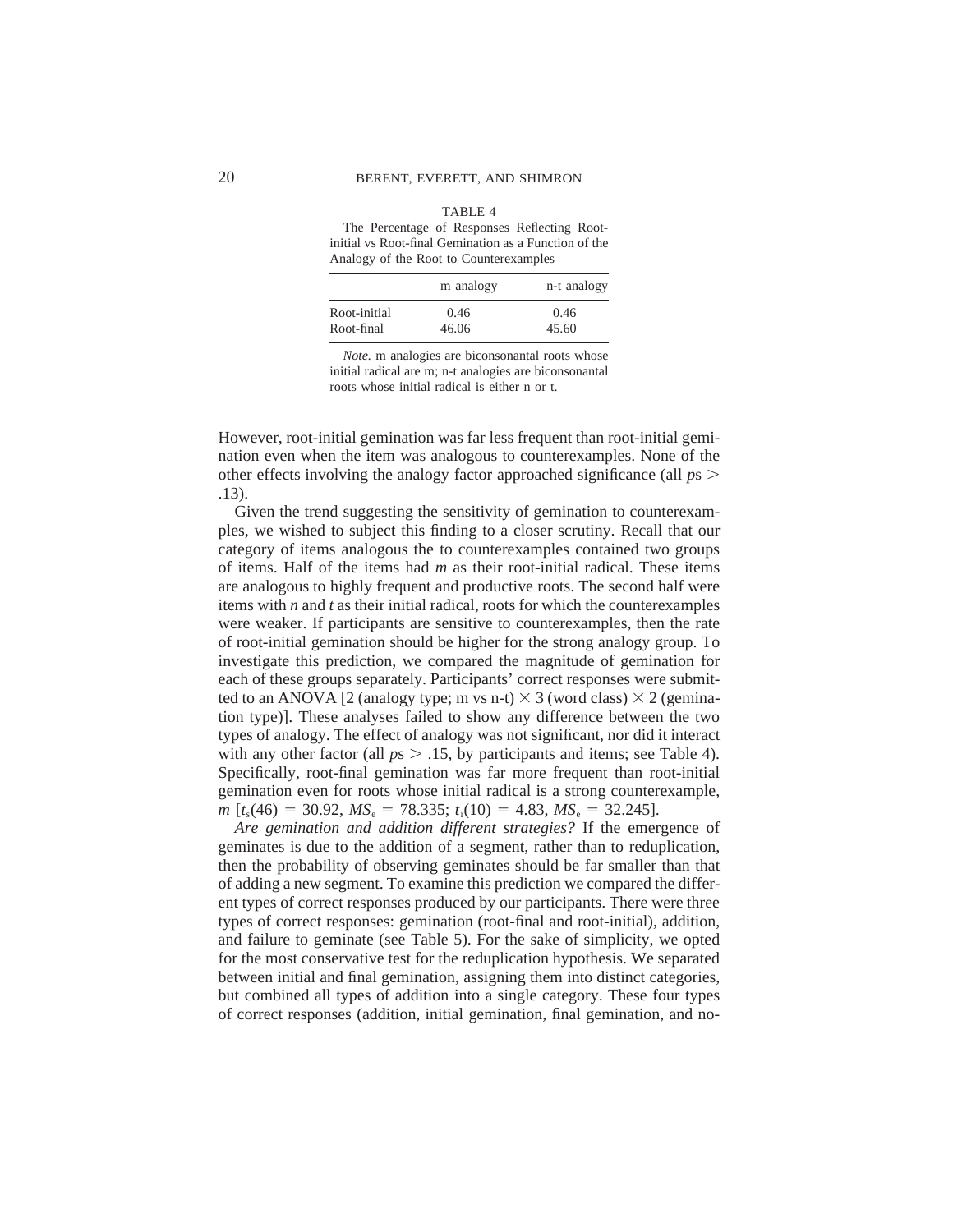TABLE 4

The Percentage of Responses Reflecting Root-initial vs Root-final Gemination as a Function of the Analogy of the Root to Counterexamples

| | m analogy | n-t analogy |
|---|---|---|
| Root-initial | 0.46 | 0.46 |
| Root-final | 46.06 | 45.60 |

*Note.* m analogies are biconsonantal roots whose initial radical are m; n-t analogies are biconsonantal roots whose initial radical is either n or t.

However, root-initial gemination was far less frequent than root-initial gemination even when the item was analogous to counterexamples. None of the other effects involving the analogy factor approached significance (all $p\text{s} > .13$).

Given the trend suggesting the sensitivity of gemination to counterexamples, we wished to subject this finding to a closer scrutiny. Recall that our category of items analogous the to counterexamples contained two groups of items. Half of the items had *m* as their root-initial radical. These items are analogous to highly frequent and productive roots. The second half were items with *n* and *t* as their initial radical, roots for which the counterexamples were weaker. If participants are sensitive to counterexamples, then the rate of root-initial gemination should be higher for the strong analogy group. To investigate this prediction, we compared the magnitude of gemination for each of these groups separately. Participants' correct responses were submitted to an ANOVA [2 (analogy type; m vs n-t) $\times$ 3 (word class) $\times$ 2 (gemination type)]. These analyses failed to show any difference between the two types of analogy. The effect of analogy was not significant, nor did it interact with any other factor (all $p\text{s} > .15$, by participants and items; see Table 4). Specifically, root-final gemination was far more frequent than root-initial gemination even for roots whose initial radical is a strong counterexample, *m* [$t_s(46) = 30.92$, $MS_e = 78.335$; $t_i(10) = 4.83$, $MS_e = 32.245$].

*Are gemination and addition different strategies?* If the emergence of geminates is due to the addition of a segment, rather than to reduplication, then the probability of observing geminates should be far smaller than that of adding a new segment. To examine this prediction we compared the different types of correct responses produced by our participants. There were three types of correct responses: gemination (root-final and root-initial), addition, and failure to geminate (see Table 5). For the sake of simplicity, we opted for the most conservative test for the reduplication hypothesis. We separated between initial and final gemination, assigning them into distinct categories, but combined all types of addition into a single category. These four types of correct responses (addition, initial gemination, final gemination, and no-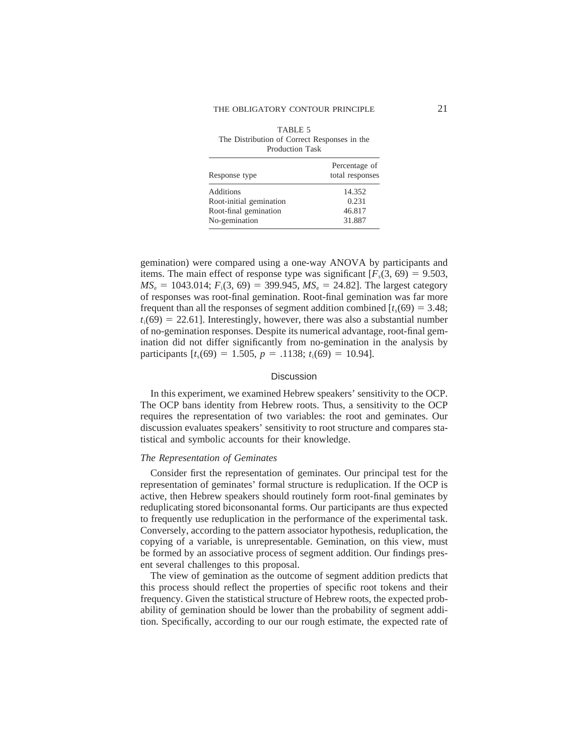TABLE 5
The Distribution of Correct Responses in the Production Task

| Response type | Percentage of total responses |
|---|---|
| Additions | 14.352 |
| Root-initial gemination | 0.231 |
| Root-final gemination | 46.817 |
| No-gemination | 31.887 |

gemination) were compared using a one-way ANOVA by participants and items. The main effect of response type was significant [$F_s(3, 69) = 9.503$, $MS_e = 1043.014$; $F_i(3, 69) = 399.945$, $MS_e = 24.82$]. The largest category of responses was root-final gemination. Root-final gemination was far more frequent than all the responses of segment addition combined [$t_s(69) = 3.48$; $t_i(69) = 22.61$]. Interestingly, however, there was also a substantial number of no-gemination responses. Despite its numerical advantage, root-final gemination did not differ significantly from no-gemination in the analysis by participants [$t_s(69) = 1.505$, $p = .1138$; $t_i(69) = 10.94$].

## Discussion

In this experiment, we examined Hebrew speakers' sensitivity to the OCP. The OCP bans identity from Hebrew roots. Thus, a sensitivity to the OCP requires the representation of two variables: the root and geminates. Our discussion evaluates speakers' sensitivity to root structure and compares statistical and symbolic accounts for their knowledge.

### *The Representation of Geminates*

Consider first the representation of geminates. Our principal test for the representation of geminates' formal structure is reduplication. If the OCP is active, then Hebrew speakers should routinely form root-final geminates by reduplicating stored biconsonantal forms. Our participants are thus expected to frequently use reduplication in the performance of the experimental task. Conversely, according to the pattern associator hypothesis, reduplication, the copying of a variable, is unrepresentable. Gemination, on this view, must be formed by an associative process of segment addition. Our findings present several challenges to this proposal.

The view of gemination as the outcome of segment addition predicts that this process should reflect the properties of specific root tokens and their frequency. Given the statistical structure of Hebrew roots, the expected probability of gemination should be lower than the probability of segment addition. Specifically, according to our our rough estimate, the expected rate of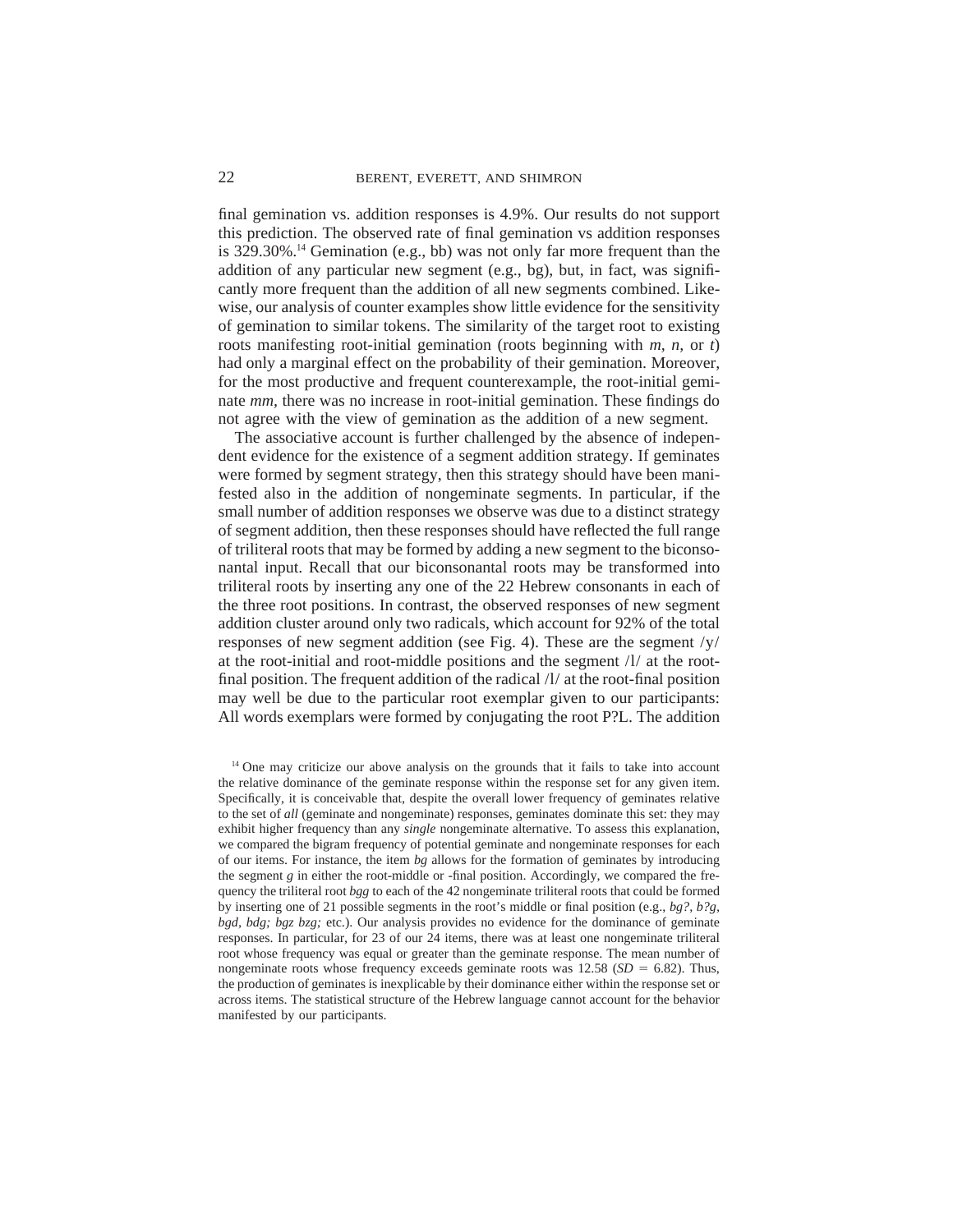final gemination vs. addition responses is 4.9%. Our results do not support this prediction. The observed rate of final gemination vs addition responses is 329.30%.[14] Gemination (e.g., bb) was not only far more frequent than the addition of any particular new segment (e.g., bg), but, in fact, was significantly more frequent than the addition of all new segments combined. Likewise, our analysis of counter examples show little evidence for the sensitivity of gemination to similar tokens. The similarity of the target root to existing roots manifesting root-initial gemination (roots beginning with *m*, *n*, or *t*) had only a marginal effect on the probability of their gemination. Moreover, for the most productive and frequent counterexample, the root-initial geminate *mm*, there was no increase in root-initial gemination. These findings do not agree with the view of gemination as the addition of a new segment.

The associative account is further challenged by the absence of independent evidence for the existence of a segment addition strategy. If geminates were formed by segment strategy, then this strategy should have been manifested also in the addition of nongeminate segments. In particular, if the small number of addition responses we observe was due to a distinct strategy of segment addition, then these responses should have reflected the full range of triliteral roots that may be formed by adding a new segment to the biconsonantal input. Recall that our biconsonantal roots may be transformed into triliteral roots by inserting any one of the 22 Hebrew consonants in each of the three root positions. In contrast, the observed responses of new segment addition cluster around only two radicals, which account for 92% of the total responses of new segment addition (see Fig. 4). These are the segment /y/ at the root-initial and root-middle positions and the segment /l/ at the root-final position. The frequent addition of the radical /l/ at the root-final position may well be due to the particular root exemplar given to our participants: All words exemplars were formed by conjugating the root P?L. The addition

[14] One may criticize our above analysis on the grounds that it fails to take into account the relative dominance of the geminate response within the response set for any given item. Specifically, it is conceivable that, despite the overall lower frequency of geminates relative to the set of *all* (geminate and nongeminate) responses, geminates dominate this set: they may exhibit higher frequency than any *single* nongeminate alternative. To assess this explanation, we compared the bigram frequency of potential geminate and nongeminate responses for each of our items. For instance, the item *bg* allows for the formation of geminates by introducing the segment *g* in either the root-middle or -final position. Accordingly, we compared the frequency the triliteral root *bgg* to each of the 42 nongeminate triliteral roots that could be formed by inserting one of 21 possible segments in the root's middle or final position (e.g., *bg?, b?g, bgd, bdg; bgz bzg;* etc.). Our analysis provides no evidence for the dominance of geminate responses. In particular, for 23 of our 24 items, there was at least one nongeminate triliteral root whose frequency was equal or greater than the geminate response. The mean number of nongeminate roots whose frequency exceeds geminate roots was 12.58 ($SD$ = 6.82). Thus, the production of geminates is inexplicable by their dominance either within the response set or across items. The statistical structure of the Hebrew language cannot account for the behavior manifested by our participants.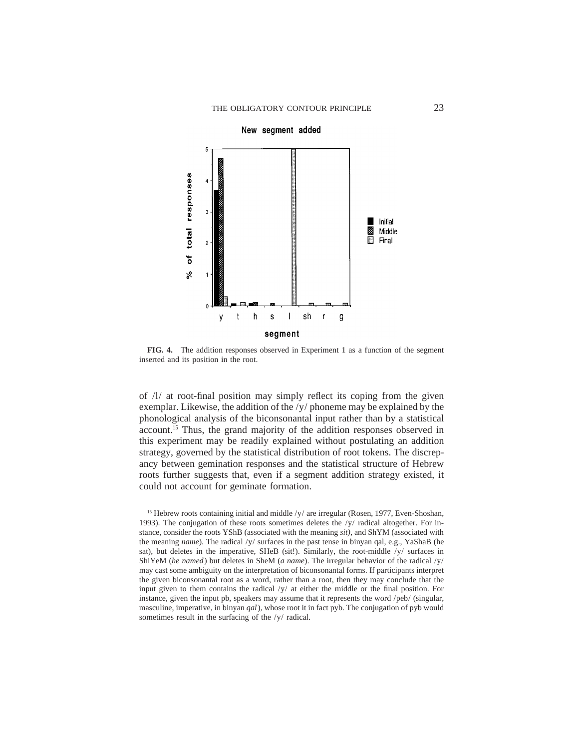New segment added

% of total responses

5
4
3
2
1
0

y t h s l sh r g

segment

Initial
Middle
Final

**FIG. 4.** The addition responses observed in Experiment 1 as a function of the segment inserted and its position in the root.

of /l/ at root-final position may simply reflect its coping from the given exemplar. Likewise, the addition of the /y/ phoneme may be explained by the phonological analysis of the biconsonantal input rather than by a statistical account.[15] Thus, the grand majority of the addition responses observed in this experiment may be readily explained without postulating an addition strategy, governed by the statistical distribution of root tokens. The discrepancy between gemination responses and the statistical structure of Hebrew roots further suggests that, even if a segment addition strategy existed, it could not account for geminate formation.

[15] Hebrew roots containing initial and middle /y/ are irregular (Rosen, 1977, Even-Shoshan, 1993). The conjugation of these roots sometimes deletes the /y/ radical altogether. For instance, consider the roots YShB (associated with the meaning *sit),* and ShYM (associated with the meaning *name*). The radical /y/ surfaces in the past tense in binyan qal, e.g., YaShaB (he sat), but deletes in the imperative, SHeB (sit!). Similarly, the root-middle /y/ surfaces in ShiYeM (*he named*) but deletes in SheM (*a name*). The irregular behavior of the radical /y/ may cast some ambiguity on the interpretation of biconsonantal forms. If participants interpret the given biconsonantal root as a word, rather than a root, then they may conclude that the input given to them contains the radical /y/ at either the middle or the final position. For instance, given the input pb, speakers may assume that it represents the word /peb/ (singular, masculine, imperative, in binyan *qal*), whose root it in fact pyb. The conjugation of pyb would sometimes result in the surfacing of the /y/ radical.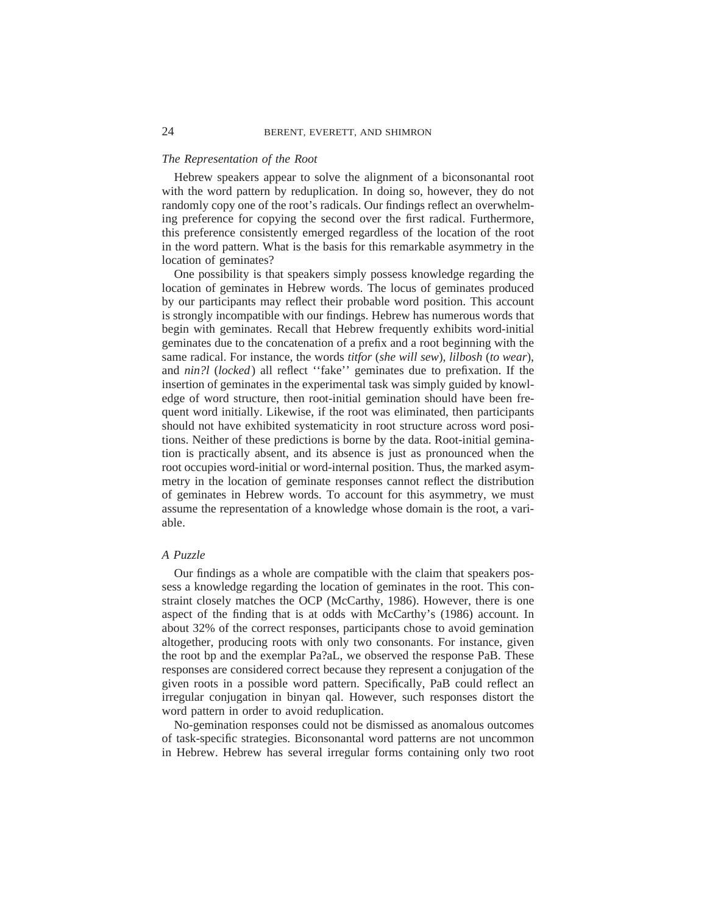*The Representation of the Root*

Hebrew speakers appear to solve the alignment of a biconsonantal root with the word pattern by reduplication. In doing so, however, they do not randomly copy one of the root's radicals. Our findings reflect an overwhelming preference for copying the second over the first radical. Furthermore, this preference consistently emerged regardless of the location of the root in the word pattern. What is the basis for this remarkable asymmetry in the location of geminates?

One possibility is that speakers simply possess knowledge regarding the location of geminates in Hebrew words. The locus of geminates produced by our participants may reflect their probable word position. This account is strongly incompatible with our findings. Hebrew has numerous words that begin with geminates. Recall that Hebrew frequently exhibits word-initial geminates due to the concatenation of a prefix and a root beginning with the same radical. For instance, the words *titfor* (*she will sew*), *lilbosh* (*to wear*), and *nin?l* (*locked*) all reflect ''fake'' geminates due to prefixation. If the insertion of geminates in the experimental task was simply guided by knowledge of word structure, then root-initial gemination should have been frequent word initially. Likewise, if the root was eliminated, then participants should not have exhibited systematicity in root structure across word positions. Neither of these predictions is borne by the data. Root-initial gemination is practically absent, and its absence is just as pronounced when the root occupies word-initial or word-internal position. Thus, the marked asymmetry in the location of geminate responses cannot reflect the distribution of geminates in Hebrew words. To account for this asymmetry, we must assume the representation of a knowledge whose domain is the root, a variable.

*A Puzzle*

Our findings as a whole are compatible with the claim that speakers possess a knowledge regarding the location of geminates in the root. This constraint closely matches the OCP (McCarthy, 1986). However, there is one aspect of the finding that is at odds with McCarthy's (1986) account. In about 32% of the correct responses, participants chose to avoid gemination altogether, producing roots with only two consonants. For instance, given the root bp and the exemplar Pa?aL, we observed the response PaB. These responses are considered correct because they represent a conjugation of the given roots in a possible word pattern. Specifically, PaB could reflect an irregular conjugation in binyan qal. However, such responses distort the word pattern in order to avoid reduplication.

No-gemination responses could not be dismissed as anomalous outcomes of task-specific strategies. Biconsonantal word patterns are not uncommon in Hebrew. Hebrew has several irregular forms containing only two root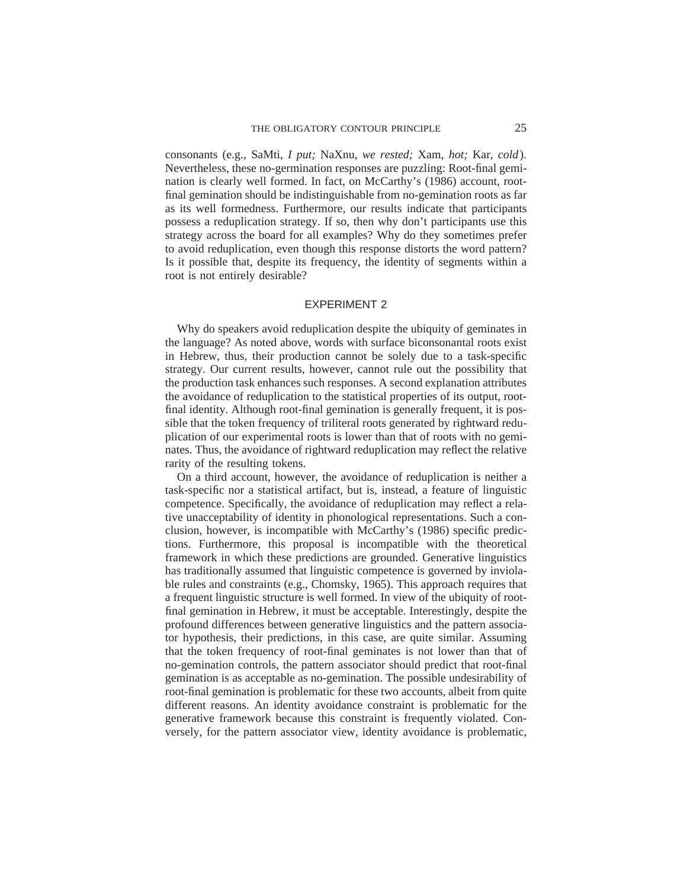consonants (e.g., SaMti, *I put;* NaXnu, *we rested;* Xam, *hot;* Kar, *cold*). Nevertheless, these no-germination responses are puzzling: Root-final gemination is clearly well formed. In fact, on McCarthy's (1986) account, root-final gemination should be indistinguishable from no-gemination roots as far as its well formedness. Furthermore, our results indicate that participants possess a reduplication strategy. If so, then why don't participants use this strategy across the board for all examples? Why do they sometimes prefer to avoid reduplication, even though this response distorts the word pattern? Is it possible that, despite its frequency, the identity of segments within a root is not entirely desirable?

## EXPERIMENT 2

Why do speakers avoid reduplication despite the ubiquity of geminates in the language? As noted above, words with surface biconsonantal roots exist in Hebrew, thus, their production cannot be solely due to a task-specific strategy. Our current results, however, cannot rule out the possibility that the production task enhances such responses. A second explanation attributes the avoidance of reduplication to the statistical properties of its output, root-final identity. Although root-final gemination is generally frequent, it is possible that the token frequency of triliteral roots generated by rightward reduplication of our experimental roots is lower than that of roots with no geminates. Thus, the avoidance of rightward reduplication may reflect the relative rarity of the resulting tokens.

On a third account, however, the avoidance of reduplication is neither a task-specific nor a statistical artifact, but is, instead, a feature of linguistic competence. Specifically, the avoidance of reduplication may reflect a relative unacceptability of identity in phonological representations. Such a conclusion, however, is incompatible with McCarthy's (1986) specific predictions. Furthermore, this proposal is incompatible with the theoretical framework in which these predictions are grounded. Generative linguistics has traditionally assumed that linguistic competence is governed by inviolable rules and constraints (e.g., Chomsky, 1965). This approach requires that a frequent linguistic structure is well formed. In view of the ubiquity of root-final gemination in Hebrew, it must be acceptable. Interestingly, despite the profound differences between generative linguistics and the pattern associator hypothesis, their predictions, in this case, are quite similar. Assuming that the token frequency of root-final geminates is not lower than that of no-gemination controls, the pattern associator should predict that root-final gemination is as acceptable as no-gemination. The possible undesirability of root-final gemination is problematic for these two accounts, albeit from quite different reasons. An identity avoidance constraint is problematic for the generative framework because this constraint is frequently violated. Conversely, for the pattern associator view, identity avoidance is problematic,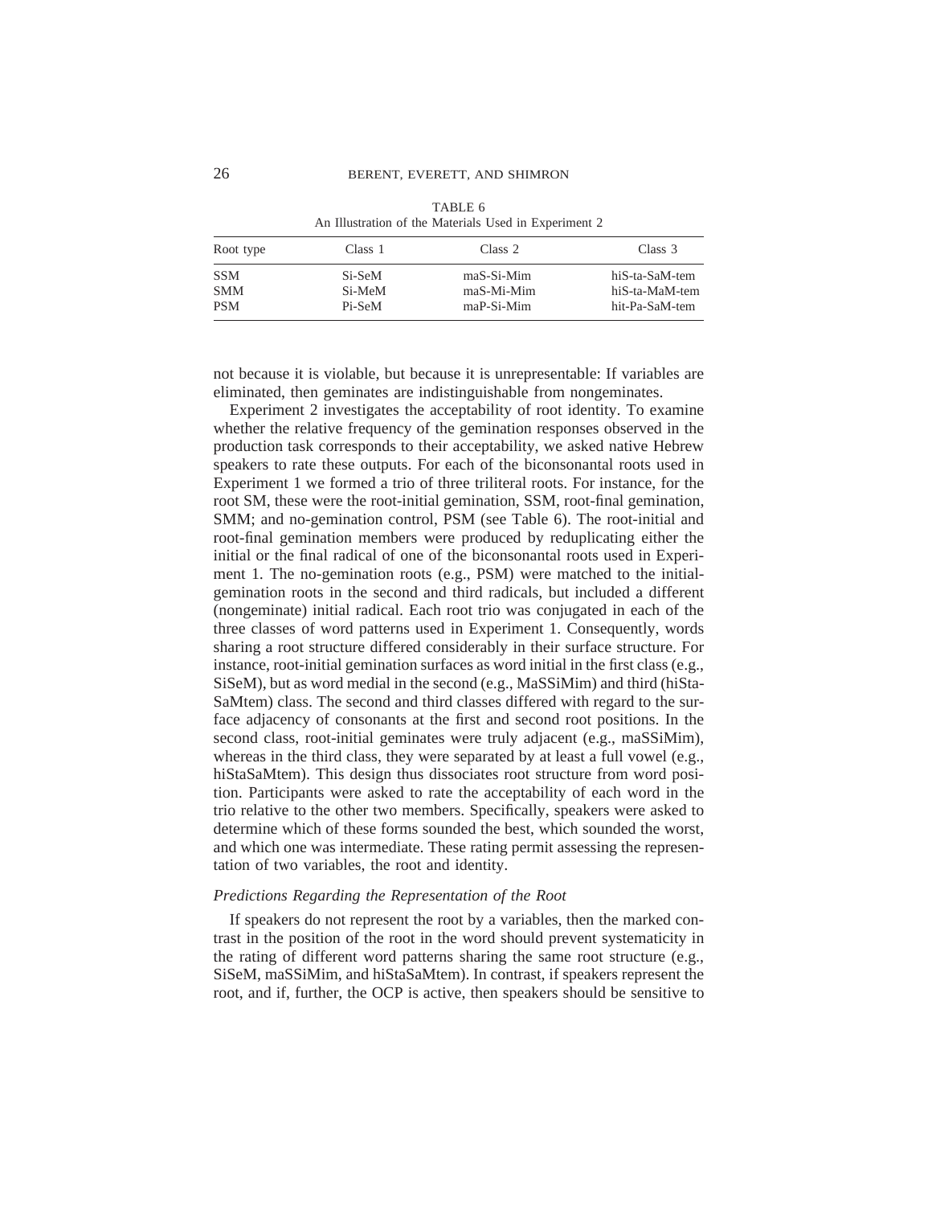TABLE 6
An Illustration of the Materials Used in Experiment 2

| Root type | Class 1 | Class 2 | Class 3 |
|---|---|---|---|
| SSM | Si-SeM | maS-Si-Mim | hiS-ta-SaM-tem |
| SMM | Si-MeM | maS-Mi-Mim | hiS-ta-MaM-tem |
| PSM | Pi-SeM | maP-Si-Mim | hit-Pa-SaM-tem |

not because it is violable, but because it is unrepresentable: If variables are eliminated, then geminates are indistinguishable from nongeminates.

Experiment 2 investigates the acceptability of root identity. To examine whether the relative frequency of the gemination responses observed in the production task corresponds to their acceptability, we asked native Hebrew speakers to rate these outputs. For each of the biconsonantal roots used in Experiment 1 we formed a trio of three triliteral roots. For instance, for the root SM, these were the root-initial gemination, SSM, root-final gemination, SMM; and no-gemination control, PSM (see Table 6). The root-initial and root-final gemination members were produced by reduplicating either the initial or the final radical of one of the biconsonantal roots used in Experiment 1. The no-gemination roots (e.g., PSM) were matched to the initial-gemination roots in the second and third radicals, but included a different (nongeminate) initial radical. Each root trio was conjugated in each of the three classes of word patterns used in Experiment 1. Consequently, words sharing a root structure differed considerably in their surface structure. For instance, root-initial gemination surfaces as word initial in the first class (e.g., SiSeM), but as word medial in the second (e.g., MaSSiMim) and third (hiSta-SaMtem) class. The second and third classes differed with regard to the surface adjacency of consonants at the first and second root positions. In the second class, root-initial geminates were truly adjacent (e.g., maSSiMim), whereas in the third class, they were separated by at least a full vowel (e.g., hiStaSaMtem). This design thus dissociates root structure from word position. Participants were asked to rate the acceptability of each word in the trio relative to the other two members. Specifically, speakers were asked to determine which of these forms sounded the best, which sounded the worst, and which one was intermediate. These rating permit assessing the representation of two variables, the root and identity.

### *Predictions Regarding the Representation of the Root*

If speakers do not represent the root by a variables, then the marked contrast in the position of the root in the word should prevent systematicity in the rating of different word patterns sharing the same root structure (e.g., SiSeM, maSSiMim, and hiStaSaMtem). In contrast, if speakers represent the root, and if, further, the OCP is active, then speakers should be sensitive to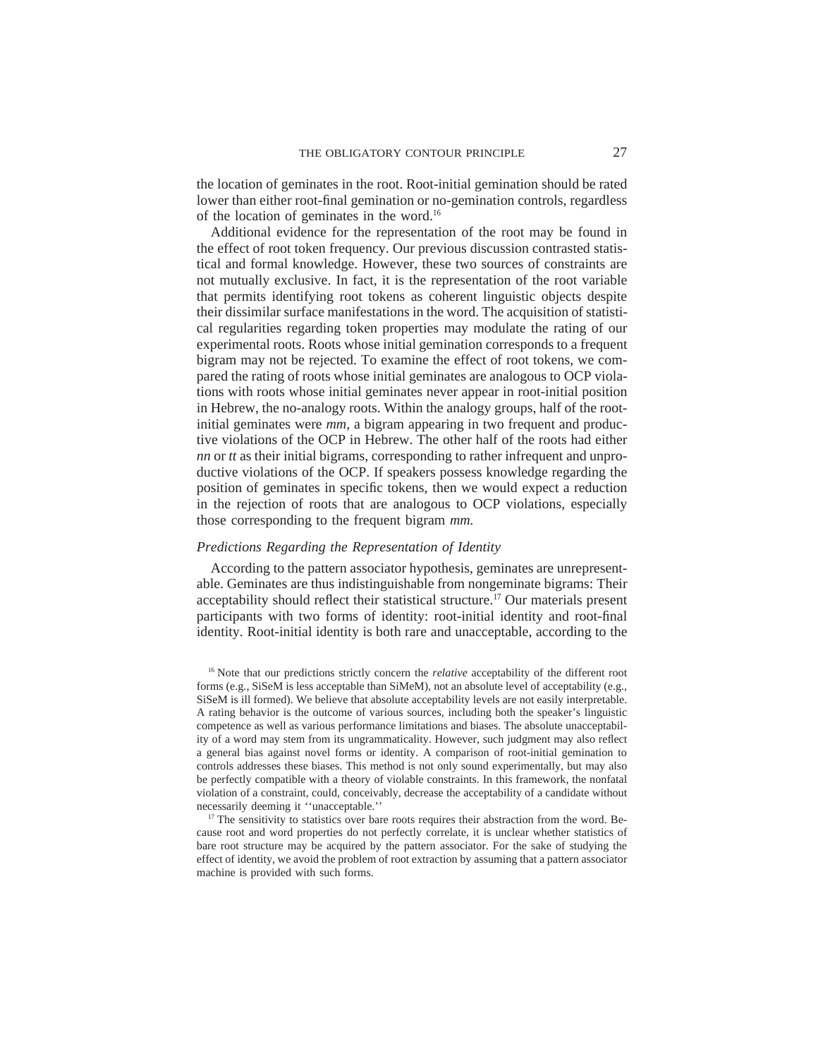the location of geminates in the root. Root-initial gemination should be rated lower than either root-final gemination or no-gemination controls, regardless of the location of geminates in the word.[16]

Additional evidence for the representation of the root may be found in the effect of root token frequency. Our previous discussion contrasted statistical and formal knowledge. However, these two sources of constraints are not mutually exclusive. In fact, it is the representation of the root variable that permits identifying root tokens as coherent linguistic objects despite their dissimilar surface manifestations in the word. The acquisition of statistical regularities regarding token properties may modulate the rating of our experimental roots. Roots whose initial gemination corresponds to a frequent bigram may not be rejected. To examine the effect of root tokens, we compared the rating of roots whose initial geminates are analogous to OCP violations with roots whose initial geminates never appear in root-initial position in Hebrew, the no-analogy roots. Within the analogy groups, half of the root-initial geminates were *mm*, a bigram appearing in two frequent and productive violations of the OCP in Hebrew. The other half of the roots had either *nn* or *tt* as their initial bigrams, corresponding to rather infrequent and unproductive violations of the OCP. If speakers possess knowledge regarding the position of geminates in specific tokens, then we would expect a reduction in the rejection of roots that are analogous to OCP violations, especially those corresponding to the frequent bigram *mm*.

### *Predictions Regarding the Representation of Identity*

According to the pattern associator hypothesis, geminates are unrepresentable. Geminates are thus indistinguishable from nongeminate bigrams: Their acceptability should reflect their statistical structure.[17] Our materials present participants with two forms of identity: root-initial identity and root-final identity. Root-initial identity is both rare and unacceptable, according to the

[16] Note that our predictions strictly concern the *relative* acceptability of the different root forms (e.g., SiSeM is less acceptable than SiMeM), not an absolute level of acceptability (e.g., SiSeM is ill formed). We believe that absolute acceptability levels are not easily interpretable. A rating behavior is the outcome of various sources, including both the speaker's linguistic competence as well as various performance limitations and biases. The absolute unacceptability of a word may stem from its ungrammaticality. However, such judgment may also reflect a general bias against novel forms or identity. A comparison of root-initial gemination to controls addresses these biases. This method is not only sound experimentally, but may also be perfectly compatible with a theory of violable constraints. In this framework, the nonfatal violation of a constraint, could, conceivably, decrease the acceptability of a candidate without necessarily deeming it ''unacceptable.''

[17] The sensitivity to statistics over bare roots requires their abstraction from the word. Because root and word properties do not perfectly correlate, it is unclear whether statistics of bare root structure may be acquired by the pattern associator. For the sake of studying the effect of identity, we avoid the problem of root extraction by assuming that a pattern associator machine is provided with such forms.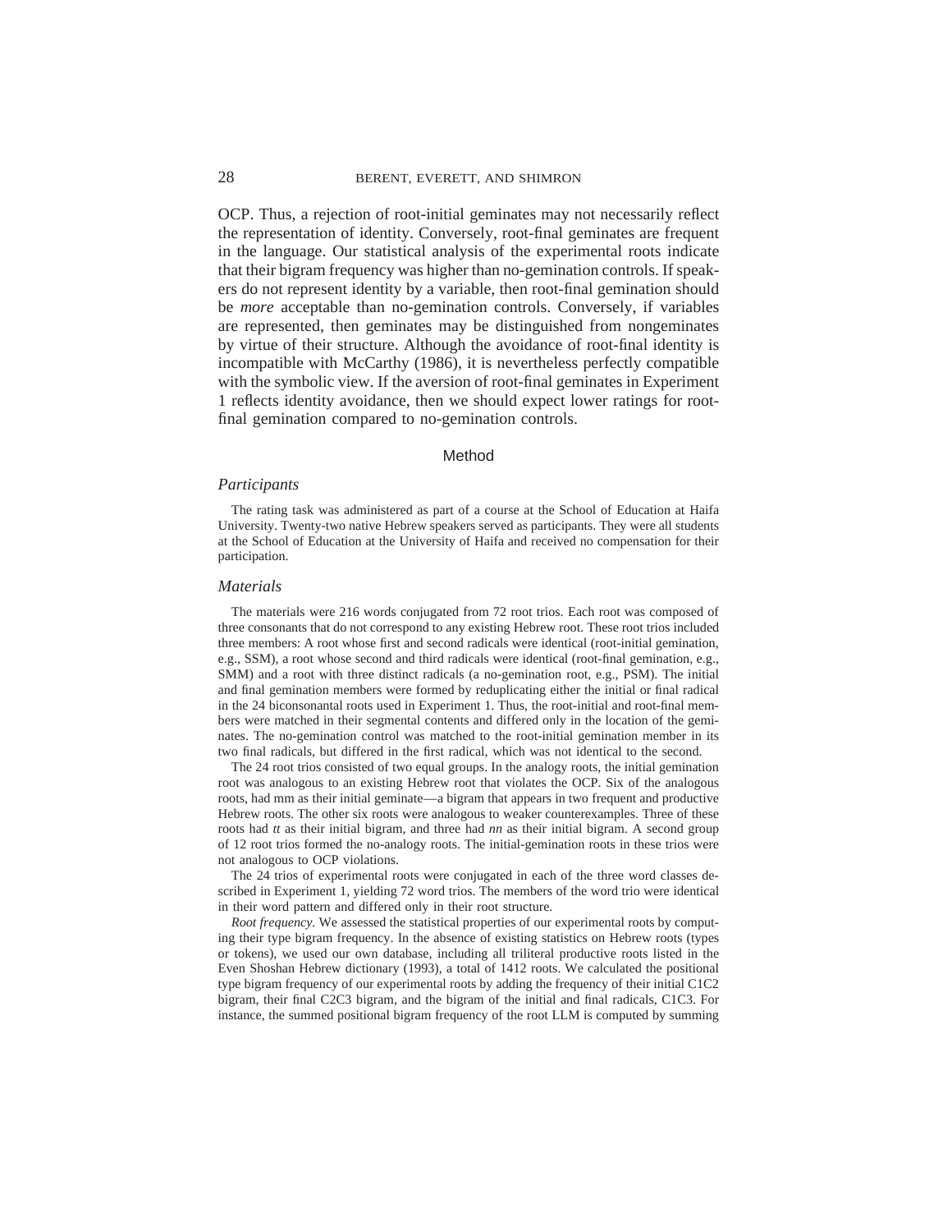OCP. Thus, a rejection of root-initial geminates may not necessarily reflect the representation of identity. Conversely, root-final geminates are frequent in the language. Our statistical analysis of the experimental roots indicate that their bigram frequency was higher than no-gemination controls. If speakers do not represent identity by a variable, then root-final gemination should be *more* acceptable than no-gemination controls. Conversely, if variables are represented, then geminates may be distinguished from nongeminates by virtue of their structure. Although the avoidance of root-final identity is incompatible with McCarthy (1986), it is nevertheless perfectly compatible with the symbolic view. If the aversion of root-final geminates in Experiment 1 reflects identity avoidance, then we should expect lower ratings for root-final gemination compared to no-gemination controls.

## Method

### *Participants*

The rating task was administered as part of a course at the School of Education at Haifa University. Twenty-two native Hebrew speakers served as participants. They were all students at the School of Education at the University of Haifa and received no compensation for their participation.

### *Materials*

The materials were 216 words conjugated from 72 root trios. Each root was composed of three consonants that do not correspond to any existing Hebrew root. These root trios included three members: A root whose first and second radicals were identical (root-initial gemination, e.g., SSM), a root whose second and third radicals were identical (root-final gemination, e.g., SMM) and a root with three distinct radicals (a no-gemination root, e.g., PSM). The initial and final gemination members were formed by reduplicating either the initial or final radical in the 24 biconsonantal roots used in Experiment 1. Thus, the root-initial and root-final members were matched in their segmental contents and differed only in the location of the geminates. The no-gemination control was matched to the root-initial gemination member in its two final radicals, but differed in the first radical, which was not identical to the second.

The 24 root trios consisted of two equal groups. In the analogy roots, the initial gemination root was analogous to an existing Hebrew root that violates the OCP. Six of the analogous roots, had mm as their initial geminate—a bigram that appears in two frequent and productive Hebrew roots. The other six roots were analogous to weaker counterexamples. Three of these roots had *tt* as their initial bigram, and three had *nn* as their initial bigram. A second group of 12 root trios formed the no-analogy roots. The initial-gemination roots in these trios were not analogous to OCP violations.

The 24 trios of experimental roots were conjugated in each of the three word classes described in Experiment 1, yielding 72 word trios. The members of the word trio were identical in their word pattern and differed only in their root structure.

*Root frequency.* We assessed the statistical properties of our experimental roots by computing their type bigram frequency. In the absence of existing statistics on Hebrew roots (types or tokens), we used our own database, including all triliteral productive roots listed in the Even Shoshan Hebrew dictionary (1993), a total of 1412 roots. We calculated the positional type bigram frequency of our experimental roots by adding the frequency of their initial C1C2 bigram, their final C2C3 bigram, and the bigram of the initial and final radicals, C1C3. For instance, the summed positional bigram frequency of the root LLM is computed by summing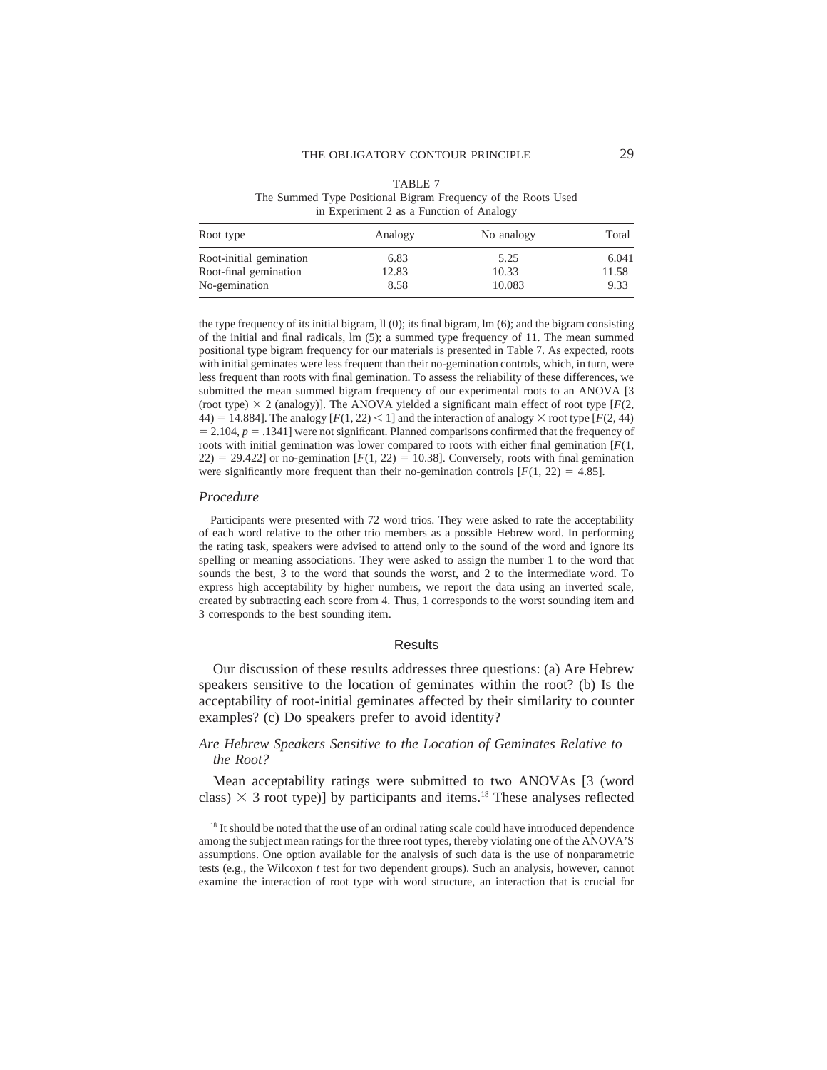TABLE 7
The Summed Type Positional Bigram Frequency of the Roots Used in Experiment 2 as a Function of Analogy

| Root type | Analogy | No analogy | Total |
|---|---|---|---|
| Root-initial gemination | 6.83 | 5.25 | 6.041 |
| Root-final gemination | 12.83 | 10.33 | 11.58 |
| No-gemination | 8.58 | 10.083 | 9.33 |

the type frequency of its initial bigram, ll (0); its final bigram, lm (6); and the bigram consisting of the initial and final radicals, lm (5); a summed type frequency of 11. The mean summed positional type bigram frequency for our materials is presented in Table 7. As expected, roots with initial geminates were less frequent than their no-gemination controls, which, in turn, were less frequent than roots with final gemination. To assess the reliability of these differences, we submitted the mean summed bigram frequency of our experimental roots to an ANOVA [3 (root type) $\times$ 2 (analogy)]. The ANOVA yielded a significant main effect of root type [$F(2, 44) = 14.884$]. The analogy [$F(1, 22) < 1$] and the interaction of analogy $\times$ root type [$F(2, 44) = 2.104$, $p = .1341$] were not significant. Planned comparisons confirmed that the frequency of roots with initial gemination was lower compared to roots with either final gemination [$F(1, 22) = 29.422$] or no-gemination [$F(1, 22) = 10.38$]. Conversely, roots with final gemination were significantly more frequent than their no-gemination controls [$F(1, 22) = 4.85$].

### *Procedure*

Participants were presented with 72 word trios. They were asked to rate the acceptability of each word relative to the other trio members as a possible Hebrew word. In performing the rating task, speakers were advised to attend only to the sound of the word and ignore its spelling or meaning associations. They were asked to assign the number 1 to the word that sounds the best, 3 to the word that sounds the worst, and 2 to the intermediate word. To express high acceptability by higher numbers, we report the data using an inverted scale, created by subtracting each score from 4. Thus, 1 corresponds to the worst sounding item and 3 corresponds to the best sounding item.

## Results

Our discussion of these results addresses three questions: (a) Are Hebrew speakers sensitive to the location of geminates within the root? (b) Is the acceptability of root-initial geminates affected by their similarity to counter examples? (c) Do speakers prefer to avoid identity?

### *Are Hebrew Speakers Sensitive to the Location of Geminates Relative to the Root?*

Mean acceptability ratings were submitted to two ANOVAs [3 (word class) $\times$ 3 root type)] by participants and items.[18] These analyses reflected

[18] It should be noted that the use of an ordinal rating scale could have introduced dependence among the subject mean ratings for the three root types, thereby violating one of the ANOVA'S assumptions. One option available for the analysis of such data is the use of nonparametric tests (e.g., the Wilcoxon *t* test for two dependent groups). Such an analysis, however, cannot examine the interaction of root type with word structure, an interaction that is crucial for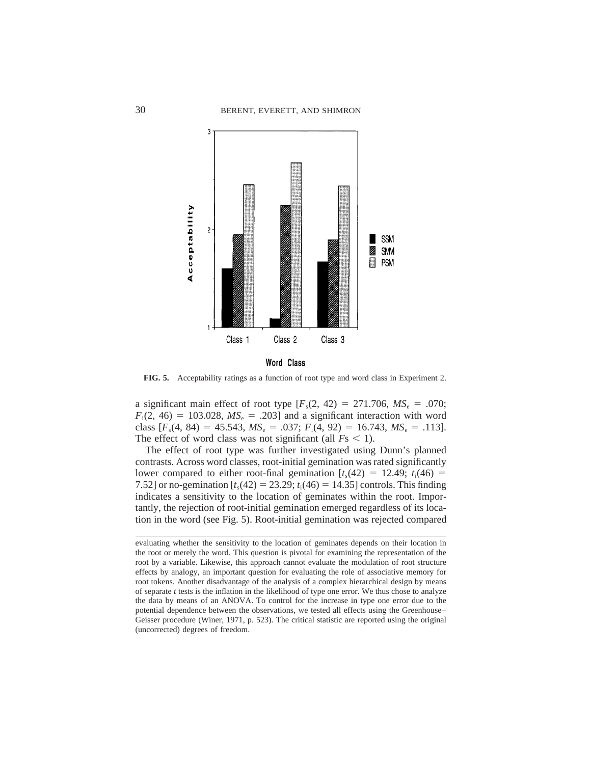**FIG. 5.** Acceptability ratings as a function of root type and word class in Experiment 2.

a significant main effect of root type [$F_s(2, 42) = 271.706$, $MS_e = .070$; $F_i(2, 46) = 103.028$, $MS_e = .203$] and a significant interaction with word class [$F_s(4, 84) = 45.543$, $MS_e = .037$; $F_i(4, 92) = 16.743$, $MS_e = .113$]. The effect of word class was not significant (all $F$s $< 1$).

The effect of root type was further investigated using Dunn's planned contrasts. Across word classes, root-initial gemination was rated significantly lower compared to either root-final gemination [$t_s(42) = 12.49$; $t_i(46) = 7.52$] or no-gemination [$t_s(42) = 23.29$; $t_i(46) = 14.35$] controls. This finding indicates a sensitivity to the location of geminates within the root. Importantly, the rejection of root-initial gemination emerged regardless of its location in the word (see Fig. 5). Root-initial gemination was rejected compared

---

evaluating whether the sensitivity to the location of geminates depends on their location in the root or merely the word. This question is pivotal for examining the representation of the root by a variable. Likewise, this approach cannot evaluate the modulation of root structure effects by analogy, an important question for evaluating the role of associative memory for root tokens. Another disadvantage of the analysis of a complex hierarchical design by means of separate *t* tests is the inflation in the likelihood of type one error. We thus chose to analyze the data by means of an ANOVA. To control for the increase in type one error due to the potential dependence between the observations, we tested all effects using the Greenhouse–Geisser procedure (Winer, 1971, p. 523). The critical statistic are reported using the original (uncorrected) degrees of freedom.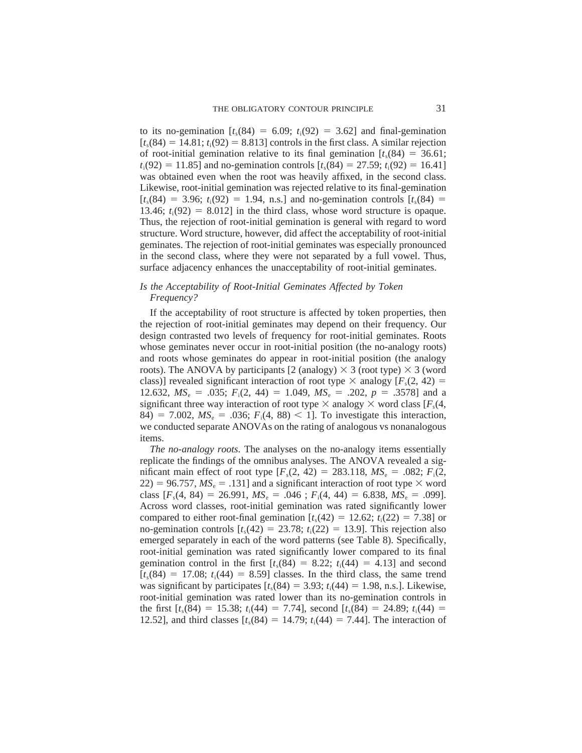to its no-gemination [$t_s(84) = 6.09$; $t_i(92) = 3.62$] and final-gemination [$t_s(84) = 14.81$; $t_i(92) = 8.813$] controls in the first class. A similar rejection of root-initial gemination relative to its final gemination [$t_s(84) = 36.61$; $t_i(92) = 11.85$] and no-gemination controls [$t_s(84) = 27.59$; $t_i(92) = 16.41$] was obtained even when the root was heavily affixed, in the second class. Likewise, root-initial gemination was rejected relative to its final-gemination [$t_s(84) = 3.96$; $t_i(92) = 1.94$, n.s.] and no-gemination controls [$t_s(84) = 13.46$; $t_i(92) = 8.012$] in the third class, whose word structure is opaque. Thus, the rejection of root-initial gemination is general with regard to word structure. Word structure, however, did affect the acceptability of root-initial geminates. The rejection of root-initial geminates was especially pronounced in the second class, where they were not separated by a full vowel. Thus, surface adjacency enhances the unacceptability of root-initial geminates.

### *Is the Acceptability of Root-Initial Geminates Affected by Token Frequency?*

If the acceptability of root structure is affected by token properties, then the rejection of root-initial geminates may depend on their frequency. Our design contrasted two levels of frequency for root-initial geminates. Roots whose geminates never occur in root-initial position (the no-analogy roots) and roots whose geminates do appear in root-initial position (the analogy roots). The ANOVA by participants [2 (analogy) $\times$ 3 (root type) $\times$ 3 (word class)] revealed significant interaction of root type $\times$ analogy [$F_s(2, 42) = 12.632$, $MS_e = .035$; $F_i(2, 44) = 1.049$, $MS_e = .202$, $p = .3578$] and a significant three way interaction of root type $\times$ analogy $\times$ word class [$F_s(4, 84) = 7.002$, $MS_e = .036$; $F_i(4, 88) < 1$]. To investigate this interaction, we conducted separate ANOVAs on the rating of analogous vs nonanalogous items.

*The no-analogy roots.* The analyses on the no-analogy items essentially replicate the findings of the omnibus analyses. The ANOVA revealed a significant main effect of root type [$F_s(2, 42) = 283.118$, $MS_e = .082$; $F_i(2, 22) = 96.757$, $MS_e = .131$] and a significant interaction of root type $\times$ word class [$F_s(4, 84) = 26.991$, $MS_e = .046$ ; $F_i(4, 44) = 6.838$, $MS_e = .099$]. Across word classes, root-initial gemination was rated significantly lower compared to either root-final gemination [$t_s(42) = 12.62$; $t_i(22) = 7.38$] or no-gemination controls [$t_s(42) = 23.78$; $t_i(22) = 13.9$]. This rejection also emerged separately in each of the word patterns (see Table 8). Specifically, root-initial gemination was rated significantly lower compared to its final gemination control in the first [$t_s(84) = 8.22$; $t_i(44) = 4.13$] and second [$t_s(84) = 17.08$; $t_i(44) = 8.59$] classes. In the third class, the same trend was significant by participates [$t_s(84) = 3.93$; $t_i(44) = 1.98$, n.s.]. Likewise, root-initial gemination was rated lower than its no-gemination controls in the first [$t_s(84) = 15.38$; $t_i(44) = 7.74$], second [$t_s(84) = 24.89$; $t_i(44) = 12.52$], and third classes [$t_s(84) = 14.79$; $t_i(44) = 7.44$]. The interaction of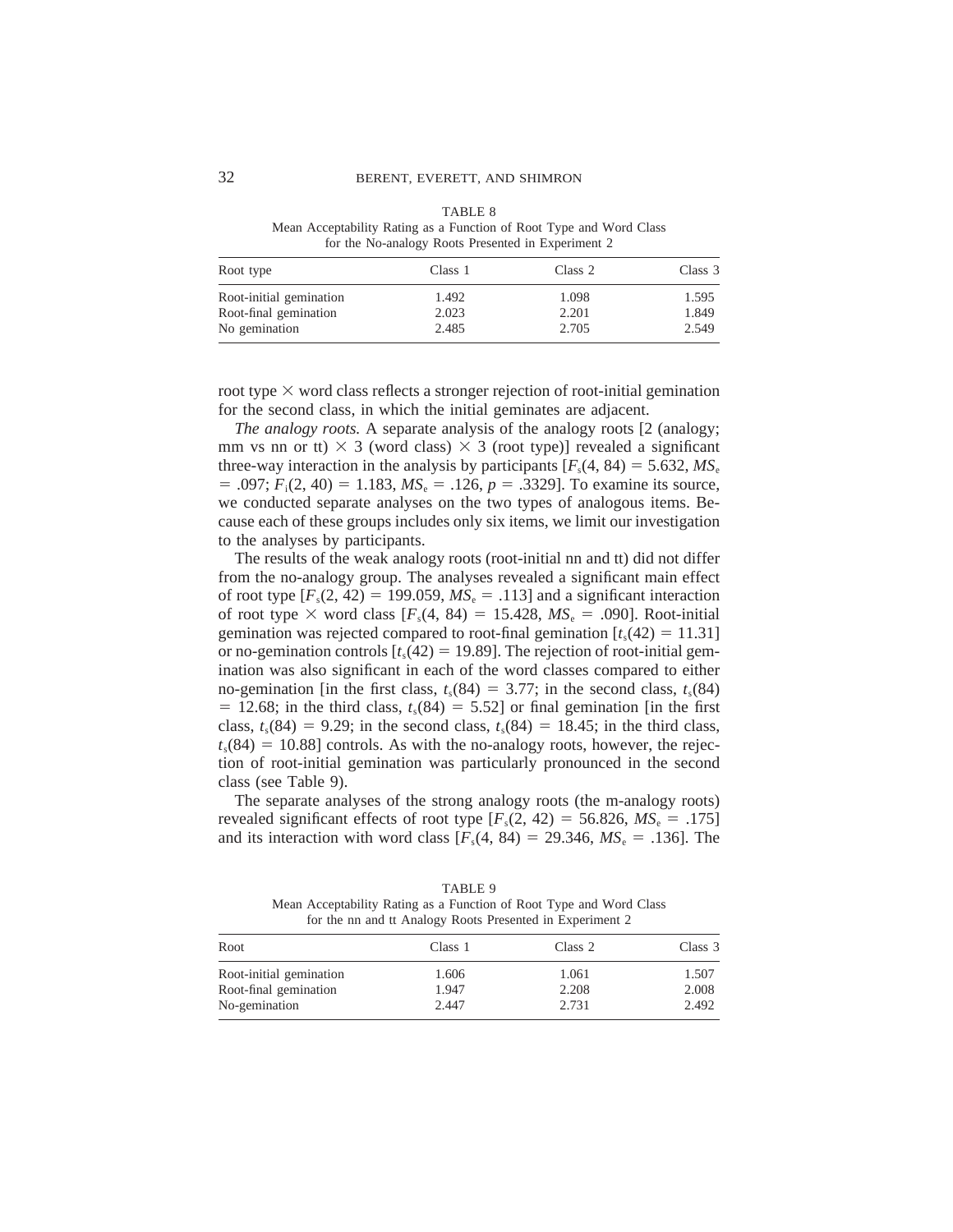TABLE 8
Mean Acceptability Rating as a Function of Root Type and Word Class for the No-analogy Roots Presented in Experiment 2

| Root type | Class 1 | Class 2 | Class 3 |
|---|---|---|---|
| Root-initial gemination | 1.492 | 1.098 | 1.595 |
| Root-final gemination | 2.023 | 2.201 | 1.849 |
| No gemination | 2.485 | 2.705 | 2.549 |

root type × word class reflects a stronger rejection of root-initial gemination for the second class, in which the initial geminates are adjacent.

*The analogy roots.* A separate analysis of the analogy roots [2 (analogy; mm vs nn or tt) × 3 (word class) × 3 (root type)] revealed a significant three-way interaction in the analysis by participants [$F_s(4, 84) = 5.632$, $MS_e = .097$; $F_i(2, 40) = 1.183$, $MS_e = .126$, $p = .3329$]. To examine its source, we conducted separate analyses on the two types of analogous items. Because each of these groups includes only six items, we limit our investigation to the analyses by participants.

The results of the weak analogy roots (root-initial nn and tt) did not differ from the no-analogy group. The analyses revealed a significant main effect of root type [$F_s(2, 42) = 199.059$, $MS_e = .113$] and a significant interaction of root type × word class [$F_s(4, 84) = 15.428$, $MS_e = .090$]. Root-initial gemination was rejected compared to root-final gemination [$t_s(42) = 11.31$] or no-gemination controls [$t_s(42) = 19.89$]. The rejection of root-initial gemination was also significant in each of the word classes compared to either no-gemination [in the first class, $t_s(84) = 3.77$; in the second class, $t_s(84) = 12.68$; in the third class, $t_s(84) = 5.52$] or final gemination [in the first class, $t_s(84) = 9.29$; in the second class, $t_s(84) = 18.45$; in the third class, $t_s(84) = 10.88$] controls. As with the no-analogy roots, however, the rejection of root-initial gemination was particularly pronounced in the second class (see Table 9).

The separate analyses of the strong analogy roots (the m-analogy roots) revealed significant effects of root type [$F_s(2, 42) = 56.826$, $MS_e = .175$] and its interaction with word class [$F_s(4, 84) = 29.346$, $MS_e = .136$]. The

TABLE 9
Mean Acceptability Rating as a Function of Root Type and Word Class for the nn and tt Analogy Roots Presented in Experiment 2

| Root | Class 1 | Class 2 | Class 3 |
|---|---|---|---|
| Root-initial gemination | 1.606 | 1.061 | 1.507 |
| Root-final gemination | 1.947 | 2.208 | 2.008 |
| No-gemination | 2.447 | 2.731 | 2.492 |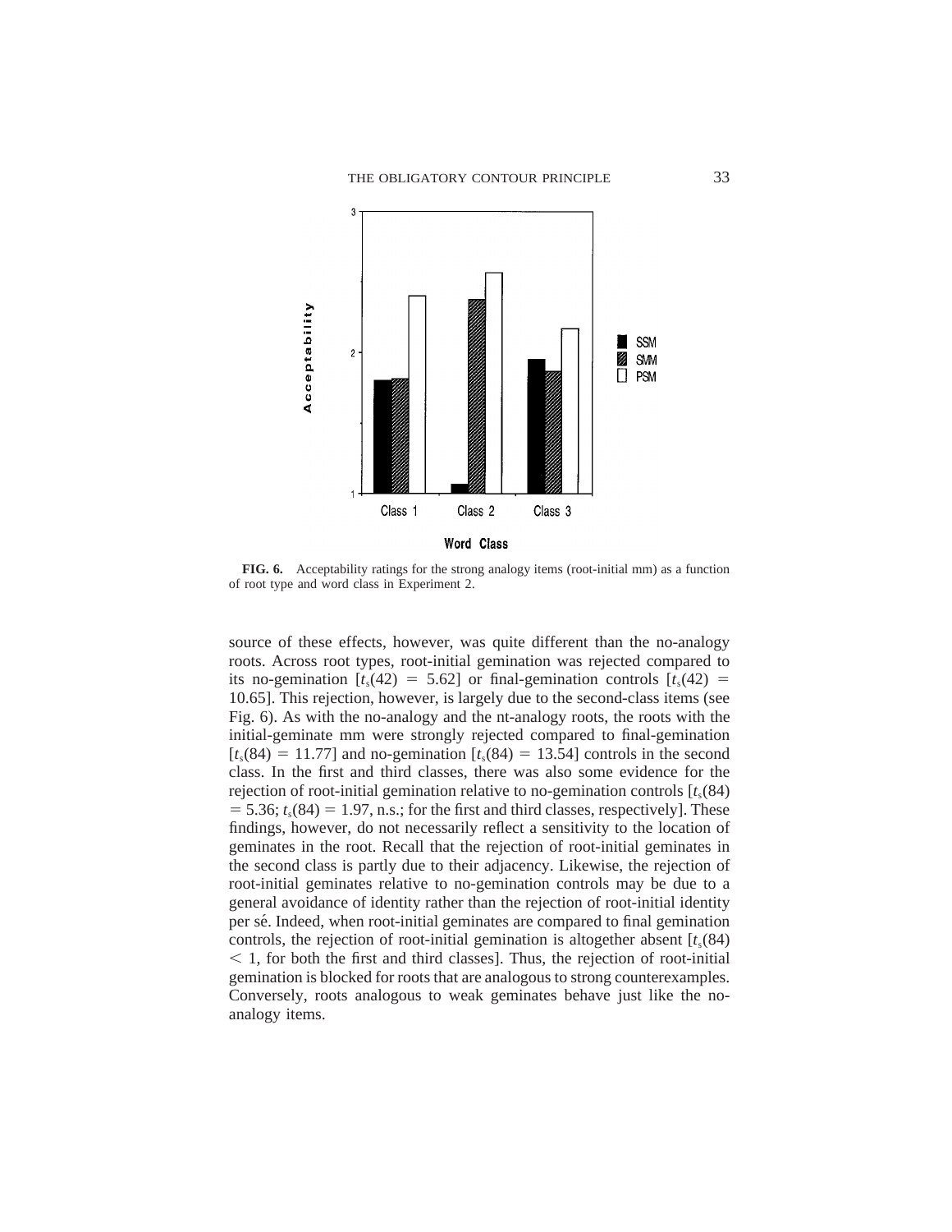**FIG. 6.** Acceptability ratings for the strong analogy items (root-initial mm) as a function of root type and word class in Experiment 2.

source of these effects, however, was quite different than the no-analogy roots. Across root types, root-initial gemination was rejected compared to its no-gemination [$t_s(42) = 5.62$] or final-gemination controls [$t_s(42) = 10.65$]. This rejection, however, is largely due to the second-class items (see Fig. 6). As with the no-analogy and the nt-analogy roots, the roots with the initial-geminate mm were strongly rejected compared to final-gemination [$t_s(84) = 11.77$] and no-gemination [$t_s(84) = 13.54$] controls in the second class. In the first and third classes, there was also some evidence for the rejection of root-initial gemination relative to no-gemination controls [$t_s(84) = 5.36$; $t_s(84) = 1.97$, n.s.; for the first and third classes, respectively]. These findings, however, do not necessarily reflect a sensitivity to the location of geminates in the root. Recall that the rejection of root-initial geminates in the second class is partly due to their adjacency. Likewise, the rejection of root-initial geminates relative to no-gemination controls may be due to a general avoidance of identity rather than the rejection of root-initial identity per sé. Indeed, when root-initial geminates are compared to final gemination controls, the rejection of root-initial gemination is altogether absent [$t_s(84) < 1$, for both the first and third classes]. Thus, the rejection of root-initial gemination is blocked for roots that are analogous to strong counterexamples. Conversely, roots analogous to weak geminates behave just like the no-analogy items.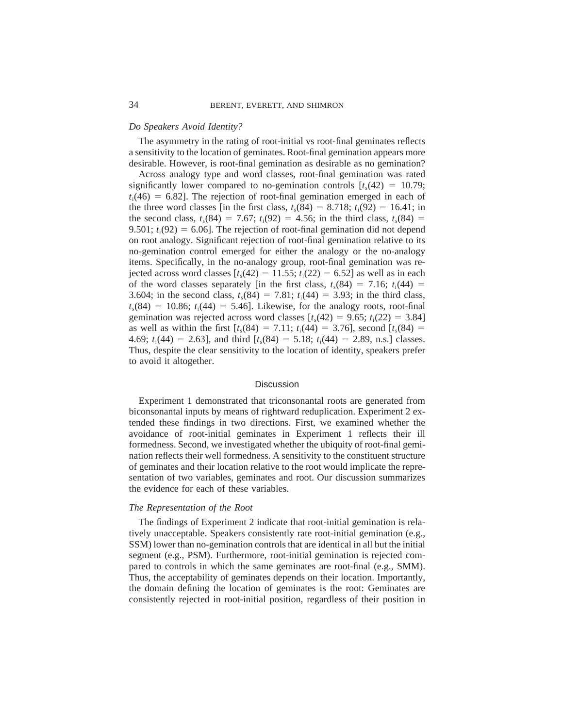### *Do Speakers Avoid Identity?*

The asymmetry in the rating of root-initial vs root-final geminates reflects a sensitivity to the location of geminates. Root-final gemination appears more desirable. However, is root-final gemination as desirable as no gemination?

Across analogy type and word classes, root-final gemination was rated significantly lower compared to no-gemination controls [$t_s(42) = 10.79$; $t_i(46) = 6.82$]. The rejection of root-final gemination emerged in each of the three word classes [in the first class, $t_s(84) = 8.718$; $t_i(92) = 16.41$; in the second class, $t_s(84) = 7.67$; $t_i(92) = 4.56$; in the third class, $t_s(84) = 9.501$; $t_i(92) = 6.06$]. The rejection of root-final gemination did not depend on root analogy. Significant rejection of root-final gemination relative to its no-gemination control emerged for either the analogy or the no-analogy items. Specifically, in the no-analogy group, root-final gemination was rejected across word classes [$t_s(42) = 11.55$; $t_i(22) = 6.52$] as well as in each of the word classes separately [in the first class, $t_s(84) = 7.16$; $t_i(44) = 3.604$; in the second class, $t_s(84) = 7.81$; $t_i(44) = 3.93$; in the third class, $t_s(84) = 10.86$; $t_i(44) = 5.46$]. Likewise, for the analogy roots, root-final gemination was rejected across word classes [$t_s(42) = 9.65$; $t_i(22) = 3.84$] as well as within the first [$t_s(84) = 7.11$; $t_i(44) = 3.76$], second [$t_s(84) = 4.69$; $t_i(44) = 2.63$], and third [$t_s(84) = 5.18$; $t_i(44) = 2.89$, n.s.] classes. Thus, despite the clear sensitivity to the location of identity, speakers prefer to avoid it altogether.

## Discussion

Experiment 1 demonstrated that triconsonantal roots are generated from biconsonantal inputs by means of rightward reduplication. Experiment 2 extended these findings in two directions. First, we examined whether the avoidance of root-initial geminates in Experiment 1 reflects their ill formedness. Second, we investigated whether the ubiquity of root-final gemination reflects their well formedness. A sensitivity to the constituent structure of geminates and their location relative to the root would implicate the representation of two variables, geminates and root. Our discussion summarizes the evidence for each of these variables.

### *The Representation of the Root*

The findings of Experiment 2 indicate that root-initial gemination is relatively unacceptable. Speakers consistently rate root-initial gemination (e.g., SSM) lower than no-gemination controls that are identical in all but the initial segment (e.g., PSM). Furthermore, root-initial gemination is rejected compared to controls in which the same geminates are root-final (e.g., SMM). Thus, the acceptability of geminates depends on their location. Importantly, the domain defining the location of geminates is the root: Geminates are consistently rejected in root-initial position, regardless of their position in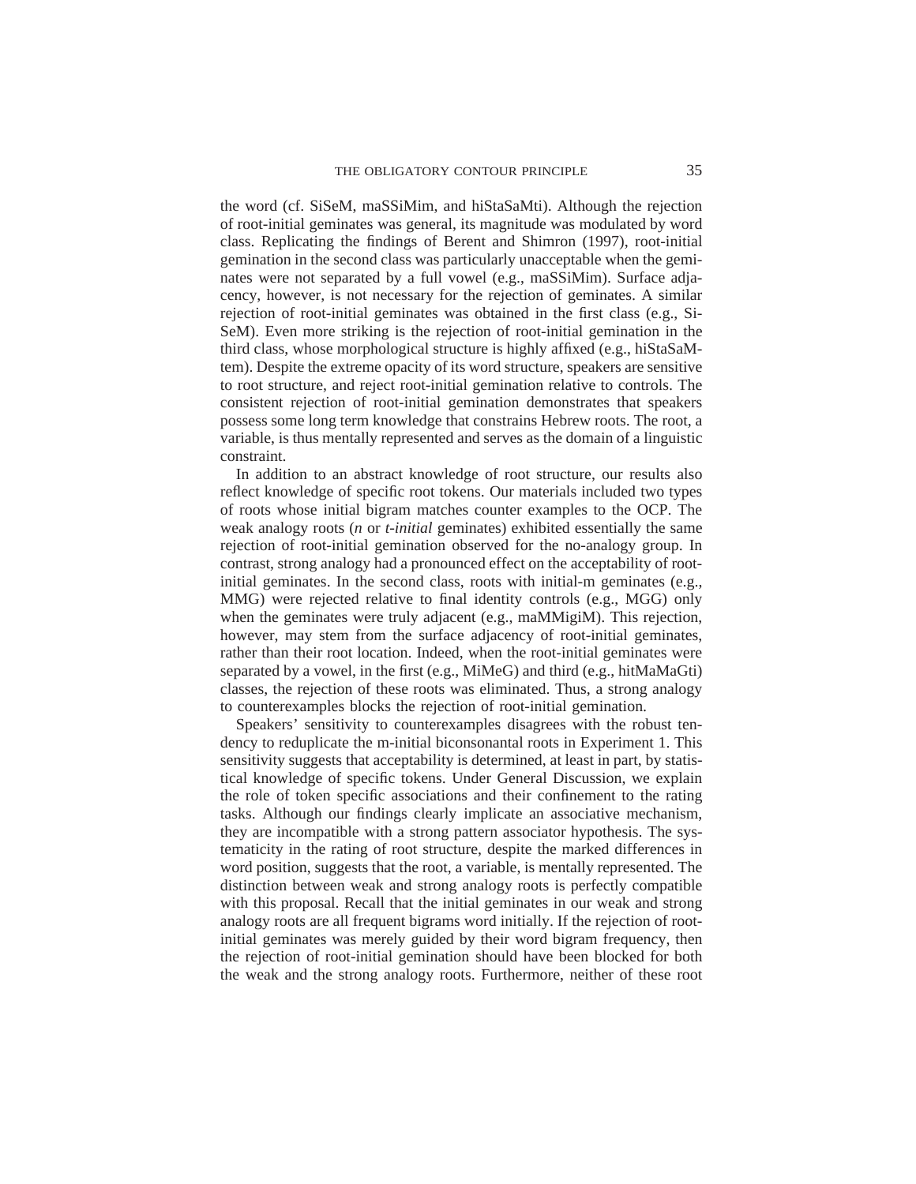the word (cf. SiSeM, maSSiMim, and hiStaSaMti). Although the rejection of root-initial geminates was general, its magnitude was modulated by word class. Replicating the findings of Berent and Shimron (1997), root-initial gemination in the second class was particularly unacceptable when the geminates were not separated by a full vowel (e.g., maSSiMim). Surface adjacency, however, is not necessary for the rejection of geminates. A similar rejection of root-initial geminates was obtained in the first class (e.g., SiSeM). Even more striking is the rejection of root-initial gemination in the third class, whose morphological structure is highly affixed (e.g., hiStaSaMtem). Despite the extreme opacity of its word structure, speakers are sensitive to root structure, and reject root-initial gemination relative to controls. The consistent rejection of root-initial gemination demonstrates that speakers possess some long term knowledge that constrains Hebrew roots. The root, a variable, is thus mentally represented and serves as the domain of a linguistic constraint.

In addition to an abstract knowledge of root structure, our results also reflect knowledge of specific root tokens. Our materials included two types of roots whose initial bigram matches counter examples to the OCP. The weak analogy roots (*n* or *t-initial* geminates) exhibited essentially the same rejection of root-initial gemination observed for the no-analogy group. In contrast, strong analogy had a pronounced effect on the acceptability of root-initial geminates. In the second class, roots with initial-m geminates (e.g., MMG) were rejected relative to final identity controls (e.g., MGG) only when the geminates were truly adjacent (e.g., maMMigiM). This rejection, however, may stem from the surface adjacency of root-initial geminates, rather than their root location. Indeed, when the root-initial geminates were separated by a vowel, in the first (e.g., MiMeG) and third (e.g., hitMaMaGti) classes, the rejection of these roots was eliminated. Thus, a strong analogy to counterexamples blocks the rejection of root-initial gemination.

Speakers' sensitivity to counterexamples disagrees with the robust tendency to reduplicate the m-initial biconsonantal roots in Experiment 1. This sensitivity suggests that acceptability is determined, at least in part, by statistical knowledge of specific tokens. Under General Discussion, we explain the role of token specific associations and their confinement to the rating tasks. Although our findings clearly implicate an associative mechanism, they are incompatible with a strong pattern associator hypothesis. The systematicity in the rating of root structure, despite the marked differences in word position, suggests that the root, a variable, is mentally represented. The distinction between weak and strong analogy roots is perfectly compatible with this proposal. Recall that the initial geminates in our weak and strong analogy roots are all frequent bigrams word initially. If the rejection of root-initial geminates was merely guided by their word bigram frequency, then the rejection of root-initial gemination should have been blocked for both the weak and the strong analogy roots. Furthermore, neither of these root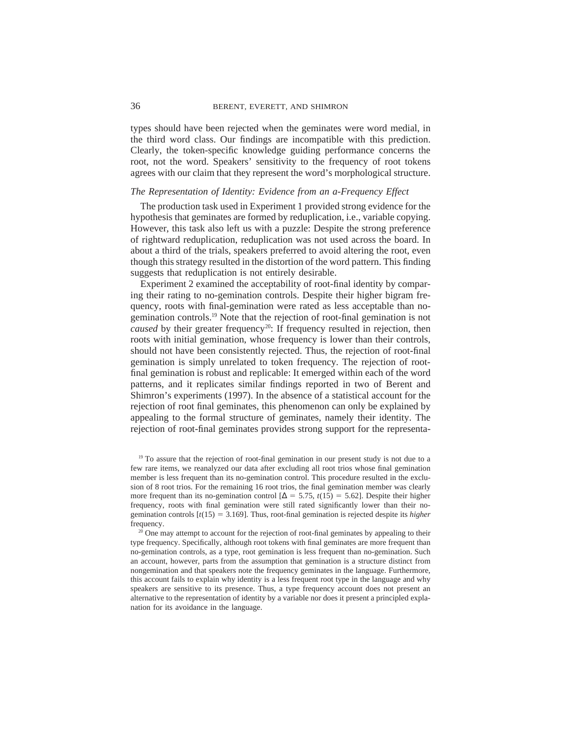types should have been rejected when the geminates were word medial, in the third word class. Our findings are incompatible with this prediction. Clearly, the token-specific knowledge guiding performance concerns the root, not the word. Speakers' sensitivity to the frequency of root tokens agrees with our claim that they represent the word's morphological structure.

### *The Representation of Identity: Evidence from an a-Frequency Effect*

The production task used in Experiment 1 provided strong evidence for the hypothesis that geminates are formed by reduplication, i.e., variable copying. However, this task also left us with a puzzle: Despite the strong preference of rightward reduplication, reduplication was not used across the board. In about a third of the trials, speakers preferred to avoid altering the root, even though this strategy resulted in the distortion of the word pattern. This finding suggests that reduplication is not entirely desirable.

Experiment 2 examined the acceptability of root-final identity by comparing their rating to no-gemination controls. Despite their higher bigram frequency, roots with final-gemination were rated as less acceptable than no-gemination controls.[19] Note that the rejection of root-final gemination is not *caused* by their greater frequency[20]: If frequency resulted in rejection, then roots with initial gemination, whose frequency is lower than their controls, should not have been consistently rejected. Thus, the rejection of root-final gemination is simply unrelated to token frequency. The rejection of root-final gemination is robust and replicable: It emerged within each of the word patterns, and it replicates similar findings reported in two of Berent and Shimron's experiments (1997). In the absence of a statistical account for the rejection of root final geminates, this phenomenon can only be explained by appealing to the formal structure of geminates, namely their identity. The rejection of root-final geminates provides strong support for the representa-

[19] To assure that the rejection of root-final gemination in our present study is not due to a few rare items, we reanalyzed our data after excluding all root trios whose final gemination member is less frequent than its no-gemination control. This procedure resulted in the exclusion of 8 root trios. For the remaining 16 root trios, the final gemination member was clearly more frequent than its no-gemination control [$\Delta = 5.75$, $t(15) = 5.62$]. Despite their higher frequency, roots with final gemination were still rated significantly lower than their no-gemination controls [$t(15) = 3.169$]. Thus, root-final gemination is rejected despite its *higher* frequency.

[20] One may attempt to account for the rejection of root-final geminates by appealing to their type frequency. Specifically, although root tokens with final geminates are more frequent than no-gemination controls, as a type, root gemination is less frequent than no-gemination. Such an account, however, parts from the assumption that gemination is a structure distinct from nongemination and that speakers note the frequency geminates in the language. Furthermore, this account fails to explain why identity is a less frequent root type in the language and why speakers are sensitive to its presence. Thus, a type frequency account does not present an alternative to the representation of identity by a variable nor does it present a principled explanation for its avoidance in the language.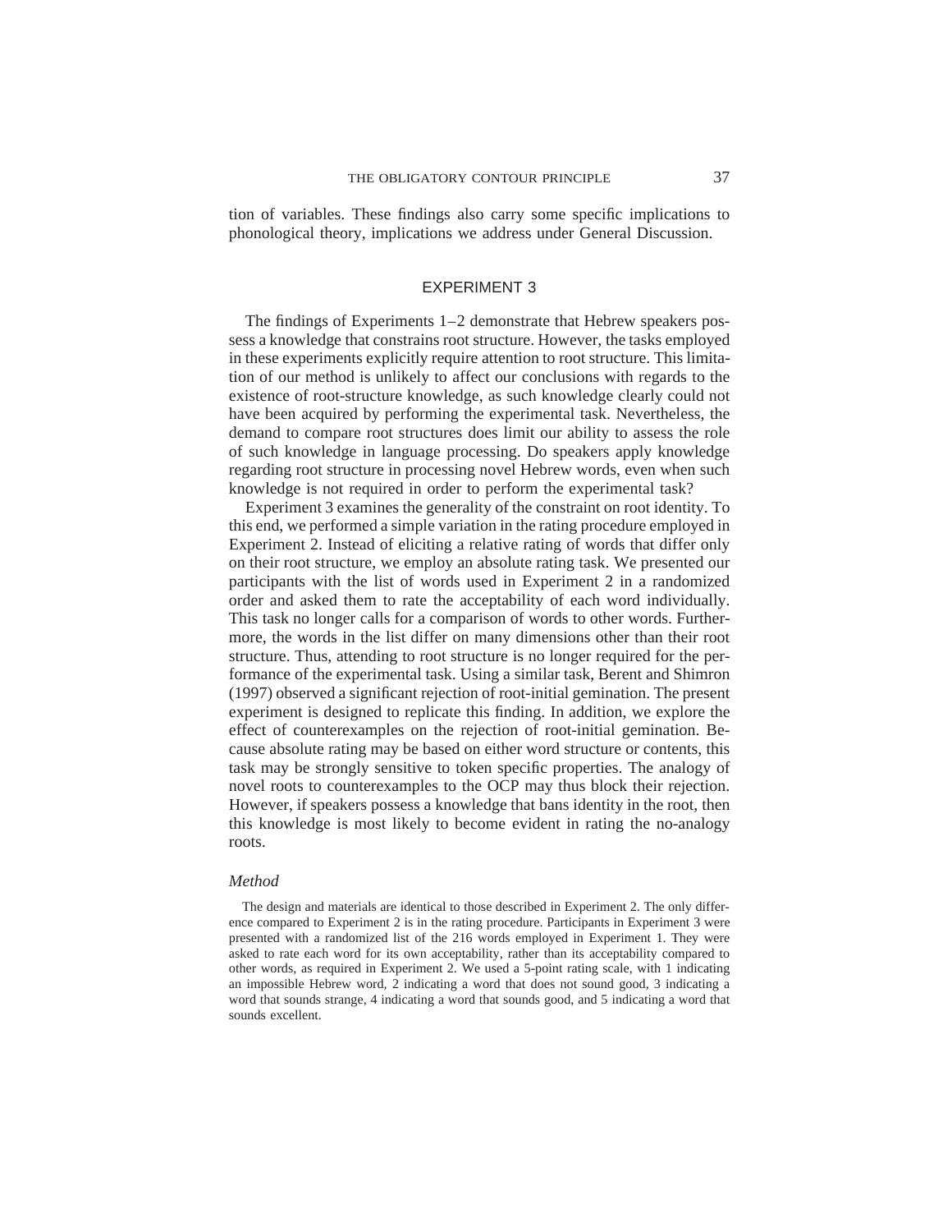tion of variables. These findings also carry some specific implications to phonological theory, implications we address under General Discussion.

## EXPERIMENT 3

The findings of Experiments 1–2 demonstrate that Hebrew speakers possess a knowledge that constrains root structure. However, the tasks employed in these experiments explicitly require attention to root structure. This limitation of our method is unlikely to affect our conclusions with regards to the existence of root-structure knowledge, as such knowledge clearly could not have been acquired by performing the experimental task. Nevertheless, the demand to compare root structures does limit our ability to assess the role of such knowledge in language processing. Do speakers apply knowledge regarding root structure in processing novel Hebrew words, even when such knowledge is not required in order to perform the experimental task?

Experiment 3 examines the generality of the constraint on root identity. To this end, we performed a simple variation in the rating procedure employed in Experiment 2. Instead of eliciting a relative rating of words that differ only on their root structure, we employ an absolute rating task. We presented our participants with the list of words used in Experiment 2 in a randomized order and asked them to rate the acceptability of each word individually. This task no longer calls for a comparison of words to other words. Furthermore, the words in the list differ on many dimensions other than their root structure. Thus, attending to root structure is no longer required for the performance of the experimental task. Using a similar task, Berent and Shimron (1997) observed a significant rejection of root-initial gemination. The present experiment is designed to replicate this finding. In addition, we explore the effect of counterexamples on the rejection of root-initial gemination. Because absolute rating may be based on either word structure or contents, this task may be strongly sensitive to token specific properties. The analogy of novel roots to counterexamples to the OCP may thus block their rejection. However, if speakers possess a knowledge that bans identity in the root, then this knowledge is most likely to become evident in rating the no-analogy roots.

### *Method*

The design and materials are identical to those described in Experiment 2. The only difference compared to Experiment 2 is in the rating procedure. Participants in Experiment 3 were presented with a randomized list of the 216 words employed in Experiment 1. They were asked to rate each word for its own acceptability, rather than its acceptability compared to other words, as required in Experiment 2. We used a 5-point rating scale, with 1 indicating an impossible Hebrew word, 2 indicating a word that does not sound good, 3 indicating a word that sounds strange, 4 indicating a word that sounds good, and 5 indicating a word that sounds excellent.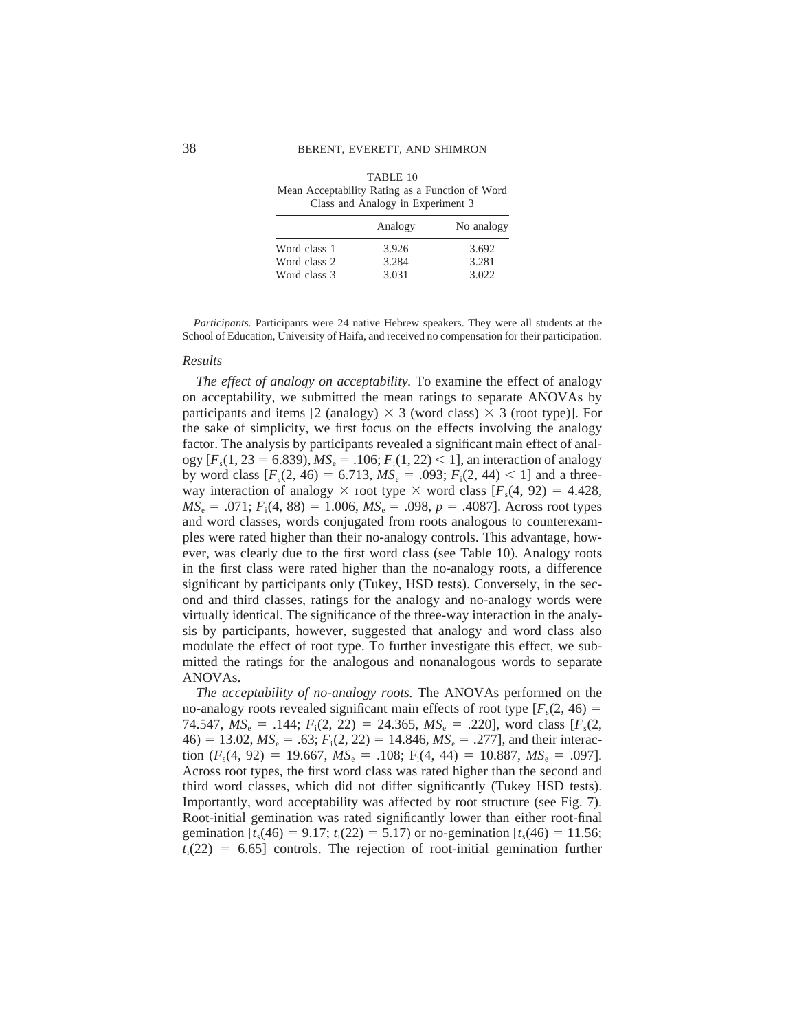TABLE 10
Mean Acceptability Rating as a Function of Word Class and Analogy in Experiment 3

| | Analogy | No analogy |
|---|---|---|
| Word class 1 | 3.926 | 3.692 |
| Word class 2 | 3.284 | 3.281 |
| Word class 3 | 3.031 | 3.022 |

*Participants.* Participants were 24 native Hebrew speakers. They were all students at the School of Education, University of Haifa, and received no compensation for their participation.

### Results

*The effect of analogy on acceptability.* To examine the effect of analogy on acceptability, we submitted the mean ratings to separate ANOVAs by participants and items [2 (analogy) $\times$ 3 (word class) $\times$ 3 (root type)]. For the sake of simplicity, we first focus on the effects involving the analogy factor. The analysis by participants revealed a significant main effect of analogy [$F_s(1, 23 = 6.839)$, $MS_e = .106$; $F_i(1, 22) < 1$], an interaction of analogy by word class [$F_s(2, 46) = 6.713$, $MS_e = .093$; $F_i(2, 44) < 1$] and a three-way interaction of analogy $\times$ root type $\times$ word class [$F_s(4, 92) = 4.428$, $MS_e = .071$; $F_i(4, 88) = 1.006$, $MS_e = .098$, $p = .4087$]. Across root types and word classes, words conjugated from roots analogous to counterexamples were rated higher than their no-analogy controls. This advantage, however, was clearly due to the first word class (see Table 10). Analogy roots in the first class were rated higher than the no-analogy roots, a difference significant by participants only (Tukey, HSD tests). Conversely, in the second and third classes, ratings for the analogy and no-analogy words were virtually identical. The significance of the three-way interaction in the analysis by participants, however, suggested that analogy and word class also modulate the effect of root type. To further investigate this effect, we submitted the ratings for the analogous and nonanalogous words to separate ANOVAs.

*The acceptability of no-analogy roots.* The ANOVAs performed on the no-analogy roots revealed significant main effects of root type [$F_s(2, 46) = 74.547$, $MS_e = .144$; $F_i(2, 22) = 24.365$, $MS_e = .220$], word class [$F_s(2, 46) = 13.02$, $MS_e = .63$; $F_i(2, 22) = 14.846$, $MS_e = .277$], and their interaction ($F_s(4, 92) = 19.667$, $MS_e = .108$; $F_i(4, 44) = 10.887$, $MS_e = .097$]. Across root types, the first word class was rated higher than the second and third word classes, which did not differ significantly (Tukey HSD tests). Importantly, word acceptability was affected by root structure (see Fig. 7). Root-initial gemination was rated significantly lower than either root-final gemination [$t_s(46) = 9.17$; $t_i(22) = 5.17$) or no-gemination [$t_s(46) = 11.56$; $t_i(22) = 6.65$] controls. The rejection of root-initial gemination further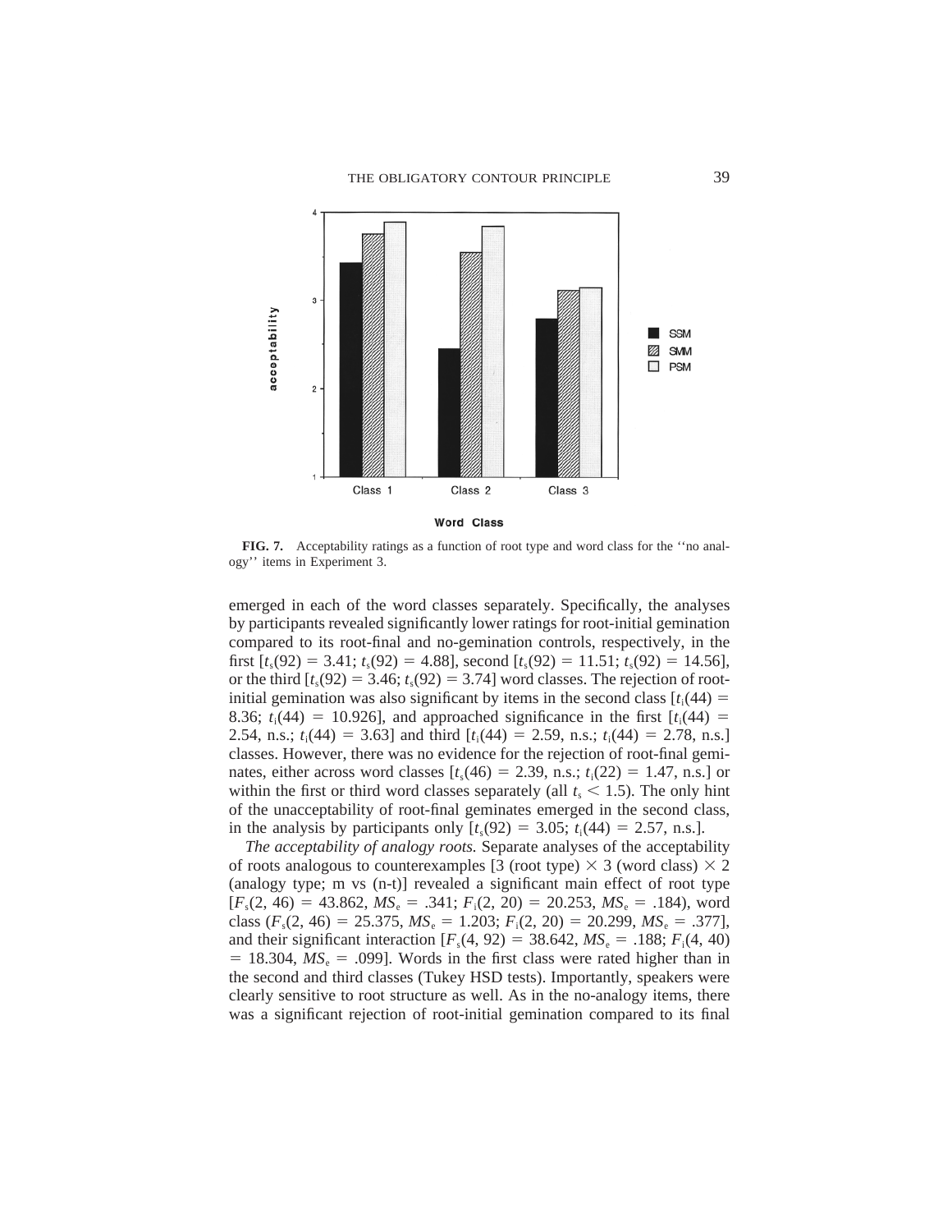**FIG. 7.** Acceptability ratings as a function of root type and word class for the ''no analogy'' items in Experiment 3.

emerged in each of the word classes separately. Specifically, the analyses by participants revealed significantly lower ratings for root-initial gemination compared to its root-final and no-gemination controls, respectively, in the first [$t_s(92) = 3.41$; $t_s(92) = 4.88$], second [$t_s(92) = 11.51$; $t_s(92) = 14.56$], or the third [$t_s(92) = 3.46$; $t_s(92) = 3.74$] word classes. The rejection of root-initial gemination was also significant by items in the second class [$t_i(44) = 8.36$; $t_i(44) = 10.926$], and approached significance in the first [$t_i(44) = 2.54$, n.s.; $t_i(44) = 3.63$] and third [$t_i(44) = 2.59$, n.s.; $t_i(44) = 2.78$, n.s.] classes. However, there was no evidence for the rejection of root-final geminates, either across word classes [$t_s(46) = 2.39$, n.s.; $t_i(22) = 1.47$, n.s.] or within the first or third word classes separately (all $t_s < 1.5$). The only hint of the unacceptability of root-final geminates emerged in the second class, in the analysis by participants only [$t_s(92) = 3.05$; $t_i(44) = 2.57$, n.s.].

*The acceptability of analogy roots.* Separate analyses of the acceptability of roots analogous to counterexamples [3 (root type) × 3 (word class) × 2 (analogy type; m vs (n-t)] revealed a significant main effect of root type [$F_s(2, 46) = 43.862$, $MS_e = .341$; $F_i(2, 20) = 20.253$, $MS_e = .184$), word class ($F_s(2, 46) = 25.375$, $MS_e = 1.203$; $F_i(2, 20) = 20.299$, $MS_e = .377$], and their significant interaction [$F_s(4, 92) = 38.642$, $MS_e = .188$; $F_i(4, 40) = 18.304$, $MS_e = .099$]. Words in the first class were rated higher than in the second and third classes (Tukey HSD tests). Importantly, speakers were clearly sensitive to root structure as well. As in the no-analogy items, there was a significant rejection of root-initial gemination compared to its final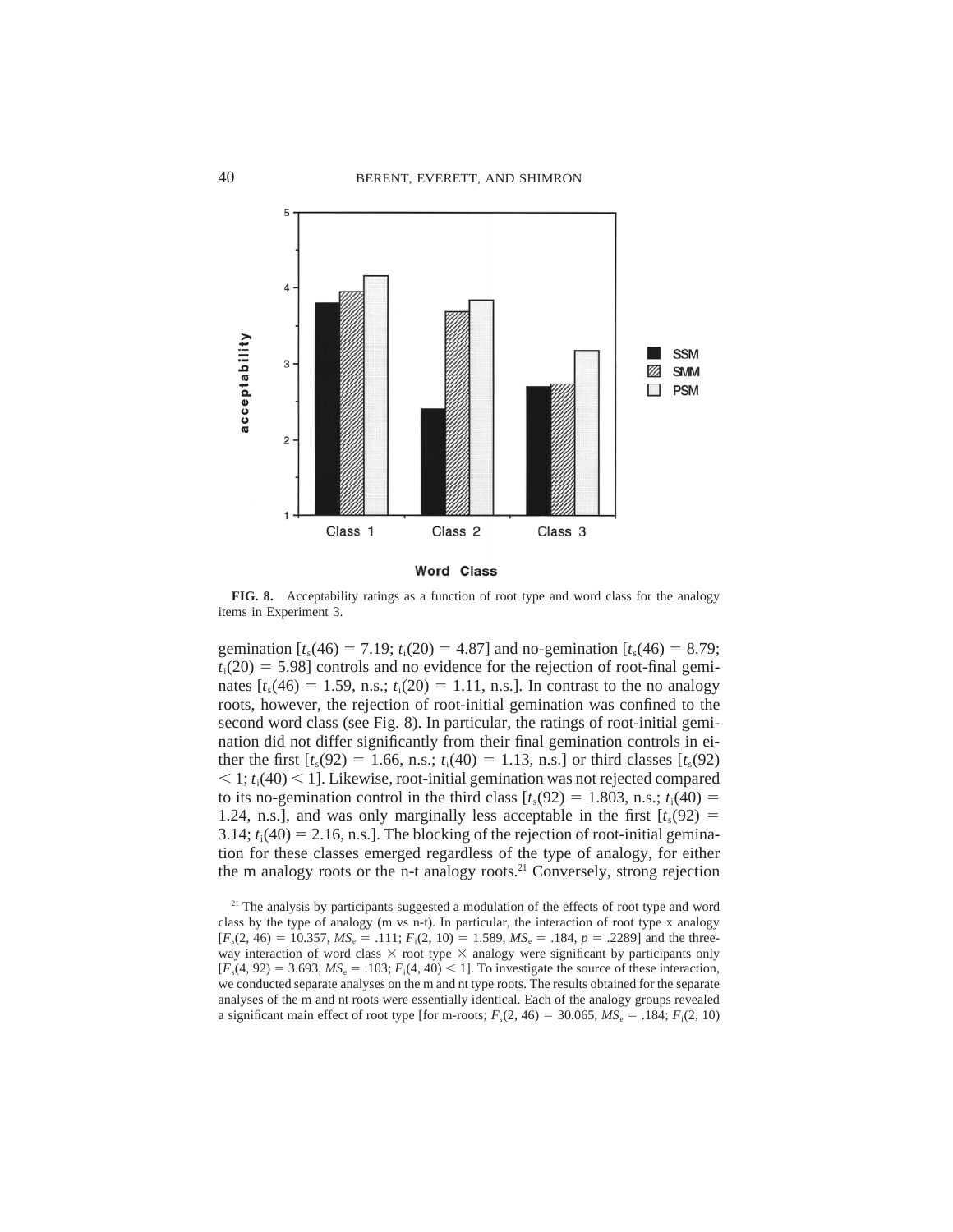FIG. 8. Acceptability ratings as a function of root type and word class for the analogy items in Experiment 3.

gemination [$t_s(46) = 7.19$; $t_i(20) = 4.87$] and no-gemination [$t_s(46) = 8.79$; $t_i(20) = 5.98$] controls and no evidence for the rejection of root-final geminates [$t_s(46) = 1.59$, n.s.; $t_i(20) = 1.11$, n.s.]. In contrast to the no analogy roots, however, the rejection of root-initial gemination was confined to the second word class (see Fig. 8). In particular, the ratings of root-initial gemination did not differ significantly from their final gemination controls in either the first [$t_s(92) = 1.66$, n.s.; $t_i(40) = 1.13$, n.s.] or third classes [$t_s(92) < 1$; $t_i(40) < 1$]. Likewise, root-initial gemination was not rejected compared to its no-gemination control in the third class [$t_s(92) = 1.803$, n.s.; $t_i(40) = 1.24$, n.s.], and was only marginally less acceptable in the first [$t_s(92) = 3.14$; $t_i(40) = 2.16$, n.s.]. The blocking of the rejection of root-initial gemination for these classes emerged regardless of the type of analogy, for either the m analogy roots or the n-t analogy roots.[21] Conversely, strong rejection

[21] The analysis by participants suggested a modulation of the effects of root type and word class by the type of analogy (m vs n-t). In particular, the interaction of root type x analogy [$F_s(2, 46) = 10.357$, $MS_e = .111$; $F_i(2, 10) = 1.589$, $MS_e = .184$, $p = .2289$] and the three-way interaction of word class $\times$ root type $\times$ analogy were significant by participants only [$F_s(4, 92) = 3.693$, $MS_e = .103$; $F_i(4, 40) < 1$]. To investigate the source of these interaction, we conducted separate analyses on the m and nt type roots. The results obtained for the separate analyses of the m and nt roots were essentially identical. Each of the analogy groups revealed a significant main effect of root type [for m-roots; $F_s(2, 46) = 30.065$, $MS_e = .184$; $F_i(2, 10)$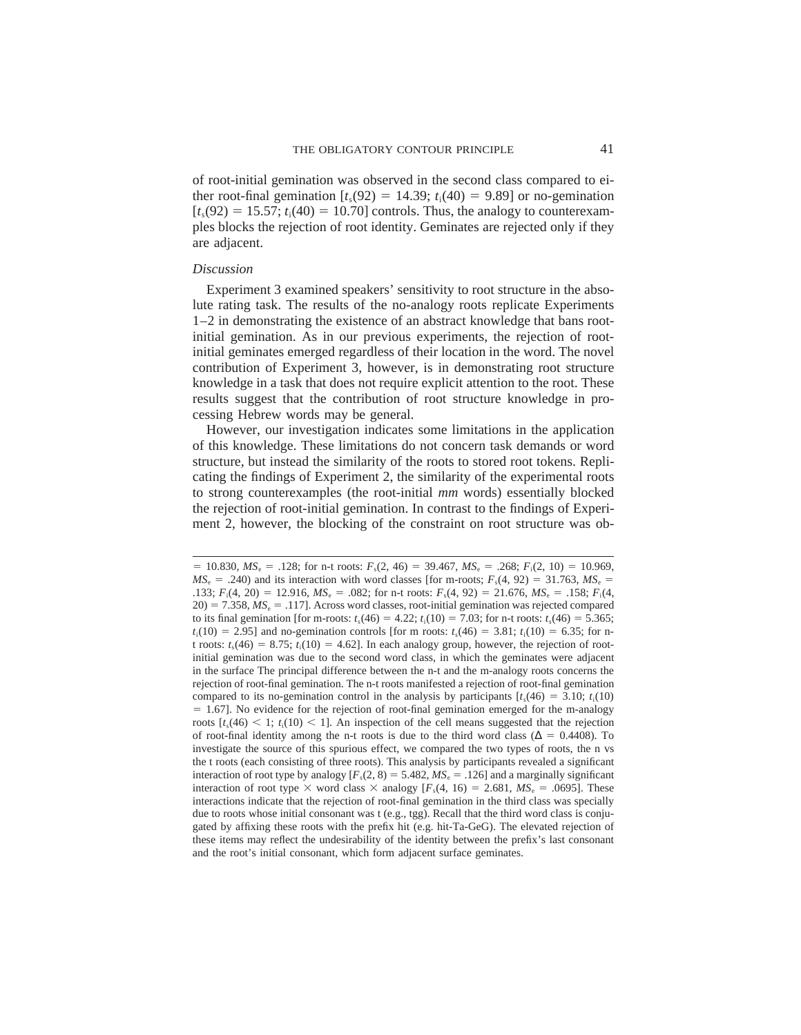of root-initial gemination was observed in the second class compared to either root-final gemination [$t_s(92) = 14.39$; $t_i(40) = 9.89$] or no-gemination [$t_s(92) = 15.57$; $t_i(40) = 10.70$] controls. Thus, the analogy to counterexamples blocks the rejection of root identity. Geminates are rejected only if they are adjacent.

### *Discussion*

Experiment 3 examined speakers' sensitivity to root structure in the absolute rating task. The results of the no-analogy roots replicate Experiments 1–2 in demonstrating the existence of an abstract knowledge that bans root-initial gemination. As in our previous experiments, the rejection of root-initial geminates emerged regardless of their location in the word. The novel contribution of Experiment 3, however, is in demonstrating root structure knowledge in a task that does not require explicit attention to the root. These results suggest that the contribution of root structure knowledge in processing Hebrew words may be general.

However, our investigation indicates some limitations in the application of this knowledge. These limitations do not concern task demands or word structure, but instead the similarity of the roots to stored root tokens. Replicating the findings of Experiment 2, the similarity of the experimental roots to strong counterexamples (the root-initial *mm* words) essentially blocked the rejection of root-initial gemination. In contrast to the findings of Experiment 2, however, the blocking of the constraint on root structure was ob-

---

$= 10.830$, $MS_e = .128$; for n-t roots: $F_s(2, 46) = 39.467$, $MS_e = .268$; $F_i(2, 10) = 10.969$, $MS_e = .240$) and its interaction with word classes [for m-roots; $F_s(4, 92) = 31.763$, $MS_e = .133$; $F_i(4, 20) = 12.916$, $MS_e = .082$; for n-t roots: $F_s(4, 92) = 21.676$, $MS_e = .158$; $F_i(4, 20) = 7.358$, $MS_e = .117$]. Across word classes, root-initial gemination was rejected compared to its final gemination [for m-roots: $t_s(46) = 4.22$; $t_i(10) = 7.03$; for n-t roots: $t_s(46) = 5.365$; $t_i(10) = 2.95$] and no-gemination controls [for m roots: $t_s(46) = 3.81$; $t_i(10) = 6.35$; for n-t roots: $t_s(46) = 8.75$; $t_i(10) = 4.62$]. In each analogy group, however, the rejection of root-initial gemination was due to the second word class, in which the geminates were adjacent in the surface The principal difference between the n-t and the m-analogy roots concerns the rejection of root-final gemination. The n-t roots manifested a rejection of root-final gemination compared to its no-gemination control in the analysis by participants [$t_s(46) = 3.10$; $t_i(10) = 1.67$]. No evidence for the rejection of root-final gemination emerged for the m-analogy roots [$t_s(46) < 1$; $t_i(10) < 1$]. An inspection of the cell means suggested that the rejection of root-final identity among the n-t roots is due to the third word class ($\Delta = 0.4408$). To investigate the source of this spurious effect, we compared the two types of roots, the n vs the t roots (each consisting of three roots). This analysis by participants revealed a significant interaction of root type by analogy [$F_s(2, 8) = 5.482$, $MS_e = .126$] and a marginally significant interaction of root type $\times$ word class $\times$ analogy [$F_s(4, 16) = 2.681$, $MS_e = .0695$]. These interactions indicate that the rejection of root-final gemination in the third class was specially due to roots whose initial consonant was t (e.g., tgg). Recall that the third word class is conjugated by affixing these roots with the prefix hit (e.g. hit-Ta-GeG). The elevated rejection of these items may reflect the undesirability of the identity between the prefix's last consonant and the root's initial consonant, which form adjacent surface geminates.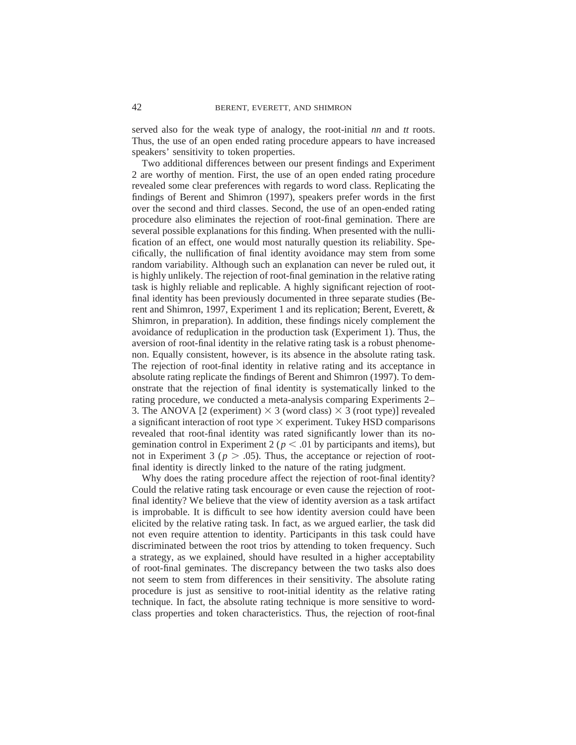served also for the weak type of analogy, the root-initial *nn* and *tt* roots. Thus, the use of an open ended rating procedure appears to have increased speakers' sensitivity to token properties.

Two additional differences between our present findings and Experiment 2 are worthy of mention. First, the use of an open ended rating procedure revealed some clear preferences with regards to word class. Replicating the findings of Berent and Shimron (1997), speakers prefer words in the first over the second and third classes. Second, the use of an open-ended rating procedure also eliminates the rejection of root-final gemination. There are several possible explanations for this finding. When presented with the nullification of an effect, one would most naturally question its reliability. Specifically, the nullification of final identity avoidance may stem from some random variability. Although such an explanation can never be ruled out, it is highly unlikely. The rejection of root-final gemination in the relative rating task is highly reliable and replicable. A highly significant rejection of root-final identity has been previously documented in three separate studies (Berent and Shimron, 1997, Experiment 1 and its replication; Berent, Everett, & Shimron, in preparation). In addition, these findings nicely complement the avoidance of reduplication in the production task (Experiment 1). Thus, the aversion of root-final identity in the relative rating task is a robust phenomenon. Equally consistent, however, is its absence in the absolute rating task. The rejection of root-final identity in relative rating and its acceptance in absolute rating replicate the findings of Berent and Shimron (1997). To demonstrate that the rejection of final identity is systematically linked to the rating procedure, we conducted a meta-analysis comparing Experiments 2–3. The ANOVA [2 (experiment) $\times$ 3 (word class) $\times$ 3 (root type)] revealed a significant interaction of root type $\times$ experiment. Tukey HSD comparisons revealed that root-final identity was rated significantly lower than its no-gemination control in Experiment 2 ($p < .01$ by participants and items), but not in Experiment 3 ($p > .05$). Thus, the acceptance or rejection of root-final identity is directly linked to the nature of the rating judgment.

Why does the rating procedure affect the rejection of root-final identity? Could the relative rating task encourage or even cause the rejection of root-final identity? We believe that the view of identity aversion as a task artifact is improbable. It is difficult to see how identity aversion could have been elicited by the relative rating task. In fact, as we argued earlier, the task did not even require attention to identity. Participants in this task could have discriminated between the root trios by attending to token frequency. Such a strategy, as we explained, should have resulted in a higher acceptability of root-final geminates. The discrepancy between the two tasks also does not seem to stem from differences in their sensitivity. The absolute rating procedure is just as sensitive to root-initial identity as the relative rating technique. In fact, the absolute rating technique is more sensitive to word-class properties and token characteristics. Thus, the rejection of root-final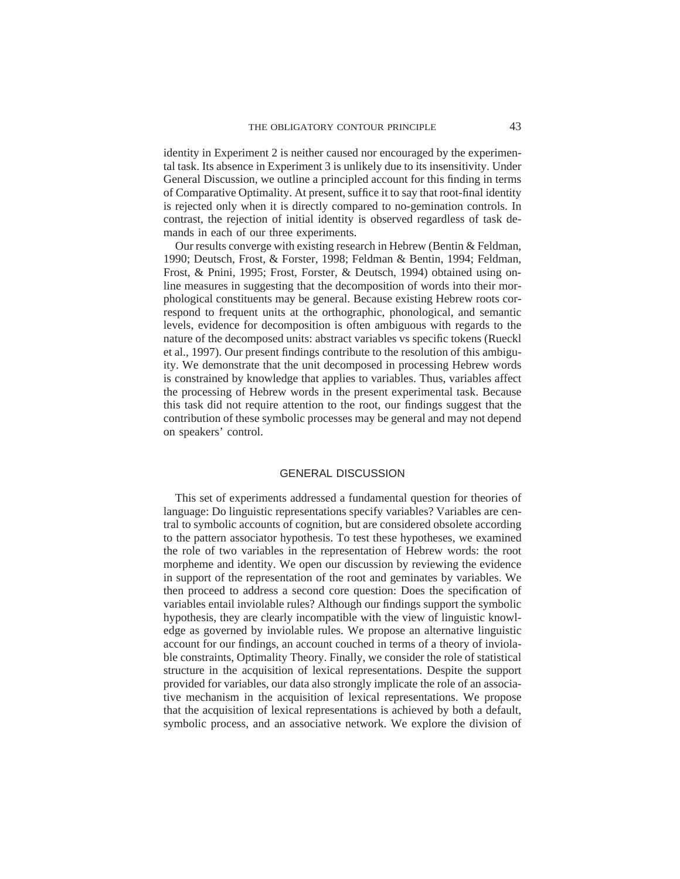identity in Experiment 2 is neither caused nor encouraged by the experimental task. Its absence in Experiment 3 is unlikely due to its insensitivity. Under General Discussion, we outline a principled account for this finding in terms of Comparative Optimality. At present, suffice it to say that root-final identity is rejected only when it is directly compared to no-gemination controls. In contrast, the rejection of initial identity is observed regardless of task demands in each of our three experiments.

Our results converge with existing research in Hebrew (Bentin & Feldman, 1990; Deutsch, Frost, & Forster, 1998; Feldman & Bentin, 1994; Feldman, Frost, & Pnini, 1995; Frost, Forster, & Deutsch, 1994) obtained using on-line measures in suggesting that the decomposition of words into their morphological constituents may be general. Because existing Hebrew roots correspond to frequent units at the orthographic, phonological, and semantic levels, evidence for decomposition is often ambiguous with regards to the nature of the decomposed units: abstract variables vs specific tokens (Rueckl et al., 1997). Our present findings contribute to the resolution of this ambiguity. We demonstrate that the unit decomposed in processing Hebrew words is constrained by knowledge that applies to variables. Thus, variables affect the processing of Hebrew words in the present experimental task. Because this task did not require attention to the root, our findings suggest that the contribution of these symbolic processes may be general and may not depend on speakers' control.

## GENERAL DISCUSSION

This set of experiments addressed a fundamental question for theories of language: Do linguistic representations specify variables? Variables are central to symbolic accounts of cognition, but are considered obsolete according to the pattern associator hypothesis. To test these hypotheses, we examined the role of two variables in the representation of Hebrew words: the root morpheme and identity. We open our discussion by reviewing the evidence in support of the representation of the root and geminates by variables. We then proceed to address a second core question: Does the specification of variables entail inviolable rules? Although our findings support the symbolic hypothesis, they are clearly incompatible with the view of linguistic knowledge as governed by inviolable rules. We propose an alternative linguistic account for our findings, an account couched in terms of a theory of violable constraints, Optimality Theory. Finally, we consider the role of statistical structure in the acquisition of lexical representations. Despite the support provided for variables, our data also strongly implicate the role of an associative mechanism in the acquisition of lexical representations. We propose that the acquisition of lexical representations is achieved by both a default, symbolic process, and an associative network. We explore the division of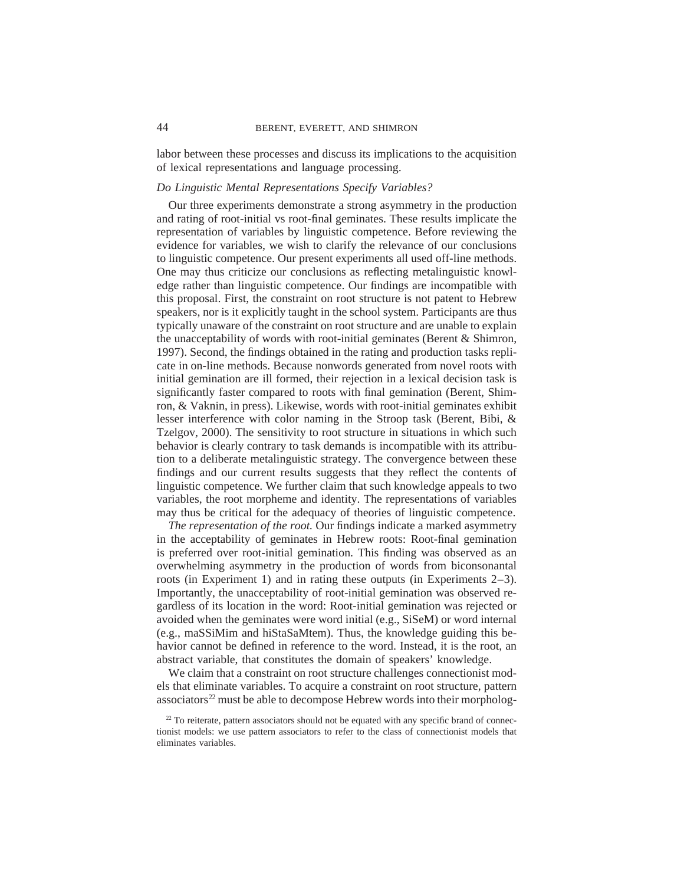labor between these processes and discuss its implications to the acquisition of lexical representations and language processing.

### *Do Linguistic Mental Representations Specify Variables?*

Our three experiments demonstrate a strong asymmetry in the production and rating of root-initial vs root-final geminates. These results implicate the representation of variables by linguistic competence. Before reviewing the evidence for variables, we wish to clarify the relevance of our conclusions to linguistic competence. Our present experiments all used off-line methods. One may thus criticize our conclusions as reflecting metalinguistic knowledge rather than linguistic competence. Our findings are incompatible with this proposal. First, the constraint on root structure is not patent to Hebrew speakers, nor is it explicitly taught in the school system. Participants are thus typically unaware of the constraint on root structure and are unable to explain the unacceptability of words with root-initial geminates (Berent & Shimron, 1997). Second, the findings obtained in the rating and production tasks replicate in on-line methods. Because nonwords generated from novel roots with initial gemination are ill formed, their rejection in a lexical decision task is significantly faster compared to roots with final gemination (Berent, Shimron, & Vaknin, in press). Likewise, words with root-initial geminates exhibit lesser interference with color naming in the Stroop task (Berent, Bibi, & Tzelgov, 2000). The sensitivity to root structure in situations in which such behavior is clearly contrary to task demands is incompatible with its attribution to a deliberate metalinguistic strategy. The convergence between these findings and our current results suggests that they reflect the contents of linguistic competence. We further claim that such knowledge appeals to two variables, the root morpheme and identity. The representations of variables may thus be critical for the adequacy of theories of linguistic competence.

*The representation of the root.* Our findings indicate a marked asymmetry in the acceptability of geminates in Hebrew roots: Root-final gemination is preferred over root-initial gemination. This finding was observed as an overwhelming asymmetry in the production of words from biconsonantal roots (in Experiment 1) and in rating these outputs (in Experiments 2–3). Importantly, the unacceptability of root-initial gemination was observed regardless of its location in the word: Root-initial gemination was rejected or avoided when the geminates were word initial (e.g., SiSeM) or word internal (e.g., maSSiMim and hiStaSaMtem). Thus, the knowledge guiding this behavior cannot be defined in reference to the word. Instead, it is the root, an abstract variable, that constitutes the domain of speakers' knowledge.

We claim that a constraint on root structure challenges connectionist models that eliminate variables. To acquire a constraint on root structure, pattern associators[22] must be able to decompose Hebrew words into their morpholog-

[22] To reiterate, pattern associators should not be equated with any specific brand of connectionist models: we use pattern associators to refer to the class of connectionist models that eliminates variables.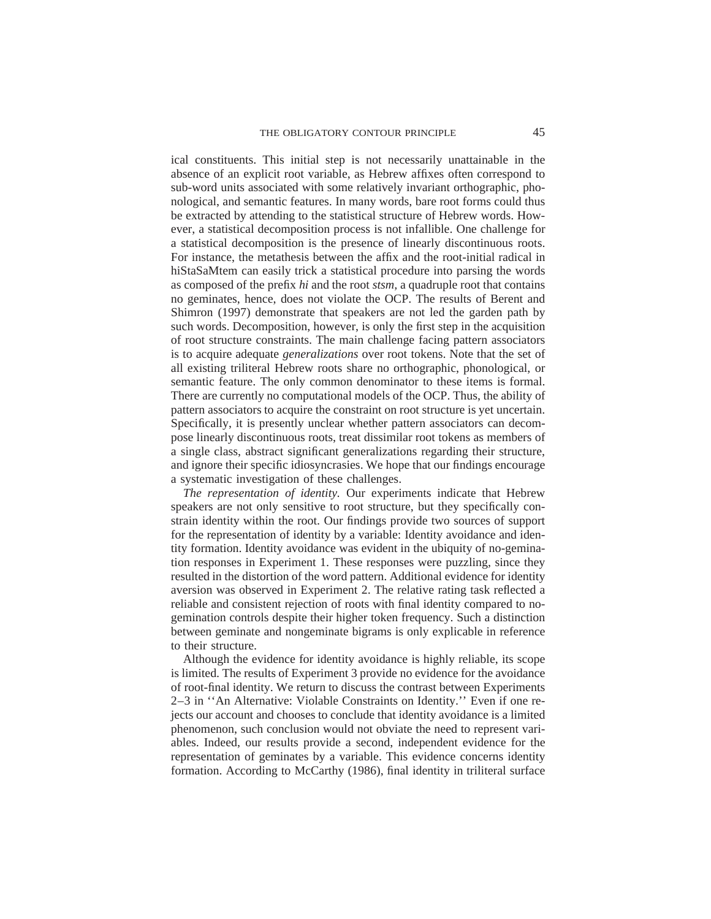ical constituents. This initial step is not necessarily unattainable in the absence of an explicit root variable, as Hebrew affixes often correspond to sub-word units associated with some relatively invariant orthographic, phonological, and semantic features. In many words, bare root forms could thus be extracted by attending to the statistical structure of Hebrew words. However, a statistical decomposition process is not infallible. One challenge for a statistical decomposition is the presence of linearly discontinuous roots. For instance, the metathesis between the affix and the root-initial radical in hiStaSaMtem can easily trick a statistical procedure into parsing the words as composed of the prefix *hi* and the root *stsm*, a quadruple root that contains no geminates, hence, does not violate the OCP. The results of Berent and Shimron (1997) demonstrate that speakers are not led the garden path by such words. Decomposition, however, is only the first step in the acquisition of root structure constraints. The main challenge facing pattern associators is to acquire adequate *generalizations* over root tokens. Note that the set of all existing triliteral Hebrew roots share no orthographic, phonological, or semantic feature. The only common denominator to these items is formal. There are currently no computational models of the OCP. Thus, the ability of pattern associators to acquire the constraint on root structure is yet uncertain. Specifically, it is presently unclear whether pattern associators can decompose linearly discontinuous roots, treat dissimilar root tokens as members of a single class, abstract significant generalizations regarding their structure, and ignore their specific idiosyncrasies. We hope that our findings encourage a systematic investigation of these challenges.

*The representation of identity.* Our experiments indicate that Hebrew speakers are not only sensitive to root structure, but they specifically constrain identity within the root. Our findings provide two sources of support for the representation of identity by a variable: Identity avoidance and identity formation. Identity avoidance was evident in the ubiquity of no-gemination responses in Experiment 1. These responses were puzzling, since they resulted in the distortion of the word pattern. Additional evidence for identity aversion was observed in Experiment 2. The relative rating task reflected a reliable and consistent rejection of roots with final identity compared to no-gemination controls despite their higher token frequency. Such a distinction between geminate and nongeminate bigrams is only explicable in reference to their structure.

Although the evidence for identity avoidance is highly reliable, its scope is limited. The results of Experiment 3 provide no evidence for the avoidance of root-final identity. We return to discuss the contrast between Experiments 2–3 in ''An Alternative: Violable Constraints on Identity.'' Even if one rejects our account and chooses to conclude that identity avoidance is a limited phenomenon, such conclusion would not obviate the need to represent variables. Indeed, our results provide a second, independent evidence for the representation of geminates by a variable. This evidence concerns identity formation. According to McCarthy (1986), final identity in triliteral surface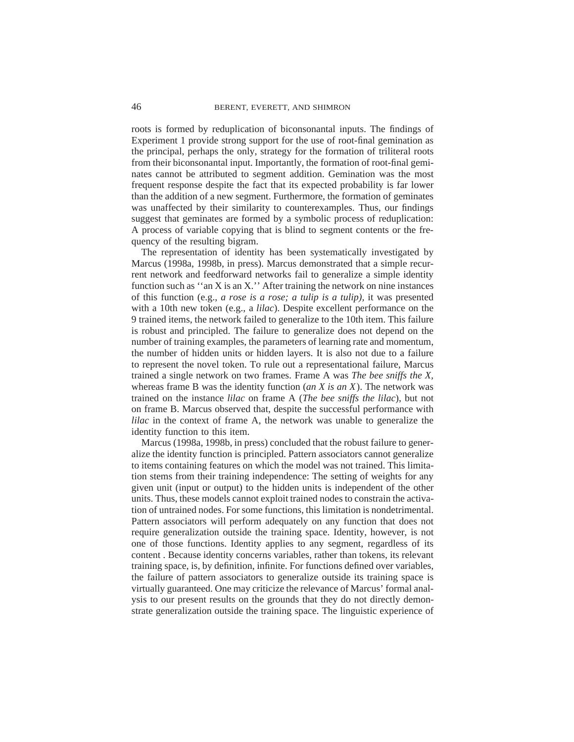roots is formed by reduplication of biconsonantal inputs. The findings of Experiment 1 provide strong support for the use of root-final gemination as the principal, perhaps the only, strategy for the formation of triliteral roots from their biconsonantal input. Importantly, the formation of root-final geminates cannot be attributed to segment addition. Gemination was the most frequent response despite the fact that its expected probability is far lower than the addition of a new segment. Furthermore, the formation of geminates was unaffected by their similarity to counterexamples. Thus, our findings suggest that geminates are formed by a symbolic process of reduplication: A process of variable copying that is blind to segment contents or the frequency of the resulting bigram.

The representation of identity has been systematically investigated by Marcus (1998a, 1998b, in press). Marcus demonstrated that a simple recurrent network and feedforward networks fail to generalize a simple identity function such as ''an X is an X.'' After training the network on nine instances of this function (e.g., *a rose is a rose; a tulip is a tulip),* it was presented with a 10th new token (e.g., a *lilac*). Despite excellent performance on the 9 trained items, the network failed to generalize to the 10th item. This failure is robust and principled. The failure to generalize does not depend on the number of training examples, the parameters of learning rate and momentum, the number of hidden units or hidden layers. It is also not due to a failure to represent the novel token. To rule out a representational failure, Marcus trained a single network on two frames. Frame A was *The bee sniffs the X,* whereas frame B was the identity function (*an X is an X*). The network was trained on the instance *lilac* on frame A (*The bee sniffs the lilac*), but not on frame B. Marcus observed that, despite the successful performance with *lilac* in the context of frame A, the network was unable to generalize the identity function to this item.

Marcus (1998a, 1998b, in press) concluded that the robust failure to generalize the identity function is principled. Pattern associators cannot generalize to items containing features on which the model was not trained. This limitation stems from their training independence: The setting of weights for any given unit (input or output) to the hidden units is independent of the other units. Thus, these models cannot exploit trained nodes to constrain the activation of untrained nodes. For some functions, this limitation is nondetrimental. Pattern associators will perform adequately on any function that does not require generalization outside the training space. Identity, however, is not one of those functions. Identity applies to any segment, regardless of its content . Because identity concerns variables, rather than tokens, its relevant training space, is, by definition, infinite. For functions defined over variables, the failure of pattern associators to generalize outside its training space is virtually guaranteed. One may criticize the relevance of Marcus' formal analysis to our present results on the grounds that they do not directly demonstrate generalization outside the training space. The linguistic experience of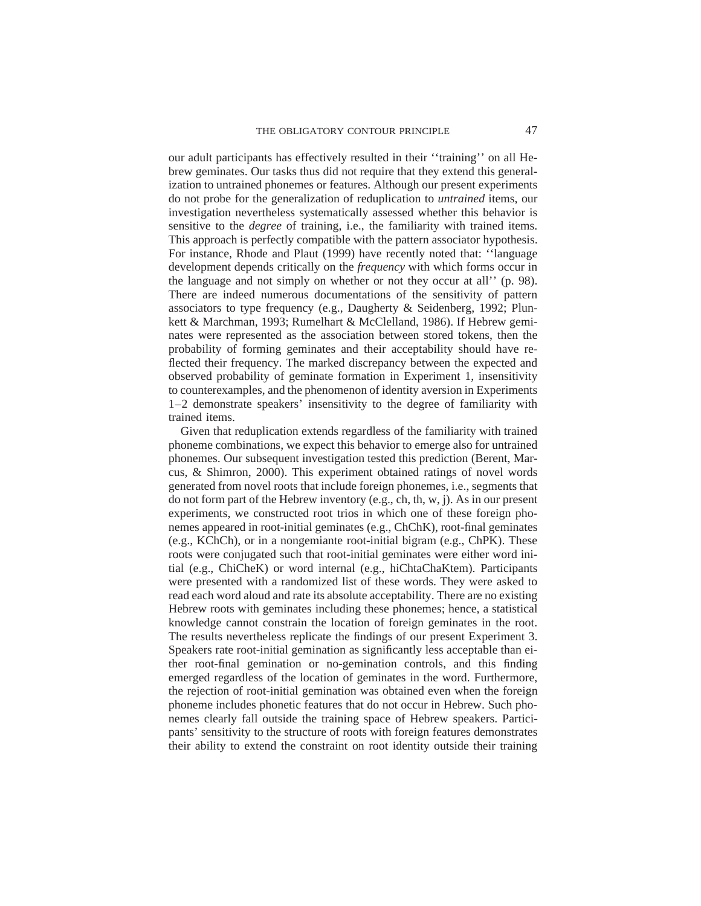our adult participants has effectively resulted in their ''training'' on all Hebrew geminates. Our tasks thus did not require that they extend this generalization to untrained phonemes or features. Although our present experiments do not probe for the generalization of reduplication to *untrained* items, our investigation nevertheless systematically assessed whether this behavior is sensitive to the *degree* of training, i.e., the familiarity with trained items. This approach is perfectly compatible with the pattern associator hypothesis. For instance, Rhode and Plaut (1999) have recently noted that: ''language development depends critically on the *frequency* with which forms occur in the language and not simply on whether or not they occur at all'' (p. 98). There are indeed numerous documentations of the sensitivity of pattern associators to type frequency (e.g., Daugherty & Seidenberg, 1992; Plunkett & Marchman, 1993; Rumelhart & McClelland, 1986). If Hebrew geminates were represented as the association between stored tokens, then the probability of forming geminates and their acceptability should have reflected their frequency. The marked discrepancy between the expected and observed probability of geminate formation in Experiment 1, insensitivity to counterexamples, and the phenomenon of identity aversion in Experiments 1–2 demonstrate speakers' insensitivity to the degree of familiarity with trained items.

Given that reduplication extends regardless of the familiarity with trained phoneme combinations, we expect this behavior to emerge also for untrained phonemes. Our subsequent investigation tested this prediction (Berent, Marcus, & Shimron, 2000). This experiment obtained ratings of novel words generated from novel roots that include foreign phonemes, i.e., segments that do not form part of the Hebrew inventory (e.g., ch, th, w, j). As in our present experiments, we constructed root trios in which one of these foreign phonemes appeared in root-initial geminates (e.g., ChChK), root-final geminates (e.g., KChCh), or in a nongemiante root-initial bigram (e.g., ChPK). These roots were conjugated such that root-initial geminates were either word initial (e.g., ChiCheK) or word internal (e.g., hiChtaChaKtem). Participants were presented with a randomized list of these words. They were asked to read each word aloud and rate its absolute acceptability. There are no existing Hebrew roots with geminates including these phonemes; hence, a statistical knowledge cannot constrain the location of foreign geminates in the root. The results nevertheless replicate the findings of our present Experiment 3. Speakers rate root-initial gemination as significantly less acceptable than either root-final gemination or no-gemination controls, and this finding emerged regardless of the location of geminates in the word. Furthermore, the rejection of root-initial gemination was obtained even when the foreign phoneme includes phonetic features that do not occur in Hebrew. Such phonemes clearly fall outside the training space of Hebrew speakers. Participants' sensitivity to the structure of roots with foreign features demonstrates their ability to extend the constraint on root identity outside their training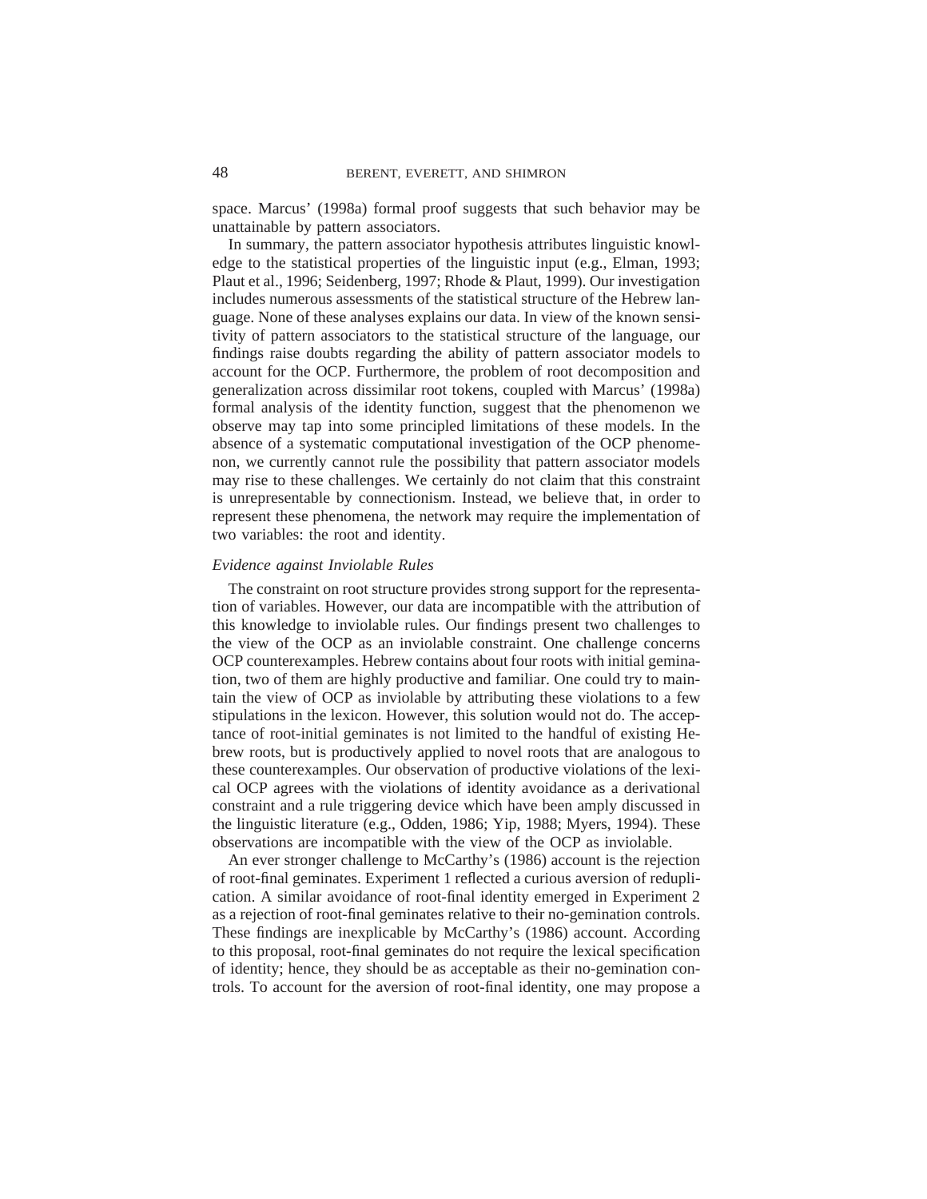space. Marcus' (1998a) formal proof suggests that such behavior may be unattainable by pattern associators.

In summary, the pattern associator hypothesis attributes linguistic knowledge to the statistical properties of the linguistic input (e.g., Elman, 1993; Plaut et al., 1996; Seidenberg, 1997; Rhode & Plaut, 1999). Our investigation includes numerous assessments of the statistical structure of the Hebrew language. None of these analyses explains our data. In view of the known sensitivity of pattern associators to the statistical structure of the language, our findings raise doubts regarding the ability of pattern associator models to account for the OCP. Furthermore, the problem of root decomposition and generalization across dissimilar root tokens, coupled with Marcus' (1998a) formal analysis of the identity function, suggest that the phenomenon we observe may tap into some principled limitations of these models. In the absence of a systematic computational investigation of the OCP phenomenon, we currently cannot rule the possibility that pattern associator models may rise to these challenges. We certainly do not claim that this constraint is unrepresentable by connectionism. Instead, we believe that, in order to represent these phenomena, the network may require the implementation of two variables: the root and identity.

### *Evidence against Inviolable Rules*

The constraint on root structure provides strong support for the representation of variables. However, our data are incompatible with the attribution of this knowledge to inviolable rules. Our findings present two challenges to the view of the OCP as an inviolable constraint. One challenge concerns OCP counterexamples. Hebrew contains about four roots with initial gemination, two of them are highly productive and familiar. One could try to maintain the view of OCP as inviolable by attributing these violations to a few stipulations in the lexicon. However, this solution would not do. The acceptance of root-initial geminates is not limited to the handful of existing Hebrew roots, but is productively applied to novel roots that are analogous to these counterexamples. Our observation of productive violations of the lexical OCP agrees with the violations of identity avoidance as a derivational constraint and a rule triggering device which have been amply discussed in the linguistic literature (e.g., Odden, 1986; Yip, 1988; Myers, 1994). These observations are incompatible with the view of the OCP as inviolable.

An ever stronger challenge to McCarthy's (1986) account is the rejection of root-final geminates. Experiment 1 reflected a curious aversion of reduplication. A similar avoidance of root-final identity emerged in Experiment 2 as a rejection of root-final geminates relative to their no-gemination controls. These findings are inexplicable by McCarthy's (1986) account. According to this proposal, root-final geminates do not require the lexical specification of identity; hence, they should be as acceptable as their no-gemination controls. To account for the aversion of root-final identity, one may propose a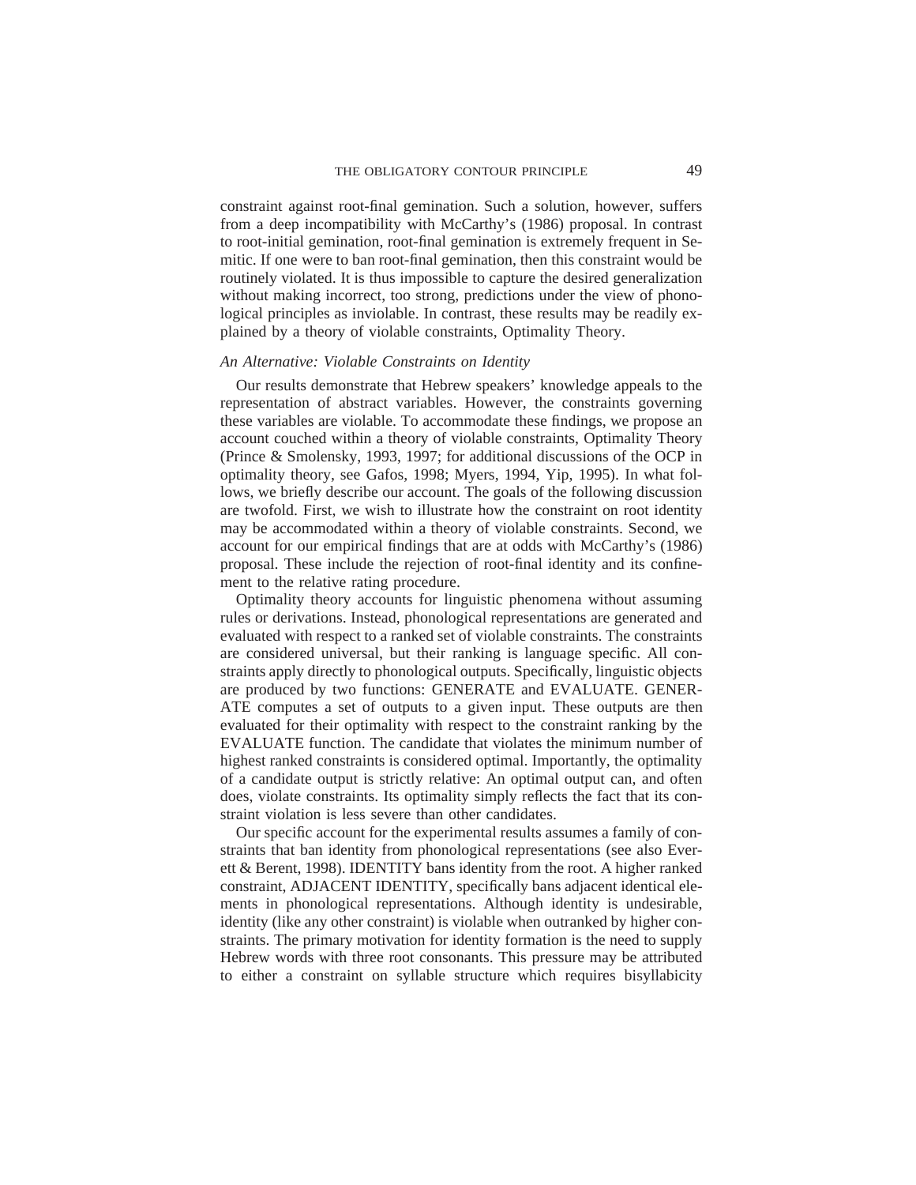constraint against root-final gemination. Such a solution, however, suffers from a deep incompatibility with McCarthy's (1986) proposal. In contrast to root-initial gemination, root-final gemination is extremely frequent in Semitic. If one were to ban root-final gemination, then this constraint would be routinely violated. It is thus impossible to capture the desired generalization without making incorrect, too strong, predictions under the view of phonological principles as inviolable. In contrast, these results may be readily explained by a theory of violable constraints, Optimality Theory.

### *An Alternative: Violable Constraints on Identity*

Our results demonstrate that Hebrew speakers' knowledge appeals to the representation of abstract variables. However, the constraints governing these variables are violable. To accommodate these findings, we propose an account couched within a theory of violable constraints, Optimality Theory (Prince & Smolensky, 1993, 1997; for additional discussions of the OCP in optimality theory, see Gafos, 1998; Myers, 1994, Yip, 1995). In what follows, we briefly describe our account. The goals of the following discussion are twofold. First, we wish to illustrate how the constraint on root identity may be accommodated within a theory of violable constraints. Second, we account for our empirical findings that are at odds with McCarthy's (1986) proposal. These include the rejection of root-final identity and its confinement to the relative rating procedure.

Optimality theory accounts for linguistic phenomena without assuming rules or derivations. Instead, phonological representations are generated and evaluated with respect to a ranked set of violable constraints. The constraints are considered universal, but their ranking is language specific. All constraints apply directly to phonological outputs. Specifically, linguistic objects are produced by two functions: GENERATE and EVALUATE. GENERATE computes a set of outputs to a given input. These outputs are then evaluated for their optimality with respect to the constraint ranking by the EVALUATE function. The candidate that violates the minimum number of highest ranked constraints is considered optimal. Importantly, the optimality of a candidate output is strictly relative: An optimal output can, and often does, violate constraints. Its optimality simply reflects the fact that its constraint violation is less severe than other candidates.

Our specific account for the experimental results assumes a family of constraints that ban identity from phonological representations (see also Everett & Berent, 1998). IDENTITY bans identity from the root. A higher ranked constraint, ADJACENT IDENTITY, specifically bans adjacent identical elements in phonological representations. Although identity is undesirable, identity (like any other constraint) is violable when outranked by higher constraints. The primary motivation for identity formation is the need to supply Hebrew words with three root consonants. This pressure may be attributed to either a constraint on syllable structure which requires bisyllabicity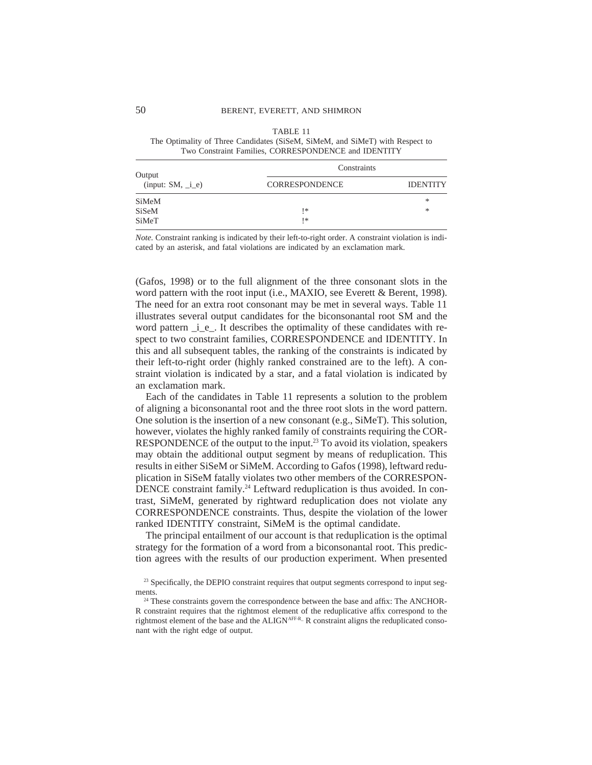TABLE 11
The Optimality of Three Candidates (SiSeM, SiMeM, and SiMeT) with Respect to Two Constraint Families, CORRESPONDENCE and IDENTITY

| Output (input: SM, _i_e) | Constraints | |
|---|---|---|
| | CORRESPONDENCE | IDENTITY |
| SiMeM | | * |
| SiSeM | !* | * |
| SiMeT | !* | |

*Note.* Constraint ranking is indicated by their left-to-right order. A constraint violation is indicated by an asterisk, and fatal violations are indicated by an exclamation mark.

(Gafos, 1998) or to the full alignment of the three consonant slots in the word pattern with the root input (i.e., MAXIO, see Everett & Berent, 1998). The need for an extra root consonant may be met in several ways. Table 11 illustrates several output candidates for the biconsonantal root SM and the word pattern _i_e_. It describes the optimality of these candidates with respect to two constraint families, CORRESPONDENCE and IDENTITY. In this and all subsequent tables, the ranking of the constraints is indicated by their left-to-right order (highly ranked constrained are to the left). A constraint violation is indicated by a star, and a fatal violation is indicated by an exclamation mark.

Each of the candidates in Table 11 represents a solution to the problem of aligning a biconsonantal root and the three root slots in the word pattern. One solution is the insertion of a new consonant (e.g., SiMeT). This solution, however, violates the highly ranked family of constraints requiring the CORRESPONDENCE of the output to the input.[23] To avoid its violation, speakers may obtain the additional output segment by means of reduplication. This results in either SiSeM or SiMeM. According to Gafos (1998), leftward reduplication in SiSeM fatally violates two other members of the CORRESPONDENCE constraint family.[24] Leftward reduplication is thus avoided. In contrast, SiMeM, generated by rightward reduplication does not violate any CORRESPONDENCE constraints. Thus, despite the violation of the lower ranked IDENTITY constraint, SiMeM is the optimal candidate.

The principal entailment of our account is that reduplication is the optimal strategy for the formation of a word from a biconsonantal root. This prediction agrees with the results of our production experiment. When presented

[23] Specifically, the DEPIO constraint requires that output segments correspond to input segments.

[24] These constraints govern the correspondence between the base and affix: The ANCHOR-R constraint requires that the rightmost element of the reduplicative affix correspond to the rightmost element of the base and the $\text{ALIGN}^{\text{AFF-R}}$- R constraint aligns the reduplicated consonant with the right edge of output.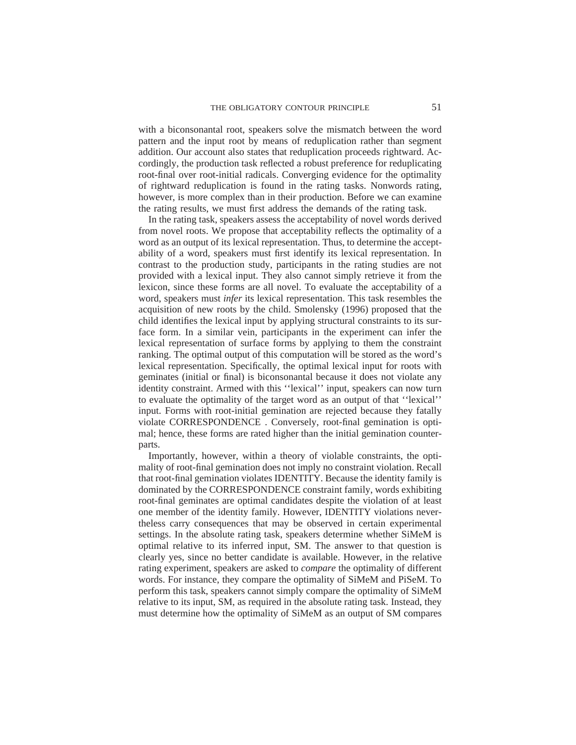with a biconsonantal root, speakers solve the mismatch between the word pattern and the input root by means of reduplication rather than segment addition. Our account also states that reduplication proceeds rightward. Accordingly, the production task reflected a robust preference for reduplicating root-final over root-initial radicals. Converging evidence for the optimality of rightward reduplication is found in the rating tasks. Nonwords rating, however, is more complex than in their production. Before we can examine the rating results, we must first address the demands of the rating task.

In the rating task, speakers assess the acceptability of novel words derived from novel roots. We propose that acceptability reflects the optimality of a word as an output of its lexical representation. Thus, to determine the acceptability of a word, speakers must first identify its lexical representation. In contrast to the production study, participants in the rating studies are not provided with a lexical input. They also cannot simply retrieve it from the lexicon, since these forms are all novel. To evaluate the acceptability of a word, speakers must *infer* its lexical representation. This task resembles the acquisition of new roots by the child. Smolensky (1996) proposed that the child identifies the lexical input by applying structural constraints to its surface form. In a similar vein, participants in the experiment can infer the lexical representation of surface forms by applying to them the constraint ranking. The optimal output of this computation will be stored as the word's lexical representation. Specifically, the optimal lexical input for roots with geminates (initial or final) is biconsonantal because it does not violate any identity constraint. Armed with this ''lexical'' input, speakers can now turn to evaluate the optimality of the target word as an output of that ''lexical'' input. Forms with root-initial gemination are rejected because they fatally violate CORRESPONDENCE . Conversely, root-final gemination is optimal; hence, these forms are rated higher than the initial gemination counterparts.

Importantly, however, within a theory of violable constraints, the optimality of root-final gemination does not imply no constraint violation. Recall that root-final gemination violates IDENTITY. Because the identity family is dominated by the CORRESPONDENCE constraint family, words exhibiting root-final geminates are optimal candidates despite the violation of at least one member of the identity family. However, IDENTITY violations nevertheless carry consequences that may be observed in certain experimental settings. In the absolute rating task, speakers determine whether SiMeM is optimal relative to its inferred input, SM. The answer to that question is clearly yes, since no better candidate is available. However, in the relative rating experiment, speakers are asked to *compare* the optimality of different words. For instance, they compare the optimality of SiMeM and PiSeM. To perform this task, speakers cannot simply compare the optimality of SiMeM relative to its input, SM, as required in the absolute rating task. Instead, they must determine how the optimality of SiMeM as an output of SM compares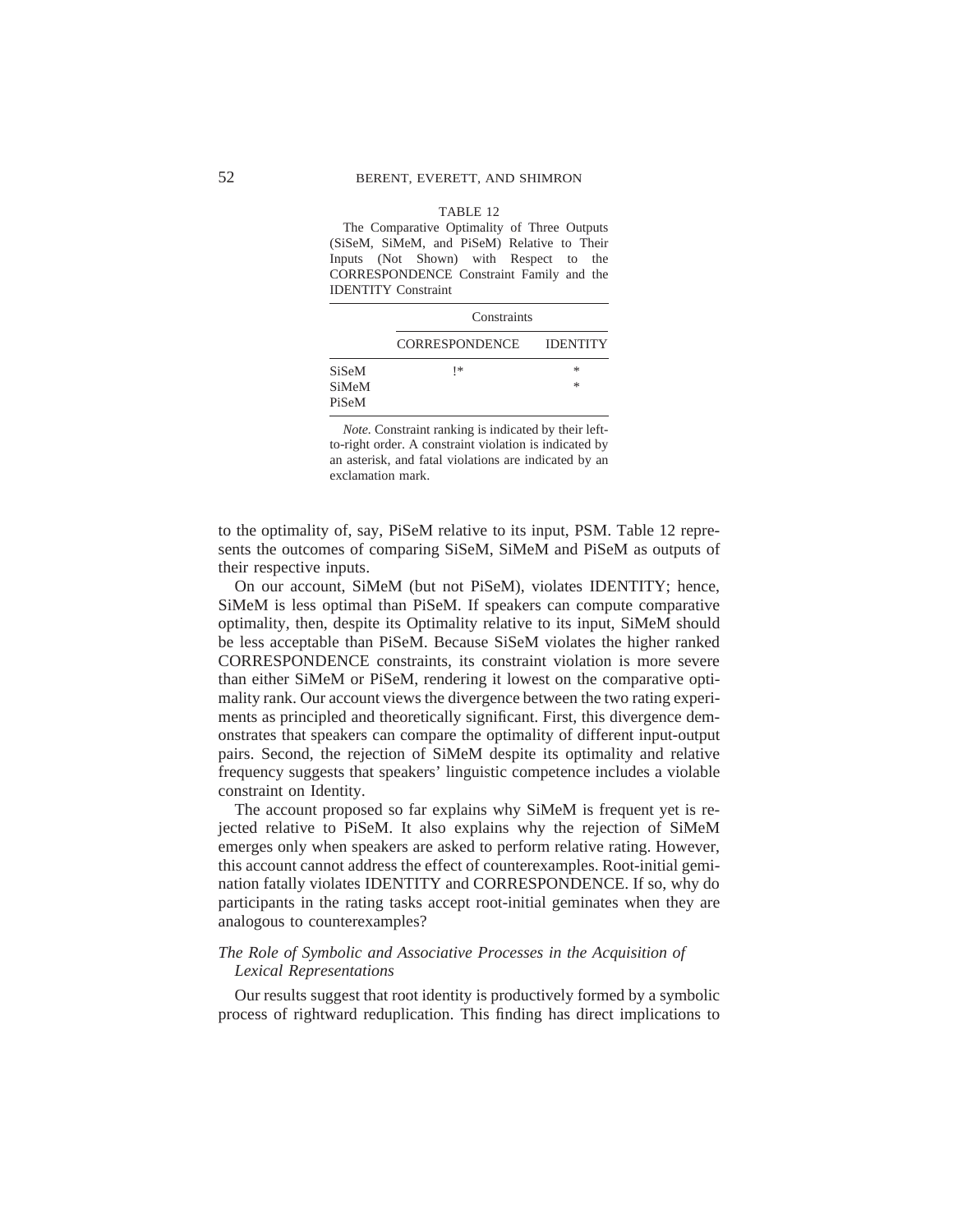TABLE 12

The Comparative Optimality of Three Outputs (SiSeM, SiMeM, and PiSeM) Relative to Their Inputs (Not Shown) with Respect to the CORRESPONDENCE Constraint Family and the IDENTITY Constraint

| | Constraints | |
|---|---|---|
| | CORRESPONDENCE | IDENTITY |
| SiSeM | !* | * |
| SiMeM | | * |
| PiSeM | | |

*Note.* Constraint ranking is indicated by their left-to-right order. A constraint violation is indicated by an asterisk, and fatal violations are indicated by an exclamation mark.

to the optimality of, say, PiSeM relative to its input, PSM. Table 12 represents the outcomes of comparing SiSeM, SiMeM and PiSeM as outputs of their respective inputs.

On our account, SiMeM (but not PiSeM), violates IDENTITY; hence, SiMeM is less optimal than PiSeM. If speakers can compute comparative optimality, then, despite its Optimality relative to its input, SiMeM should be less acceptable than PiSeM. Because SiSeM violates the higher ranked CORRESPONDENCE constraints, its constraint violation is more severe than either SiMeM or PiSeM, rendering it lowest on the comparative optimality rank. Our account views the divergence between the two rating experiments as principled and theoretically significant. First, this divergence demonstrates that speakers can compare the optimality of different input-output pairs. Second, the rejection of SiMeM despite its optimality and relative frequency suggests that speakers' linguistic competence includes a violable constraint on Identity.

The account proposed so far explains why SiMeM is frequent yet is rejected relative to PiSeM. It also explains why the rejection of SiMeM emerges only when speakers are asked to perform relative rating. However, this account cannot address the effect of counterexamples. Root-initial gemination fatally violates IDENTITY and CORRESPONDENCE. If so, why do participants in the rating tasks accept root-initial geminates when they are analogous to counterexamples?

### *The Role of Symbolic and Associative Processes in the Acquisition of Lexical Representations*

Our results suggest that root identity is productively formed by a symbolic process of rightward reduplication. This finding has direct implications to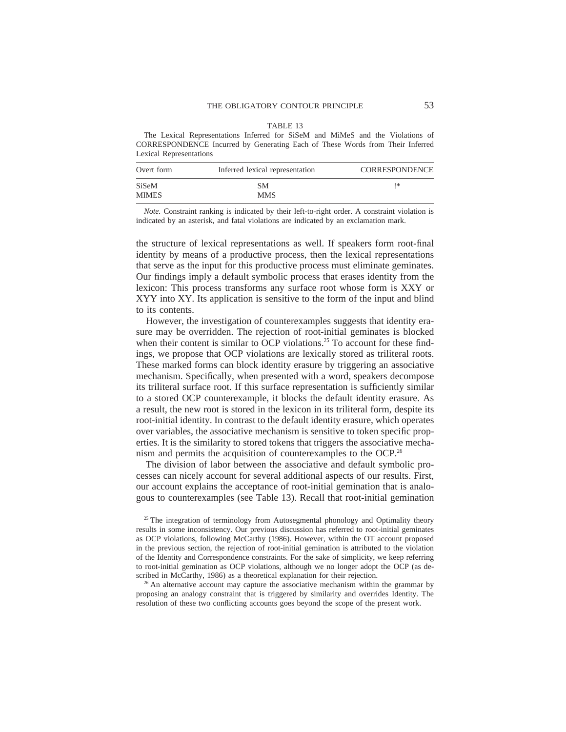TABLE 13

The Lexical Representations Inferred for SiSeM and MiMeS and the Violations of CORRESPONDENCE Incurred by Generating Each of These Words from Their Inferred Lexical Representations

| Overt form | Inferred lexical representation | CORRESPONDENCE |
|---|---|---|
| SiSeM | SM | !* |
| MIMES | MMS | |

*Note.* Constraint ranking is indicated by their left-to-right order. A constraint violation is indicated by an asterisk, and fatal violations are indicated by an exclamation mark.

the structure of lexical representations as well. If speakers form root-final identity by means of a productive process, then the lexical representations that serve as the input for this productive process must eliminate geminates. Our findings imply a default symbolic process that erases identity from the lexicon: This process transforms any surface root whose form is XXY or XYY into XY. Its application is sensitive to the form of the input and blind to its contents.

However, the investigation of counterexamples suggests that identity erasure may be overridden. The rejection of root-initial geminates is blocked when their content is similar to OCP violations.[25] To account for these findings, we propose that OCP violations are lexically stored as triliteral roots. These marked forms can block identity erasure by triggering an associative mechanism. Specifically, when presented with a word, speakers decompose its triliteral surface root. If this surface representation is sufficiently similar to a stored OCP counterexample, it blocks the default identity erasure. As a result, the new root is stored in the lexicon in its triliteral form, despite its root-initial identity. In contrast to the default identity erasure, which operates over variables, the associative mechanism is sensitive to token specific properties. It is the similarity to stored tokens that triggers the associative mechanism and permits the acquisition of counterexamples to the OCP.[26]

The division of labor between the associative and default symbolic processes can nicely account for several additional aspects of our results. First, our account explains the acceptance of root-initial gemination that is analogous to counterexamples (see Table 13). Recall that root-initial gemination

[25] The integration of terminology from Autosegmental phonology and Optimality theory results in some inconsistency. Our previous discussion has referred to root-initial geminates as OCP violations, following McCarthy (1986). However, within the OT account proposed in the previous section, the rejection of root-initial gemination is attributed to the violation of the Identity and Correspondence constraints. For the sake of simplicity, we keep referring to root-initial gemination as OCP violations, although we no longer adopt the OCP (as described in McCarthy, 1986) as a theoretical explanation for their rejection.

[26] An alternative account may capture the associative mechanism within the grammar by proposing an analogy constraint that is triggered by similarity and overrides Identity. The resolution of these two conflicting accounts goes beyond the scope of the present work.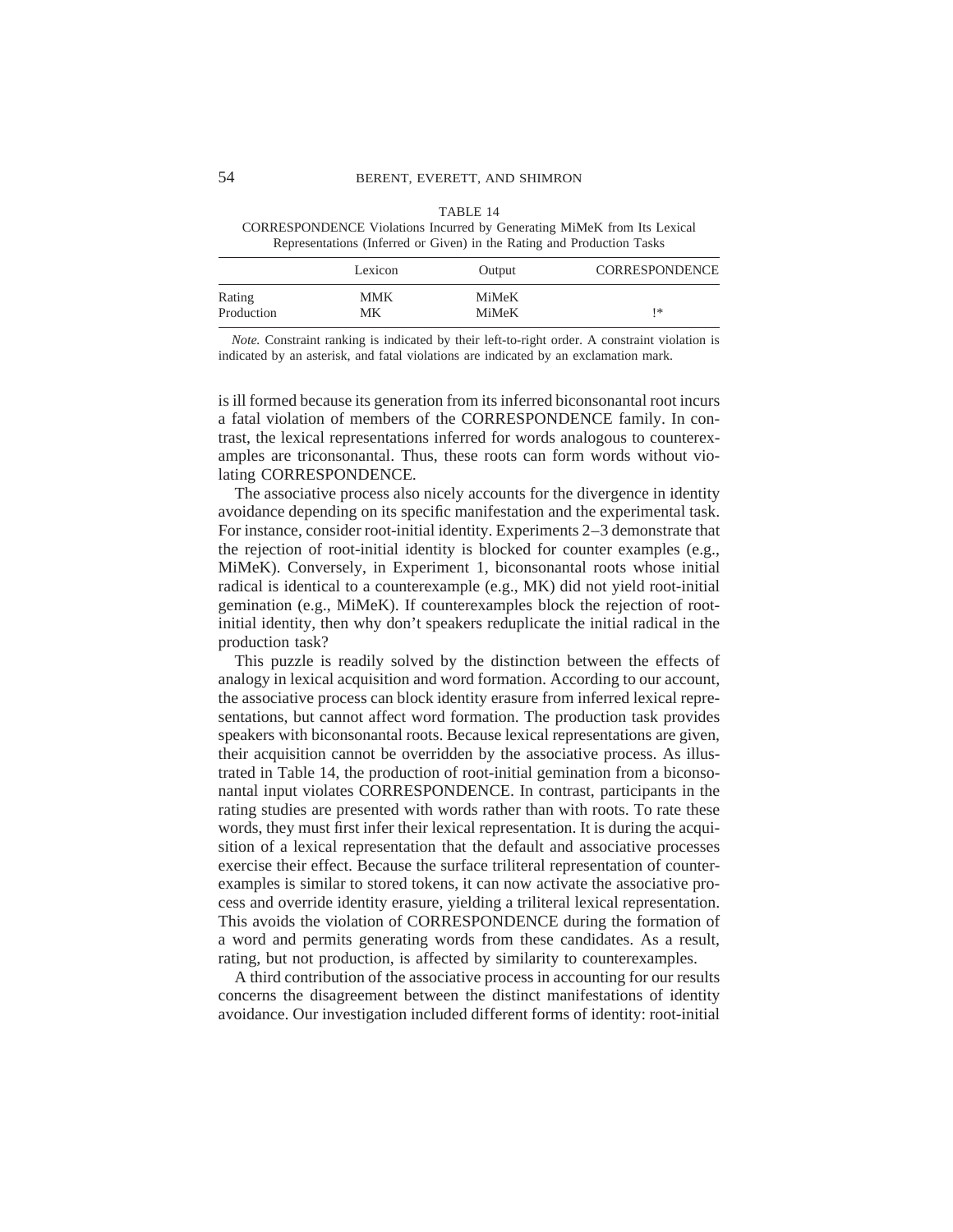TABLE 14
CORRESPONDENCE Violations Incurred by Generating MiMeK from Its Lexical Representations (Inferred or Given) in the Rating and Production Tasks

| | Lexicon | Output | CORRESPONDENCE |
|---|---|---|---|
| Rating | MMK | MiMeK | |
| Production | MK | MiMeK | !* |

*Note.* Constraint ranking is indicated by their left-to-right order. A constraint violation is indicated by an asterisk, and fatal violations are indicated by an exclamation mark.

is ill formed because its generation from its inferred biconsonantal root incurs a fatal violation of members of the CORRESPONDENCE family. In contrast, the lexical representations inferred for words analogous to counterexamples are triconsonantal. Thus, these roots can form words without violating CORRESPONDENCE.

The associative process also nicely accounts for the divergence in identity avoidance depending on its specific manifestation and the experimental task. For instance, consider root-initial identity. Experiments 2–3 demonstrate that the rejection of root-initial identity is blocked for counter examples (e.g., MiMeK). Conversely, in Experiment 1, biconsonantal roots whose initial radical is identical to a counterexample (e.g., MK) did not yield root-initial gemination (e.g., MiMeK). If counterexamples block the rejection of root-initial identity, then why don't speakers reduplicate the initial radical in the production task?

This puzzle is readily solved by the distinction between the effects of analogy in lexical acquisition and word formation. According to our account, the associative process can block identity erasure from inferred lexical representations, but cannot affect word formation. The production task provides speakers with biconsonantal roots. Because lexical representations are given, their acquisition cannot be overridden by the associative process. As illustrated in Table 14, the production of root-initial gemination from a biconsonantal input violates CORRESPONDENCE. In contrast, participants in the rating studies are presented with words rather than with roots. To rate these words, they must first infer their lexical representation. It is during the acquisition of a lexical representation that the default and associative processes exercise their effect. Because the surface triliteral representation of counterexamples is similar to stored tokens, it can now activate the associative process and override identity erasure, yielding a triliteral lexical representation. This avoids the violation of CORRESPONDENCE during the formation of a word and permits generating words from these candidates. As a result, rating, but not production, is affected by similarity to counterexamples.

A third contribution of the associative process in accounting for our results concerns the disagreement between the distinct manifestations of identity avoidance. Our investigation included different forms of identity: root-initial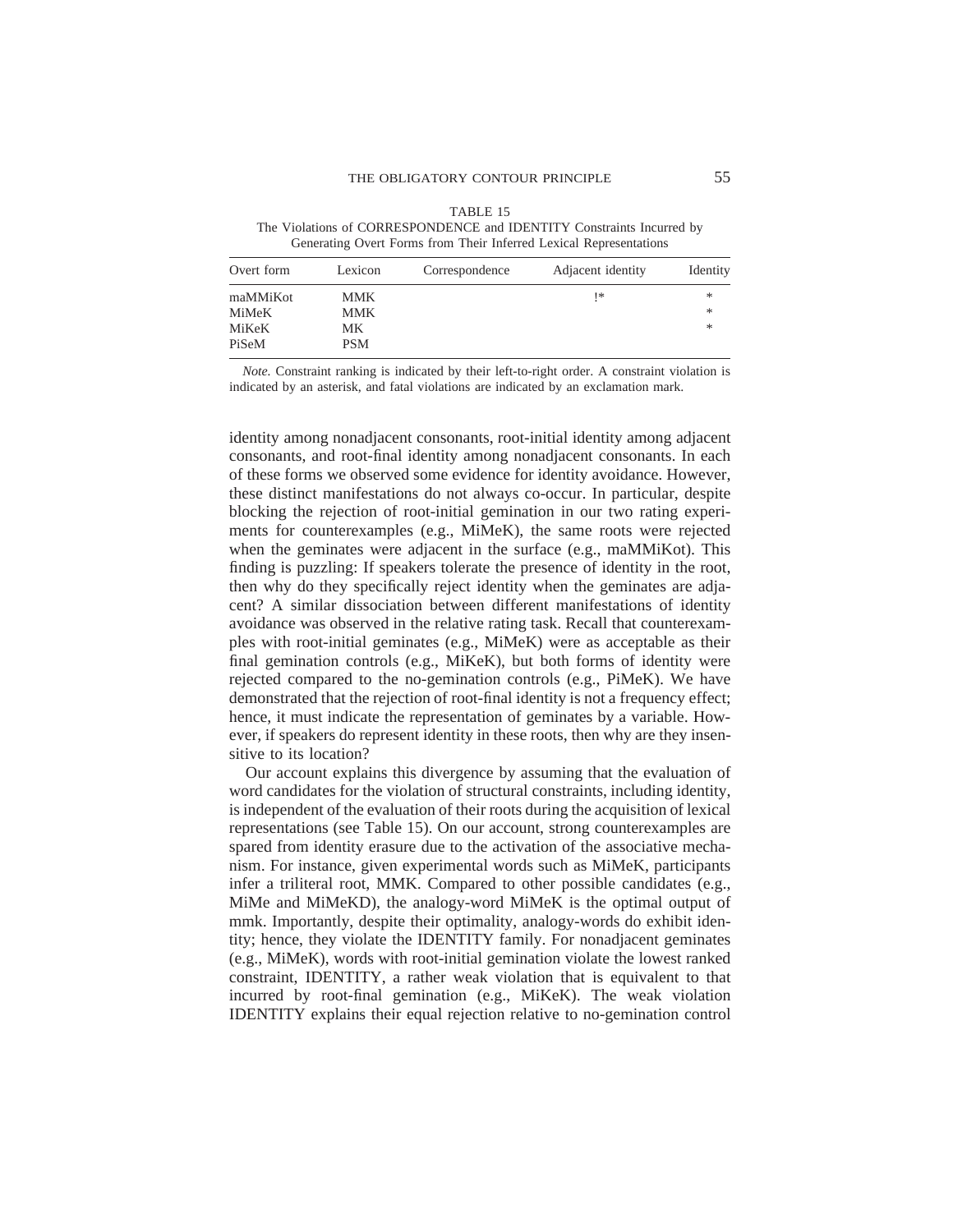TABLE 15

The Violations of CORRESPONDENCE and IDENTITY Constraints Incurred by Generating Overt Forms from Their Inferred Lexical Representations

| Overt form | Lexicon | Correspondence | Adjacent identity | Identity |
|---|---|---|---|---|
| maMMiKot | MMK | | !* | * |
| MiMeK | MMK | | | * |
| MiKeK | MK | | | * |
| PiSeM | PSM | | | |

*Note.* Constraint ranking is indicated by their left-to-right order. A constraint violation is indicated by an asterisk, and fatal violations are indicated by an exclamation mark.

identity among nonadjacent consonants, root-initial identity among adjacent consonants, and root-final identity among nonadjacent consonants. In each of these forms we observed some evidence for identity avoidance. However, these distinct manifestations do not always co-occur. In particular, despite blocking the rejection of root-initial gemination in our two rating experiments for counterexamples (e.g., MiMeK), the same roots were rejected when the geminates were adjacent in the surface (e.g., maMMiKot). This finding is puzzling: If speakers tolerate the presence of identity in the root, then why do they specifically reject identity when the geminates are adjacent? A similar dissociation between different manifestations of identity avoidance was observed in the relative rating task. Recall that counterexamples with root-initial geminates (e.g., MiMeK) were as acceptable as their final gemination controls (e.g., MiKeK), but both forms of identity were rejected compared to the no-gemination controls (e.g., PiMeK). We have demonstrated that the rejection of root-final identity is not a frequency effect; hence, it must indicate the representation of geminates by a variable. However, if speakers do represent identity in these roots, then why are they insensitive to its location?

Our account explains this divergence by assuming that the evaluation of word candidates for the violation of structural constraints, including identity, is independent of the evaluation of their roots during the acquisition of lexical representations (see Table 15). On our account, strong counterexamples are spared from identity erasure due to the activation of the associative mechanism. For instance, given experimental words such as MiMeK, participants infer a triliteral root, MMK. Compared to other possible candidates (e.g., MiMe and MiMeKD), the analogy-word MiMeK is the optimal output of mmk. Importantly, despite their optimality, analogy-words do exhibit identity; hence, they violate the IDENTITY family. For nonadjacent geminates (e.g., MiMeK), words with root-initial gemination violate the lowest ranked constraint, IDENTITY, a rather weak violation that is equivalent to that incurred by root-final gemination (e.g., MiKeK). The weak violation IDENTITY explains their equal rejection relative to no-gemination control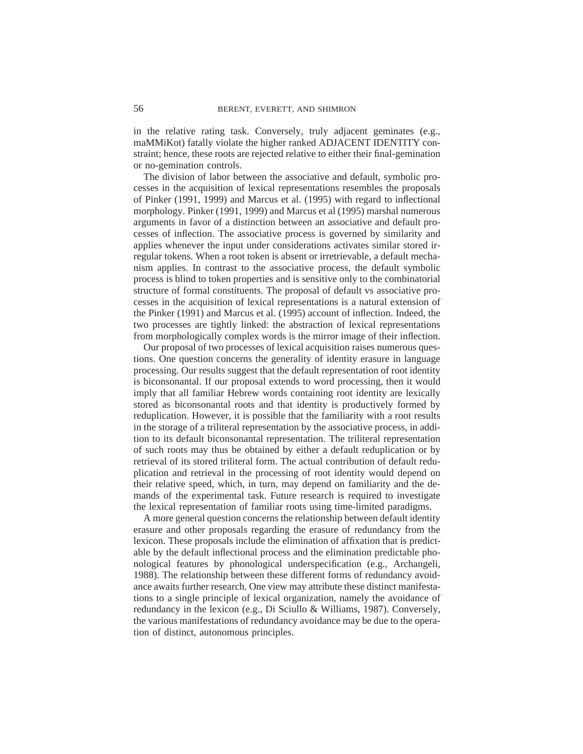in the relative rating task. Conversely, truly adjacent geminates (e.g., maMMiKot) fatally violate the higher ranked ADJACENT IDENTITY constraint; hence, these roots are rejected relative to either their final-gemination or no-gemination controls.

The division of labor between the associative and default, symbolic processes in the acquisition of lexical representations resembles the proposals of Pinker (1991, 1999) and Marcus et al. (1995) with regard to inflectional morphology. Pinker (1991, 1999) and Marcus et al (1995) marshal numerous arguments in favor of a distinction between an associative and default processes of inflection. The associative process is governed by similarity and applies whenever the input under considerations activates similar stored irregular tokens. When a root token is absent or irretrievable, a default mechanism applies. In contrast to the associative process, the default symbolic process is blind to token properties and is sensitive only to the combinatorial structure of formal constituents. The proposal of default vs associative processes in the acquisition of lexical representations is a natural extension of the Pinker (1991) and Marcus et al. (1995) account of inflection. Indeed, the two processes are tightly linked: the abstraction of lexical representations from morphologically complex words is the mirror image of their inflection.

Our proposal of two processes of lexical acquisition raises numerous questions. One question concerns the generality of identity erasure in language processing. Our results suggest that the default representation of root identity is biconsonantal. If our proposal extends to word processing, then it would imply that all familiar Hebrew words containing root identity are lexically stored as biconsonantal roots and that identity is productively formed by reduplication. However, it is possible that the familiarity with a root results in the storage of a triliteral representation by the associative process, in addition to its default biconsonantal representation. The triliteral representation of such roots may thus be obtained by either a default reduplication or by retrieval of its stored triliteral form. The actual contribution of default reduplication and retrieval in the processing of root identity would depend on their relative speed, which, in turn, may depend on familiarity and the demands of the experimental task. Future research is required to investigate the lexical representation of familiar roots using time-limited paradigms.

A more general question concerns the relationship between default identity erasure and other proposals regarding the erasure of redundancy from the lexicon. These proposals include the elimination of affixation that is predictable by the default inflectional process and the elimination predictable phonological features by phonological underspecification (e.g., Archangeli, 1988). The relationship between these different forms of redundancy avoidance awaits further research. One view may attribute these distinct manifestations to a single principle of lexical organization, namely the avoidance of redundancy in the lexicon (e.g., Di Sciullo & Williams, 1987). Conversely, the various manifestations of redundancy avoidance may be due to the operation of distinct, autonomous principles.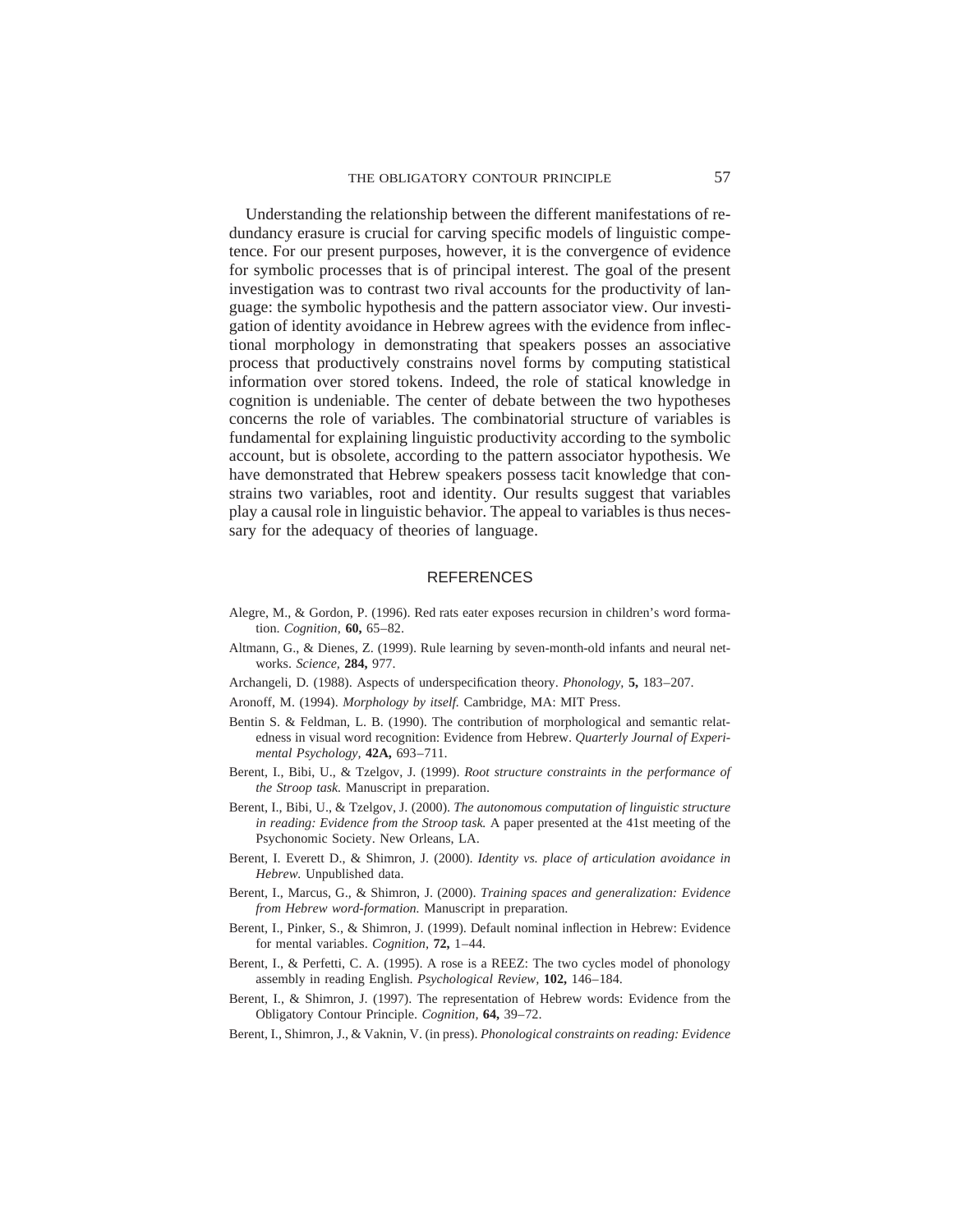Understanding the relationship between the different manifestations of redundancy erasure is crucial for carving specific models of linguistic competence. For our present purposes, however, it is the convergence of evidence for symbolic processes that is of principal interest. The goal of the present investigation was to contrast two rival accounts for the productivity of language: the symbolic hypothesis and the pattern associator view. Our investigation of identity avoidance in Hebrew agrees with the evidence from inflectional morphology in demonstrating that speakers posses an associative process that productively constrains novel forms by computing statistical information over stored tokens. Indeed, the role of statical knowledge in cognition is undeniable. The center of debate between the two hypotheses concerns the role of variables. The combinatorial structure of variables is fundamental for explaining linguistic productivity according to the symbolic account, but is obsolete, according to the pattern associator hypothesis. We have demonstrated that Hebrew speakers possess tacit knowledge that constrains two variables, root and identity. Our results suggest that variables play a causal role in linguistic behavior. The appeal to variables is thus necessary for the adequacy of theories of language.

## REFERENCES

Alegre, M., & Gordon, P. (1996). Red rats eater exposes recursion in children's word formation. *Cognition,* **60,** 65–82.

Altmann, G., & Dienes, Z. (1999). Rule learning by seven-month-old infants and neural networks. *Science,* **284,** 977.

Archangeli, D. (1988). Aspects of underspecification theory. *Phonology,* **5,** 183–207.

Aronoff, M. (1994). *Morphology by itself.* Cambridge, MA: MIT Press.

Bentin S. & Feldman, L. B. (1990). The contribution of morphological and semantic relatedness in visual word recognition: Evidence from Hebrew. *Quarterly Journal of Experimental Psychology,* **42A,** 693–711.

Berent, I., Bibi, U., & Tzelgov, J. (1999). *Root structure constraints in the performance of the Stroop task.* Manuscript in preparation.

Berent, I., Bibi, U., & Tzelgov, J. (2000). *The autonomous computation of linguistic structure in reading: Evidence from the Stroop task.* A paper presented at the 41st meeting of the Psychonomic Society. New Orleans, LA.

Berent, I. Everett D., & Shimron, J. (2000). *Identity vs. place of articulation avoidance in Hebrew.* Unpublished data.

Berent, I., Marcus, G., & Shimron, J. (2000). *Training spaces and generalization: Evidence from Hebrew word-formation.* Manuscript in preparation.

Berent, I., Pinker, S., & Shimron, J. (1999). Default nominal inflection in Hebrew: Evidence for mental variables. *Cognition,* **72,** 1–44.

Berent, I., & Perfetti, C. A. (1995). A rose is a REEZ: The two cycles model of phonology assembly in reading English. *Psychological Review,* **102,** 146–184.

Berent, I., & Shimron, J. (1997). The representation of Hebrew words: Evidence from the Obligatory Contour Principle. *Cognition,* **64,** 39–72.

Berent, I., Shimron, J., & Vaknin, V. (in press). *Phonological constraints on reading: Evidence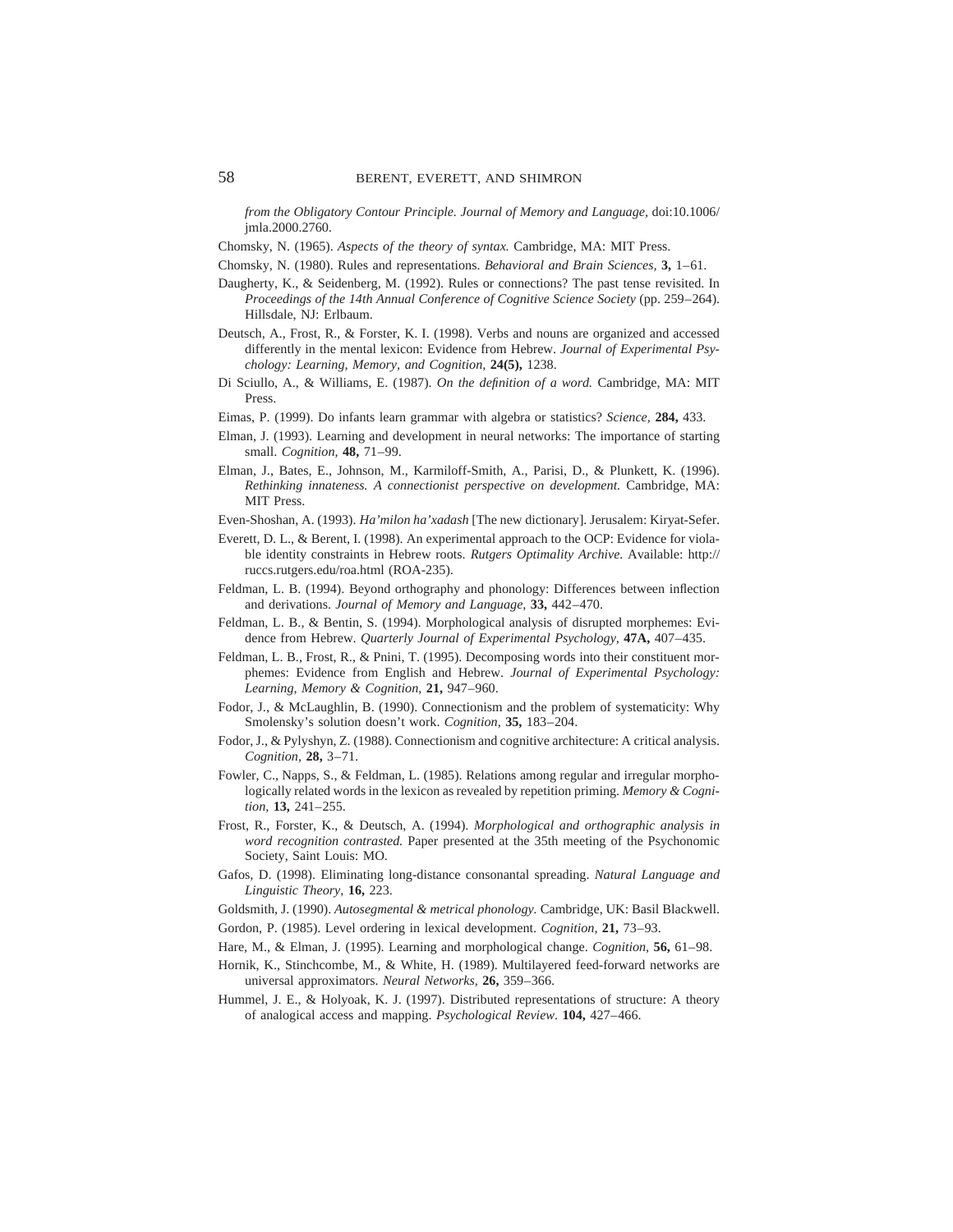*from the Obligatory Contour Principle. Journal of Memory and Language*, doi:10.1006/jmla.2000.2760.

Chomsky, N. (1965). *Aspects of the theory of syntax.* Cambridge, MA: MIT Press.

Chomsky, N. (1980). Rules and representations. *Behavioral and Brain Sciences,* **3,** 1–61.

Daugherty, K., & Seidenberg, M. (1992). Rules or connections? The past tense revisited. In *Proceedings of the 14th Annual Conference of Cognitive Science Society* (pp. 259–264). Hillsdale, NJ: Erlbaum.

Deutsch, A., Frost, R., & Forster, K. I. (1998). Verbs and nouns are organized and accessed differently in the mental lexicon: Evidence from Hebrew. *Journal of Experimental Psychology: Learning, Memory, and Cognition,* **24(5),** 1238.

Di Sciullo, A., & Williams, E. (1987). *On the definition of a word.* Cambridge, MA: MIT Press.

Eimas, P. (1999). Do infants learn grammar with algebra or statistics? *Science,* **284,** 433.

Elman, J. (1993). Learning and development in neural networks: The importance of starting small. *Cognition,* **48,** 71–99.

Elman, J., Bates, E., Johnson, M., Karmiloff-Smith, A., Parisi, D., & Plunkett, K. (1996). *Rethinking innateness. A connectionist perspective on development.* Cambridge, MA: MIT Press.

Even-Shoshan, A. (1993). *Ha'milon ha'xadash* [The new dictionary]. Jerusalem: Kiryat-Sefer.

Everett, D. L., & Berent, I. (1998). An experimental approach to the OCP: Evidence for violable identity constraints in Hebrew roots. *Rutgers Optimality Archive.* Available: http://ruccs.rutgers.edu/roa.html (ROA-235).

Feldman, L. B. (1994). Beyond orthography and phonology: Differences between inflection and derivations. *Journal of Memory and Language,* **33,** 442–470.

Feldman, L. B., & Bentin, S. (1994). Morphological analysis of disrupted morphemes: Evidence from Hebrew. *Quarterly Journal of Experimental Psychology,* **47A,** 407–435.

Feldman, L. B., Frost, R., & Pnini, T. (1995). Decomposing words into their constituent morphemes: Evidence from English and Hebrew. *Journal of Experimental Psychology: Learning, Memory & Cognition,* **21,** 947–960.

Fodor, J., & McLaughlin, B. (1990). Connectionism and the problem of systematicity: Why Smolensky's solution doesn't work. *Cognition,* **35,** 183–204.

Fodor, J., & Pylyshyn, Z. (1988). Connectionism and cognitive architecture: A critical analysis. *Cognition,* **28,** 3–71.

Fowler, C., Napps, S., & Feldman, L. (1985). Relations among regular and irregular morphologically related words in the lexicon as revealed by repetition priming. *Memory & Cognition,* **13,** 241–255.

Frost, R., Forster, K., & Deutsch, A. (1994). *Morphological and orthographic analysis in word recognition contrasted.* Paper presented at the 35th meeting of the Psychonomic Society, Saint Louis: MO.

Gafos, D. (1998). Eliminating long-distance consonantal spreading. *Natural Language and Linguistic Theory,* **16,** 223.

Goldsmith, J. (1990). *Autosegmental & metrical phonology.* Cambridge, UK: Basil Blackwell.

Gordon, P. (1985). Level ordering in lexical development. *Cognition,* **21,** 73–93.

Hare, M., & Elman, J. (1995). Learning and morphological change. *Cognition,* **56,** 61–98.

Hornik, K., Stinchcombe, M., & White, H. (1989). Multilayered feed-forward networks are universal approximators. *Neural Networks,* **26,** 359–366.

Hummel, J. E., & Holyoak, K. J. (1997). Distributed representations of structure: A theory of analogical access and mapping. *Psychological Review.* **104,** 427–466.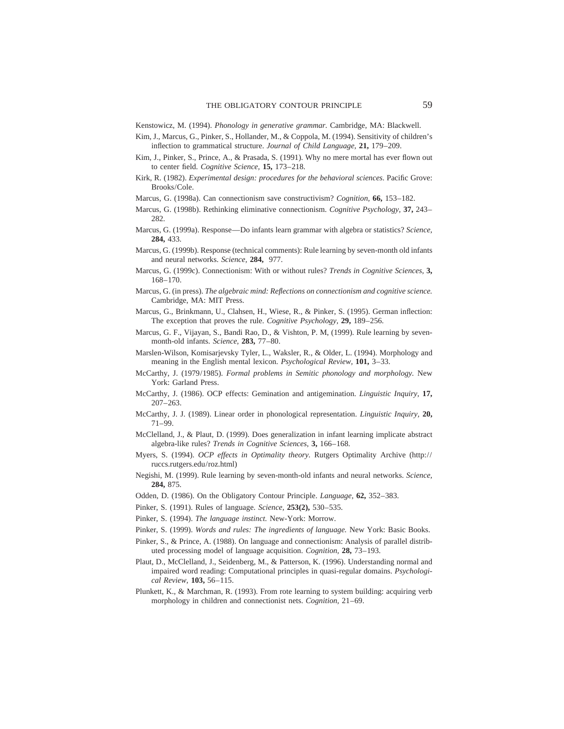Kenstowicz, M. (1994). *Phonology in generative grammar.* Cambridge, MA: Blackwell.

Kim, J., Marcus, G., Pinker, S., Hollander, M., & Coppola, M. (1994). Sensitivity of children's inflection to grammatical structure. *Journal of Child Language,* **21,** 179–209.

Kim, J., Pinker, S., Prince, A., & Prasada, S. (1991). Why no mere mortal has ever flown out to center field. *Cognitive Science,* **15,** 173–218.

Kirk, R. (1982). *Experimental design: procedures for the behavioral sciences.* Pacific Grove: Brooks/Cole.

Marcus, G. (1998a). Can connectionism save constructivism? *Cognition,* **66,** 153–182.

Marcus, G. (1998b). Rethinking eliminative connectionism. *Cognitive Psychology,* **37,** 243–282.

Marcus, G. (1999a). Response—Do infants learn grammar with algebra or statistics? *Science,* **284,** 433.

Marcus, G. (1999b). Response (technical comments): Rule learning by seven-month old infants and neural networks. *Science,* **284,** 977.

Marcus, G. (1999c). Connectionism: With or without rules? *Trends in Cognitive Sciences,* **3,** 168–170.

Marcus, G. (in press). *The algebraic mind: Reflections on connectionism and cognitive science.* Cambridge, MA: MIT Press.

Marcus, G., Brinkmann, U., Clahsen, H., Wiese, R., & Pinker, S. (1995). German inflection: The exception that proves the rule. *Cognitive Psychology,* **29,** 189–256.

Marcus, G. F., Vijayan, S., Bandi Rao, D., & Vishton, P. M, (1999). Rule learning by seven-month-old infants. *Science,* **283,** 77–80.

Marslen-Wilson, Komisarjevsky Tyler, L., Waksler, R., & Older, L. (1994). Morphology and meaning in the English mental lexicon. *Psychological Review,* **101,** 3–33.

McCarthy, J. (1979/1985). *Formal problems in Semitic phonology and morphology.* New York: Garland Press.

McCarthy, J. (1986). OCP effects: Gemination and antigemination. *Linguistic Inquiry,* **17,** 207–263.

McCarthy, J. J. (1989). Linear order in phonological representation. *Linguistic Inquiry,* **20,** 71–99.

McClelland, J., & Plaut, D. (1999). Does generalization in infant learning implicate abstract algebra-like rules? *Trends in Cognitive Sciences,* **3,** 166–168.

Myers, S. (1994). *OCP effects in Optimality theory.* Rutgers Optimality Archive (http://ruccs.rutgers.edu/roz.html)

Negishi, M. (1999). Rule learning by seven-month-old infants and neural networks. *Science,* **284,** 875.

Odden, D. (1986). On the Obligatory Contour Principle. *Language,* **62,** 352–383.

Pinker, S. (1991). Rules of language. *Science,* **253(2),** 530–535.

Pinker, S. (1994). *The language instinct.* New-York: Morrow.

Pinker, S. (1999). *Words and rules: The ingredients of language.* New York: Basic Books.

Pinker, S., & Prince, A. (1988). On language and connectionism: Analysis of parallel distributed processing model of language acquisition. *Cognition,* **28,** 73–193.

Plaut, D., McClelland, J., Seidenberg, M., & Patterson, K. (1996). Understanding normal and impaired word reading: Computational principles in quasi-regular domains. *Psychological Review,* **103,** 56–115.

Plunkett, K., & Marchman, R. (1993). From rote learning to system building: acquiring verb morphology in children and connectionist nets. *Cognition,* 21–69.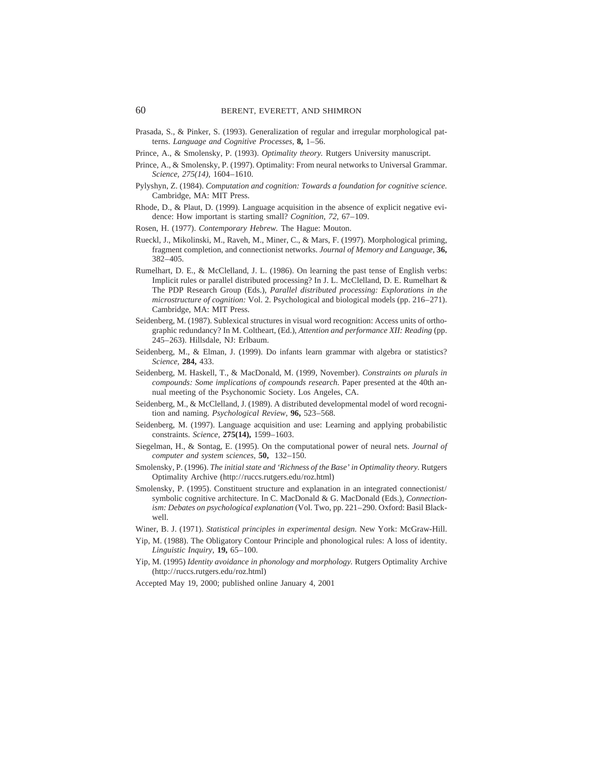Prasada, S., & Pinker, S. (1993). Generalization of regular and irregular morphological patterns. *Language and Cognitive Processes,* **8,** 1–56.

Prince, A., & Smolensky, P. (1993). *Optimality theory.* Rutgers University manuscript.

Prince, A., & Smolensky, P. (1997). Optimality: From neural networks to Universal Grammar. *Science, 275(14),* 1604–1610.

Pylyshyn, Z. (1984). *Computation and cognition: Towards a foundation for cognitive science.* Cambridge, MA: MIT Press.

Rhode, D., & Plaut, D. (1999). Language acquisition in the absence of explicit negative evidence: How important is starting small? *Cognition, 72,* 67–109.

Rosen, H. (1977). *Contemporary Hebrew.* The Hague: Mouton.

Rueckl, J., Mikolinski, M., Raveh, M., Miner, C., & Mars, F. (1997). Morphological priming, fragment completion, and connectionist networks. *Journal of Memory and Language,* **36,** 382–405.

Rumelhart, D. E., & McClelland, J. L. (1986). On learning the past tense of English verbs: Implicit rules or parallel distributed processing? In J. L. McClelland, D. E. Rumelhart & The PDP Research Group (Eds.), *Parallel distributed processing: Explorations in the microstructure of cognition:* Vol. 2. Psychological and biological models (pp. 216–271). Cambridge, MA: MIT Press.

Seidenberg, M. (1987). Sublexical structures in visual word recognition: Access units of orthographic redundancy? In M. Coltheart, (Ed.), *Attention and performance XII: Reading* (pp. 245–263). Hillsdale, NJ: Erlbaum.

Seidenberg, M., & Elman, J. (1999). Do infants learn grammar with algebra or statistics? *Science,* **284,** 433.

Seidenberg, M. Haskell, T., & MacDonald, M. (1999, November). *Constraints on plurals in compounds: Some implications of compounds research.* Paper presented at the 40th annual meeting of the Psychonomic Society. Los Angeles, CA.

Seidenberg, M., & McClelland, J. (1989). A distributed developmental model of word recognition and naming. *Psychological Review,* **96,** 523–568.

Seidenberg, M. (1997). Language acquisition and use: Learning and applying probabilistic constraints. *Science,* **275(14),** 1599–1603.

Siegelman, H., & Sontag, E. (1995). On the computational power of neural nets. *Journal of computer and system sciences,* **50,** 132–150.

Smolensky, P. (1996). *The initial state and 'Richness of the Base' in Optimality theory.* Rutgers Optimality Archive (http://ruccs.rutgers.edu/roz.html)

Smolensky, P. (1995). Constituent structure and explanation in an integrated connectionist/symbolic cognitive architecture. In C. MacDonald & G. MacDonald (Eds.), *Connectionism: Debates on psychological explanation* (Vol. Two, pp. 221–290. Oxford: Basil Blackwell.

Winer, B. J. (1971). *Statistical principles in experimental design.* New York: McGraw-Hill.

Yip, M. (1988). The Obligatory Contour Principle and phonological rules: A loss of identity. *Linguistic Inquiry,* **19,** 65–100.

Yip, M. (1995) *Identity avoidance in phonology and morphology.* Rutgers Optimality Archive (http://ruccs.rutgers.edu/roz.html)

Accepted May 19, 2000; published online January 4, 2001